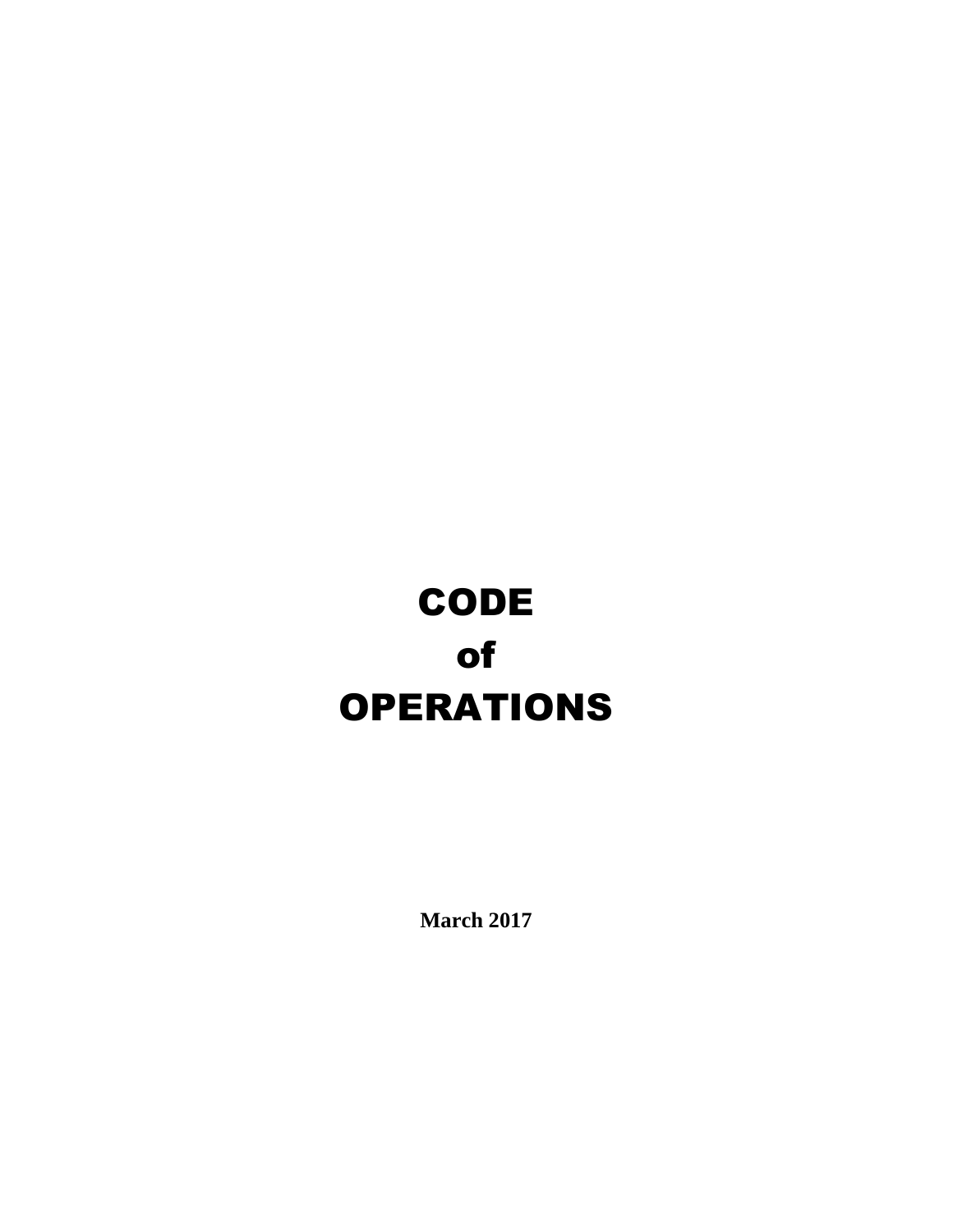# CODE
# of
# OPERATIONS

**March 2017**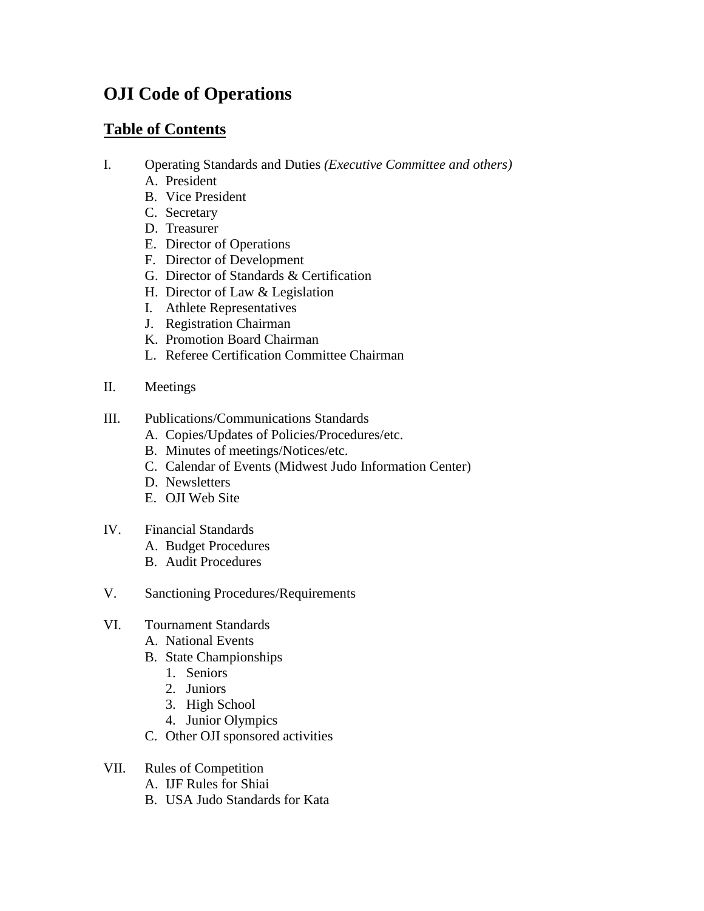# OJI Code of Operations

## Table of Contents

I. Operating Standards and Duties *(Executive Committee and others)*
   - A. President
   - B. Vice President
   - C. Secretary
   - D. Treasurer
   - E. Director of Operations
   - F. Director of Development
   - G. Director of Standards & Certification
   - H. Director of Law & Legislation
   - I. Athlete Representatives
   - J. Registration Chairman
   - K. Promotion Board Chairman
   - L. Referee Certification Committee Chairman

II. Meetings

III. Publications/Communications Standards
   - A. Copies/Updates of Policies/Procedures/etc.
   - B. Minutes of meetings/Notices/etc.
   - C. Calendar of Events (Midwest Judo Information Center)
   - D. Newsletters
   - E. OJI Web Site

IV. Financial Standards
   - A. Budget Procedures
   - B. Audit Procedures

V. Sanctioning Procedures/Requirements

VI. Tournament Standards
   - A. National Events
   - B. State Championships
     1. Seniors
     2. Juniors
     3. High School
     4. Junior Olympics
   - C. Other OJI sponsored activities

VII. Rules of Competition
   - A. IJF Rules for Shiai
   - B. USA Judo Standards for Kata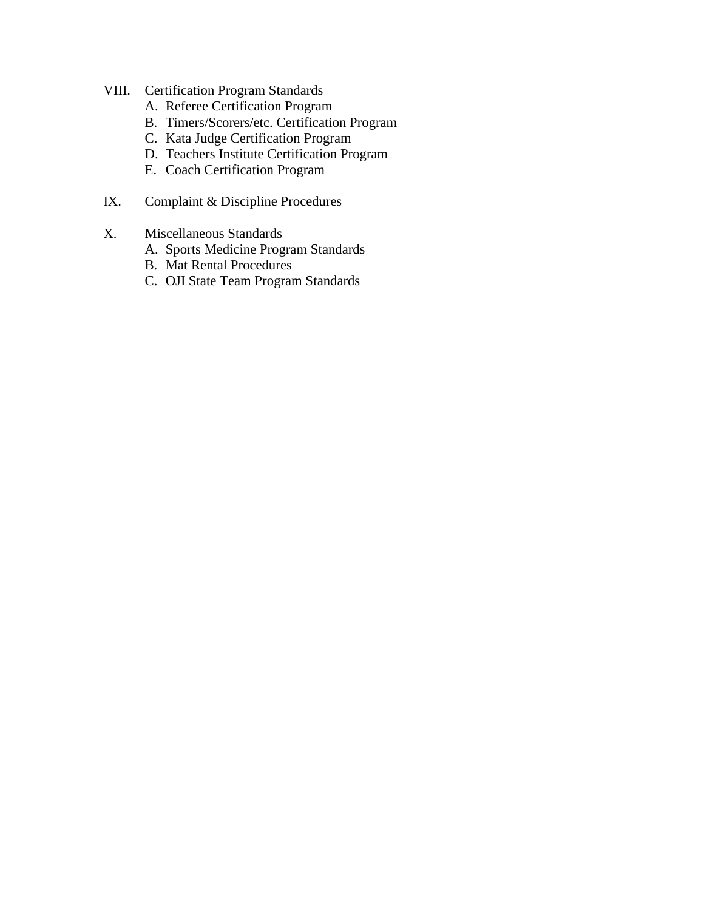VIII. Certification Program Standards
   A. Referee Certification Program
   B. Timers/Scorers/etc. Certification Program
   C. Kata Judge Certification Program
   D. Teachers Institute Certification Program
   E. Coach Certification Program

IX. Complaint & Discipline Procedures

X. Miscellaneous Standards
   A. Sports Medicine Program Standards
   B. Mat Rental Procedures
   C. OJI State Team Program Standards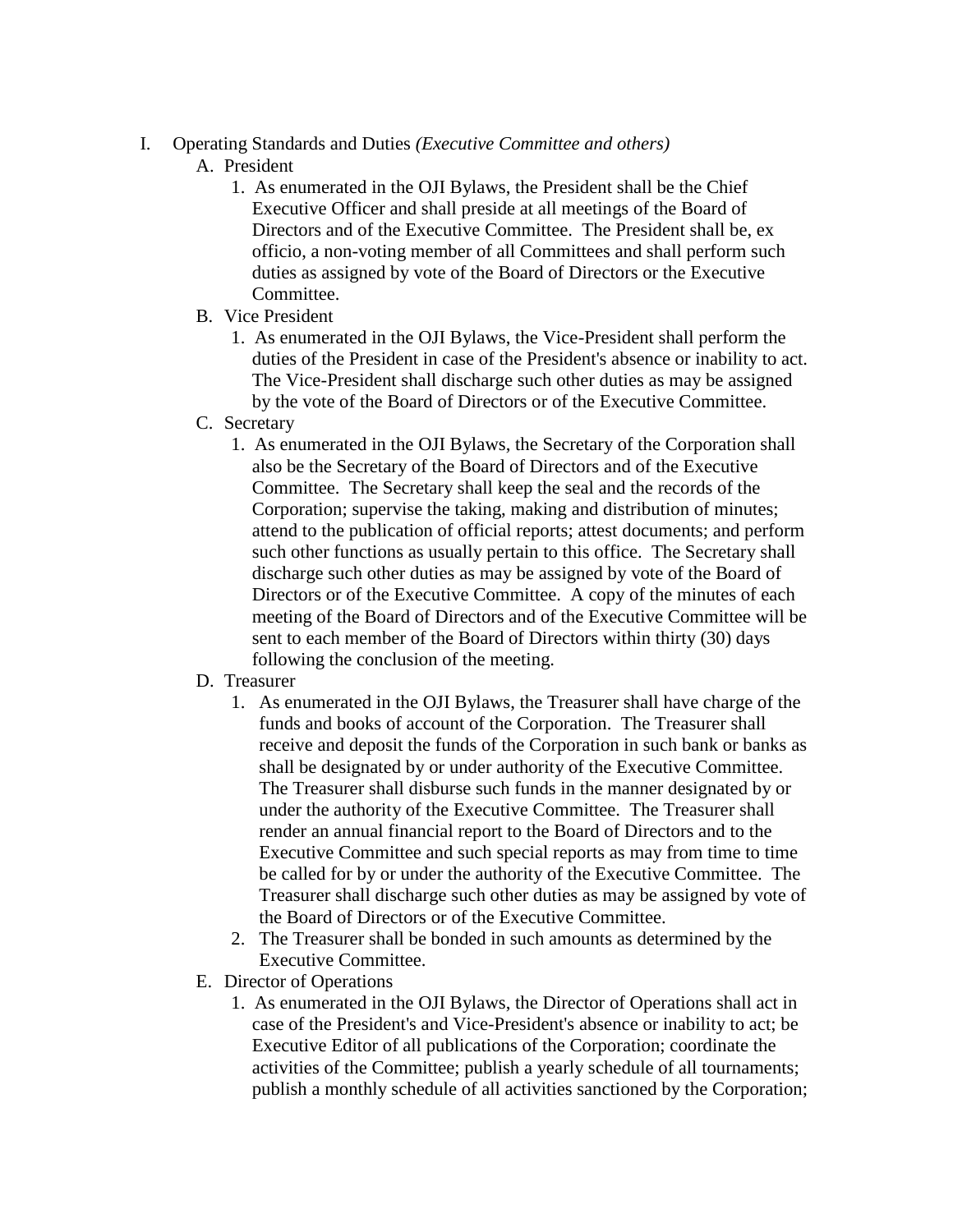I. Operating Standards and Duties *(Executive Committee and others)*

   A. President

      1. As enumerated in the OJI Bylaws, the President shall be the Chief Executive Officer and shall preside at all meetings of the Board of Directors and of the Executive Committee. The President shall be, ex officio, a non-voting member of all Committees and shall perform such duties as assigned by vote of the Board of Directors or the Executive Committee.

   B. Vice President

      1. As enumerated in the OJI Bylaws, the Vice-President shall perform the duties of the President in case of the President's absence or inability to act. The Vice-President shall discharge such other duties as may be assigned by the vote of the Board of Directors or of the Executive Committee.

   C. Secretary

      1. As enumerated in the OJI Bylaws, the Secretary of the Corporation shall also be the Secretary of the Board of Directors and of the Executive Committee. The Secretary shall keep the seal and the records of the Corporation; supervise the taking, making and distribution of minutes; attend to the publication of official reports; attest documents; and perform such other functions as usually pertain to this office. The Secretary shall discharge such other duties as may be assigned by vote of the Board of Directors or of the Executive Committee. A copy of the minutes of each meeting of the Board of Directors and of the Executive Committee will be sent to each member of the Board of Directors within thirty (30) days following the conclusion of the meeting.

   D. Treasurer

      1. As enumerated in the OJI Bylaws, the Treasurer shall have charge of the funds and books of account of the Corporation. The Treasurer shall receive and deposit the funds of the Corporation in such bank or banks as shall be designated by or under authority of the Executive Committee. The Treasurer shall disburse such funds in the manner designated by or under the authority of the Executive Committee. The Treasurer shall render an annual financial report to the Board of Directors and to the Executive Committee and such special reports as may from time to time be called for by or under the authority of the Executive Committee. The Treasurer shall discharge such other duties as may be assigned by vote of the Board of Directors or of the Executive Committee.
      2. The Treasurer shall be bonded in such amounts as determined by the Executive Committee.

   E. Director of Operations

      1. As enumerated in the OJI Bylaws, the Director of Operations shall act in case of the President's and Vice-President's absence or inability to act; be Executive Editor of all publications of the Corporation; coordinate the activities of the Committee; publish a yearly schedule of all tournaments; publish a monthly schedule of all activities sanctioned by the Corporation;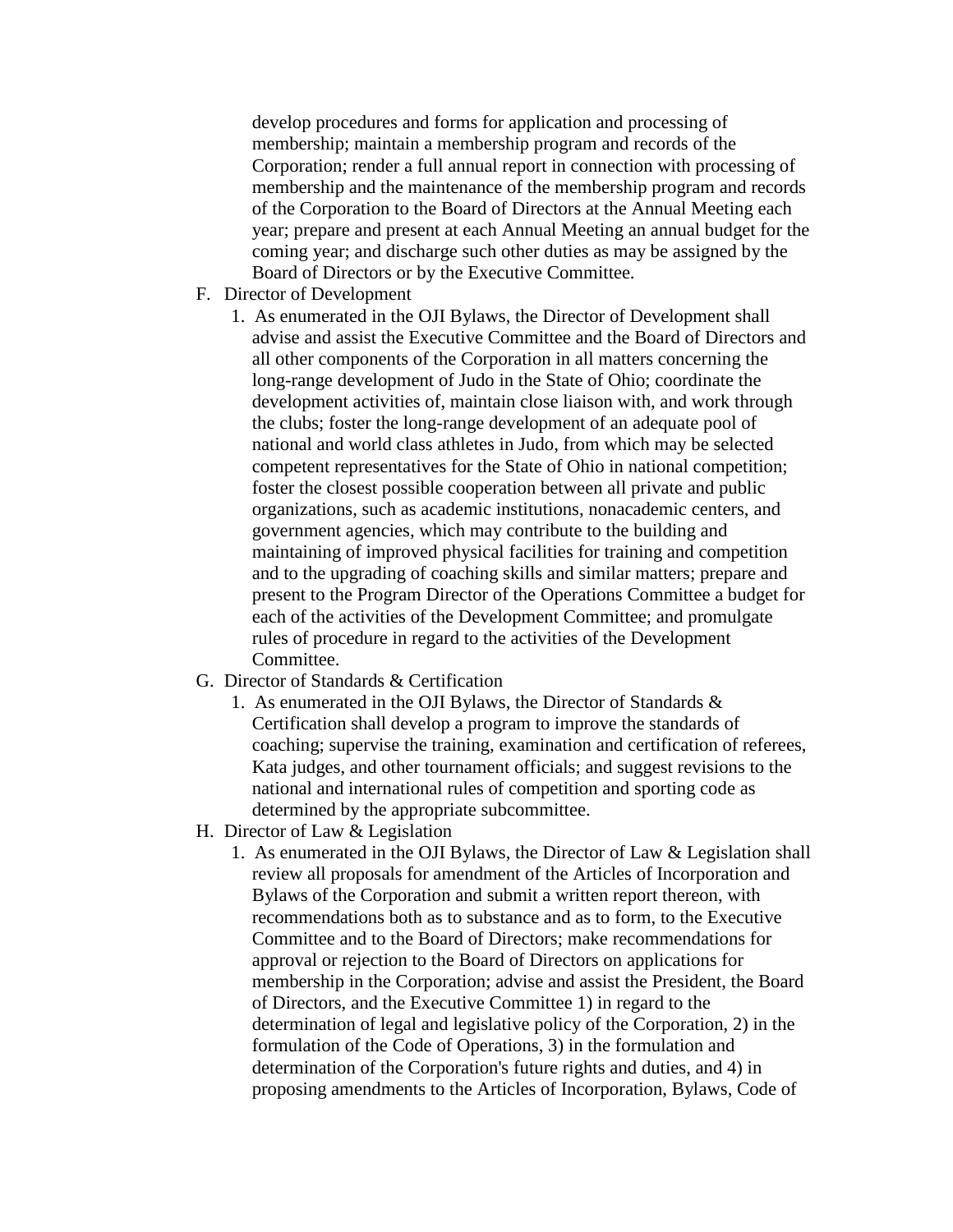develop procedures and forms for application and processing of membership; maintain a membership program and records of the Corporation; render a full annual report in connection with processing of membership and the maintenance of the membership program and records of the Corporation to the Board of Directors at the Annual Meeting each year; prepare and present at each Annual Meeting an annual budget for the coming year; and discharge such other duties as may be assigned by the Board of Directors or by the Executive Committee.

F. Director of Development
    1. As enumerated in the OJI Bylaws, the Director of Development shall advise and assist the Executive Committee and the Board of Directors and all other components of the Corporation in all matters concerning the long-range development of Judo in the State of Ohio; coordinate the development activities of, maintain close liaison with, and work through the clubs; foster the long-range development of an adequate pool of national and world class athletes in Judo, from which may be selected competent representatives for the State of Ohio in national competition; foster the closest possible cooperation between all private and public organizations, such as academic institutions, nonacademic centers, and government agencies, which may contribute to the building and maintaining of improved physical facilities for training and competition and to the upgrading of coaching skills and similar matters; prepare and present to the Program Director of the Operations Committee a budget for each of the activities of the Development Committee; and promulgate rules of procedure in regard to the activities of the Development Committee.

G. Director of Standards & Certification
    1. As enumerated in the OJI Bylaws, the Director of Standards & Certification shall develop a program to improve the standards of coaching; supervise the training, examination and certification of referees, Kata judges, and other tournament officials; and suggest revisions to the national and international rules of competition and sporting code as determined by the appropriate subcommittee.

H. Director of Law & Legislation
    1. As enumerated in the OJI Bylaws, the Director of Law & Legislation shall review all proposals for amendment of the Articles of Incorporation and Bylaws of the Corporation and submit a written report thereon, with recommendations both as to substance and as to form, to the Executive Committee and to the Board of Directors; make recommendations for approval or rejection to the Board of Directors on applications for membership in the Corporation; advise and assist the President, the Board of Directors, and the Executive Committee 1) in regard to the determination of legal and legislative policy of the Corporation, 2) in the formulation of the Code of Operations, 3) in the formulation and determination of the Corporation's future rights and duties, and 4) in proposing amendments to the Articles of Incorporation, Bylaws, Code of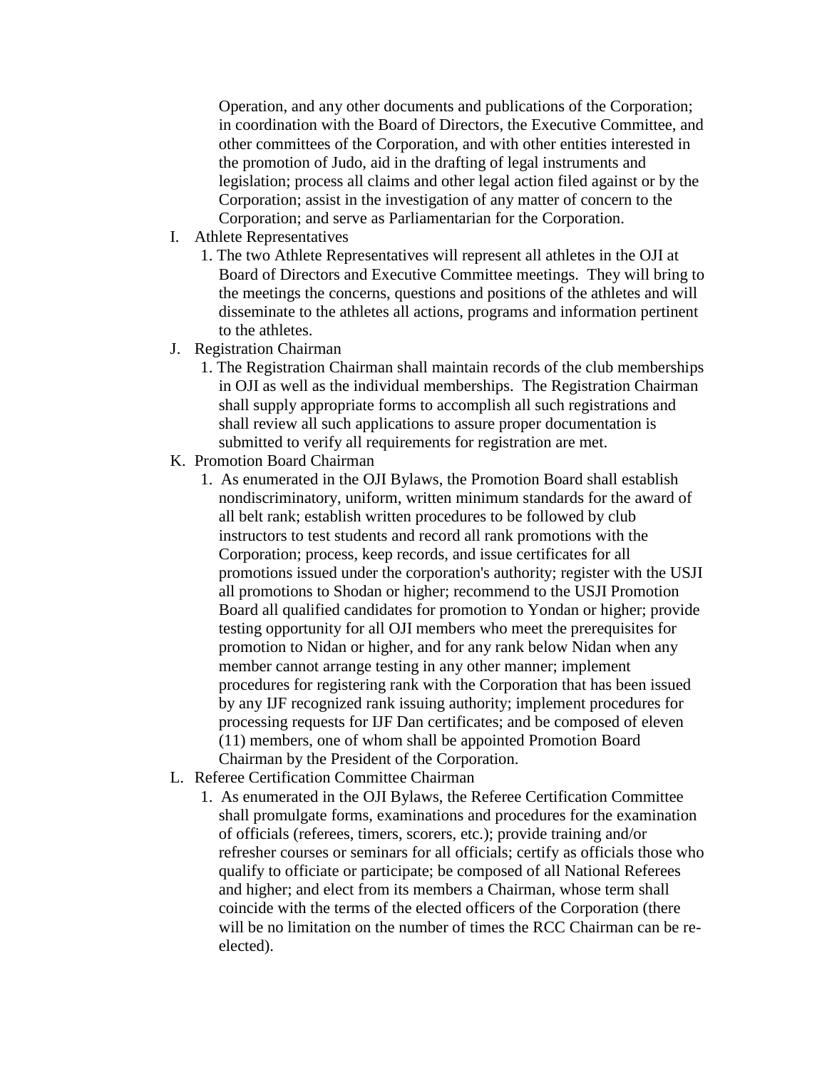Operation, and any other documents and publications of the Corporation; in coordination with the Board of Directors, the Executive Committee, and other committees of the Corporation, and with other entities interested in the promotion of Judo, aid in the drafting of legal instruments and legislation; process all claims and other legal action filed against or by the Corporation; assist in the investigation of any matter of concern to the Corporation; and serve as Parliamentarian for the Corporation.

I. Athlete Representatives
   1. The two Athlete Representatives will represent all athletes in the OJI at Board of Directors and Executive Committee meetings. They will bring to the meetings the concerns, questions and positions of the athletes and will disseminate to the athletes all actions, programs and information pertinent to the athletes.

J. Registration Chairman
   1. The Registration Chairman shall maintain records of the club memberships in OJI as well as the individual memberships. The Registration Chairman shall supply appropriate forms to accomplish all such registrations and shall review all such applications to assure proper documentation is submitted to verify all requirements for registration are met.

K. Promotion Board Chairman
   1. As enumerated in the OJI Bylaws, the Promotion Board shall establish nondiscriminatory, uniform, written minimum standards for the award of all belt rank; establish written procedures to be followed by club instructors to test students and record all rank promotions with the Corporation; process, keep records, and issue certificates for all promotions issued under the corporation's authority; register with the USJI all promotions to Shodan or higher; recommend to the USJI Promotion Board all qualified candidates for promotion to Yondan or higher; provide testing opportunity for all OJI members who meet the prerequisites for promotion to Nidan or higher, and for any rank below Nidan when any member cannot arrange testing in any other manner; implement procedures for registering rank with the Corporation that has been issued by any IJF recognized rank issuing authority; implement procedures for processing requests for IJF Dan certificates; and be composed of eleven (11) members, one of whom shall be appointed Promotion Board Chairman by the President of the Corporation.

L. Referee Certification Committee Chairman
   1. As enumerated in the OJI Bylaws, the Referee Certification Committee shall promulgate forms, examinations and procedures for the examination of officials (referees, timers, scorers, etc.); provide training and/or refresher courses or seminars for all officials; certify as officials those who qualify to officiate or participate; be composed of all National Referees and higher; and elect from its members a Chairman, whose term shall coincide with the terms of the elected officers of the Corporation (there will be no limitation on the number of times the RCC Chairman can be re-elected).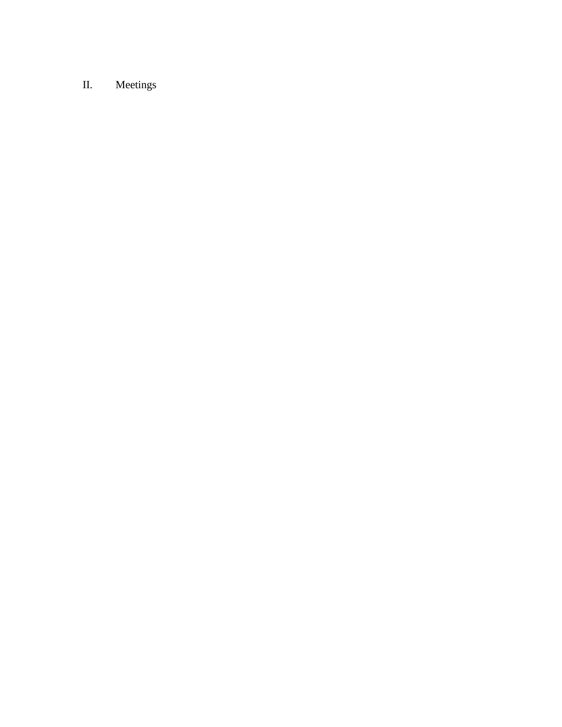## II. Meetings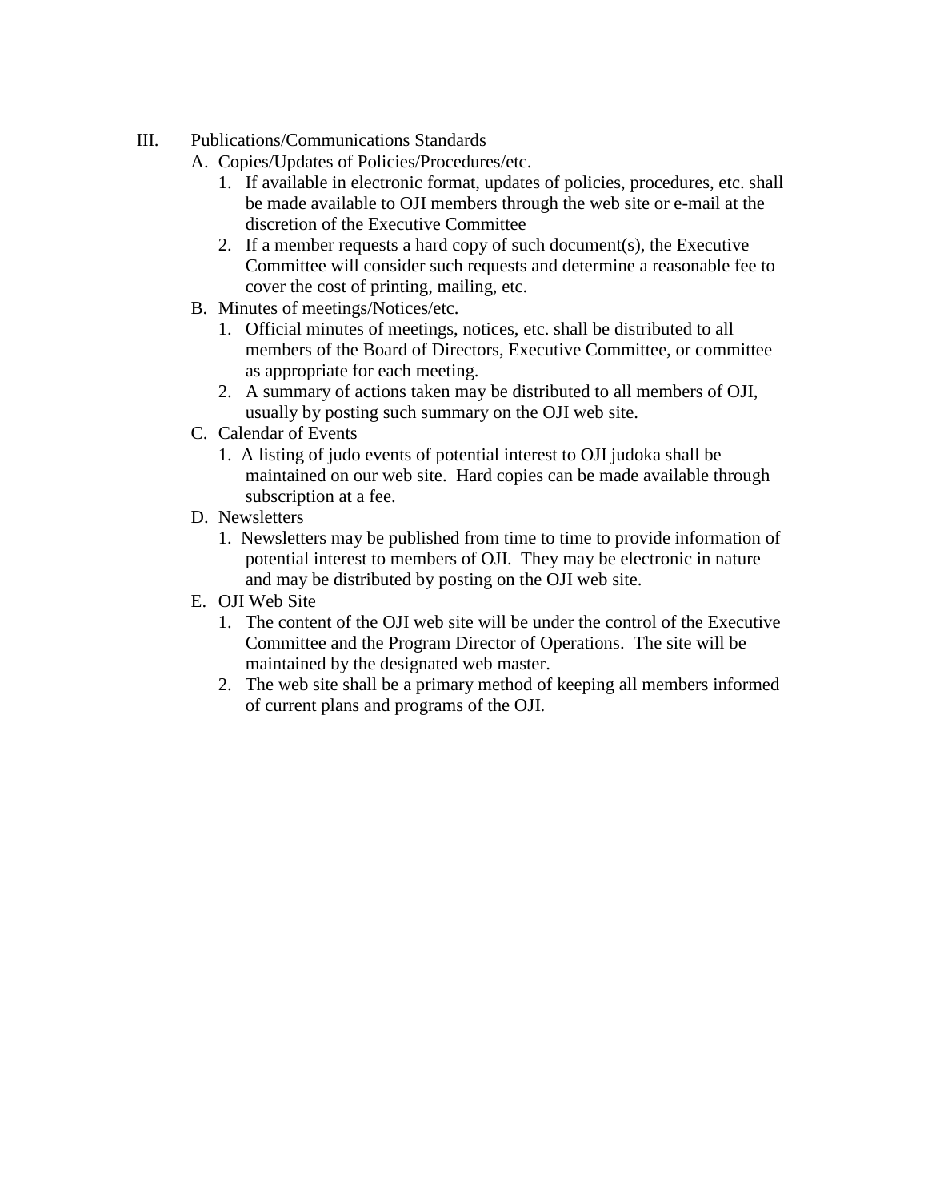III. Publications/Communications Standards

A. Copies/Updates of Policies/Procedures/etc.

1. If available in electronic format, updates of policies, procedures, etc. shall be made available to OJI members through the web site or e-mail at the discretion of the Executive Committee
2. If a member requests a hard copy of such document(s), the Executive Committee will consider such requests and determine a reasonable fee to cover the cost of printing, mailing, etc.

B. Minutes of meetings/Notices/etc.

1. Official minutes of meetings, notices, etc. shall be distributed to all members of the Board of Directors, Executive Committee, or committee as appropriate for each meeting.
2. A summary of actions taken may be distributed to all members of OJI, usually by posting such summary on the OJI web site.

C. Calendar of Events

1. A listing of judo events of potential interest to OJI judoka shall be maintained on our web site. Hard copies can be made available through subscription at a fee.

D. Newsletters

1. Newsletters may be published from time to time to provide information of potential interest to members of OJI. They may be electronic in nature and may be distributed by posting on the OJI web site.

E. OJI Web Site

1. The content of the OJI web site will be under the control of the Executive Committee and the Program Director of Operations. The site will be maintained by the designated web master.
2. The web site shall be a primary method of keeping all members informed of current plans and programs of the OJI.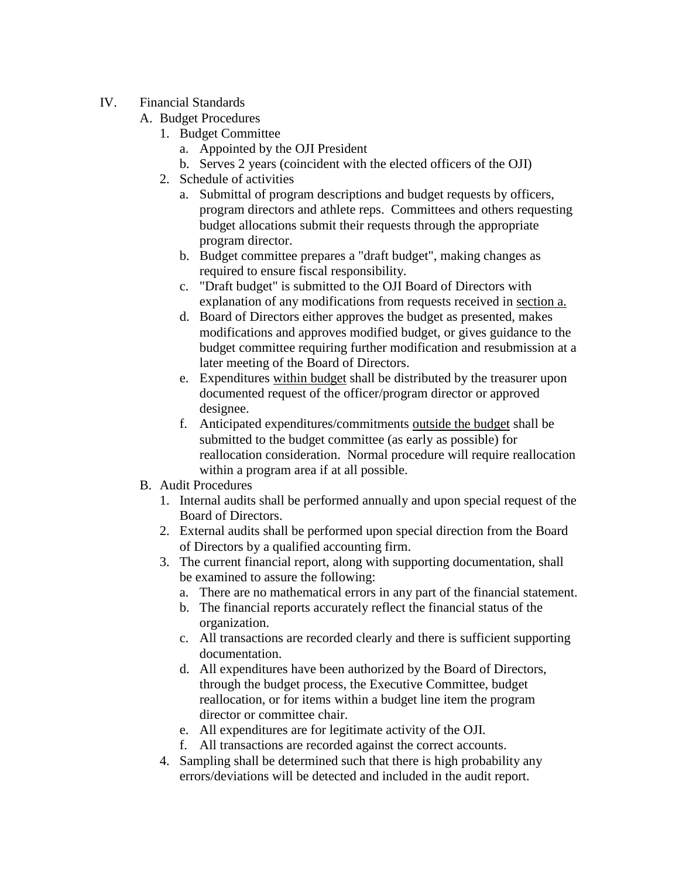IV. Financial Standards

A. Budget Procedures

1. Budget Committee
    a. Appointed by the OJI President
    b. Serves 2 years (coincident with the elected officers of the OJI)
2. Schedule of activities
    a. Submittal of program descriptions and budget requests by officers, program directors and athlete reps. Committees and others requesting budget allocations submit their requests through the appropriate program director.
    b. Budget committee prepares a "draft budget", making changes as required to ensure fiscal responsibility.
    c. "Draft budget" is submitted to the OJI Board of Directors with explanation of any modifications from requests received in <u>section a.</u>
    d. Board of Directors either approves the budget as presented, makes modifications and approves modified budget, or gives guidance to the budget committee requiring further modification and resubmission at a later meeting of the Board of Directors.
    e. Expenditures <u>within budget</u> shall be distributed by the treasurer upon documented request of the officer/program director or approved designee.
    f. Anticipated expenditures/commitments <u>outside the budget</u> shall be submitted to the budget committee (as early as possible) for reallocation consideration. Normal procedure will require reallocation within a program area if at all possible.

B. Audit Procedures

1. Internal audits shall be performed annually and upon special request of the Board of Directors.
2. External audits shall be performed upon special direction from the Board of Directors by a qualified accounting firm.
3. The current financial report, along with supporting documentation, shall be examined to assure the following:
    a. There are no mathematical errors in any part of the financial statement.
    b. The financial reports accurately reflect the financial status of the organization.
    c. All transactions are recorded clearly and there is sufficient supporting documentation.
    d. All expenditures have been authorized by the Board of Directors, through the budget process, the Executive Committee, budget reallocation, or for items within a budget line item the program director or committee chair.
    e. All expenditures are for legitimate activity of the OJI.
    f. All transactions are recorded against the correct accounts.
4. Sampling shall be determined such that there is high probability any errors/deviations will be detected and included in the audit report.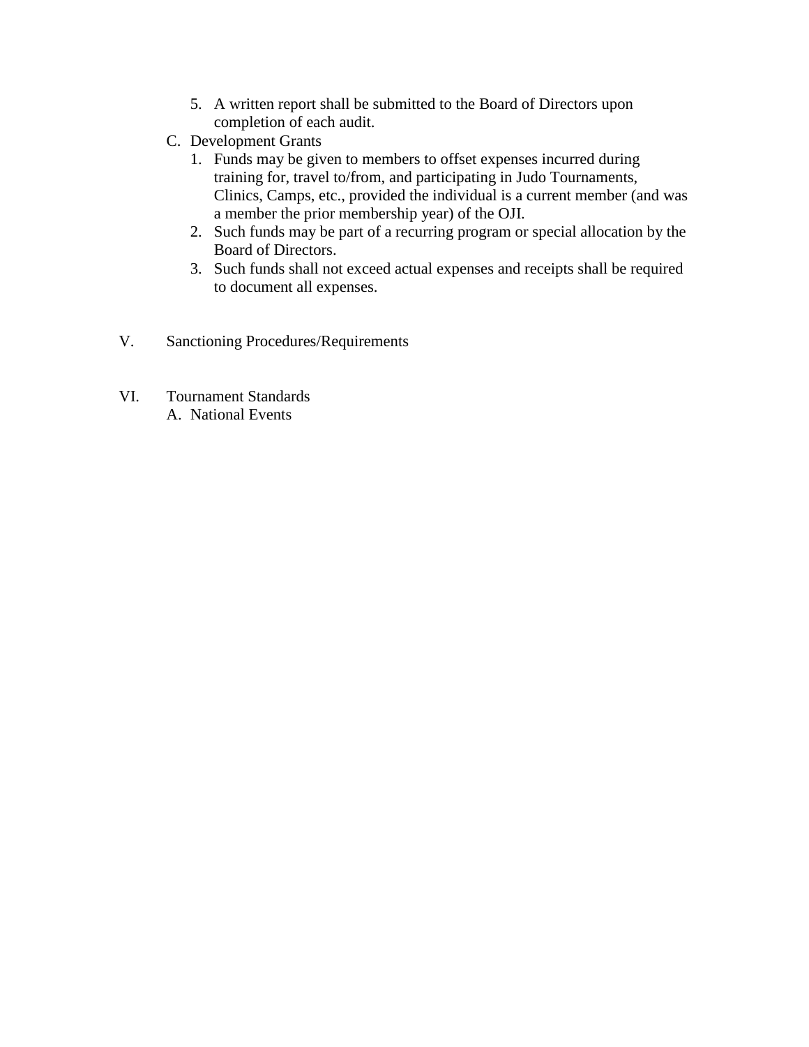5. A written report shall be submitted to the Board of Directors upon completion of each audit.

C. Development Grants

1. Funds may be given to members to offset expenses incurred during training for, travel to/from, and participating in Judo Tournaments, Clinics, Camps, etc., provided the individual is a current member (and was a member the prior membership year) of the OJI.
2. Such funds may be part of a recurring program or special allocation by the Board of Directors.
3. Such funds shall not exceed actual expenses and receipts shall be required to document all expenses.

V. Sanctioning Procedures/Requirements

VI. Tournament Standards

A. National Events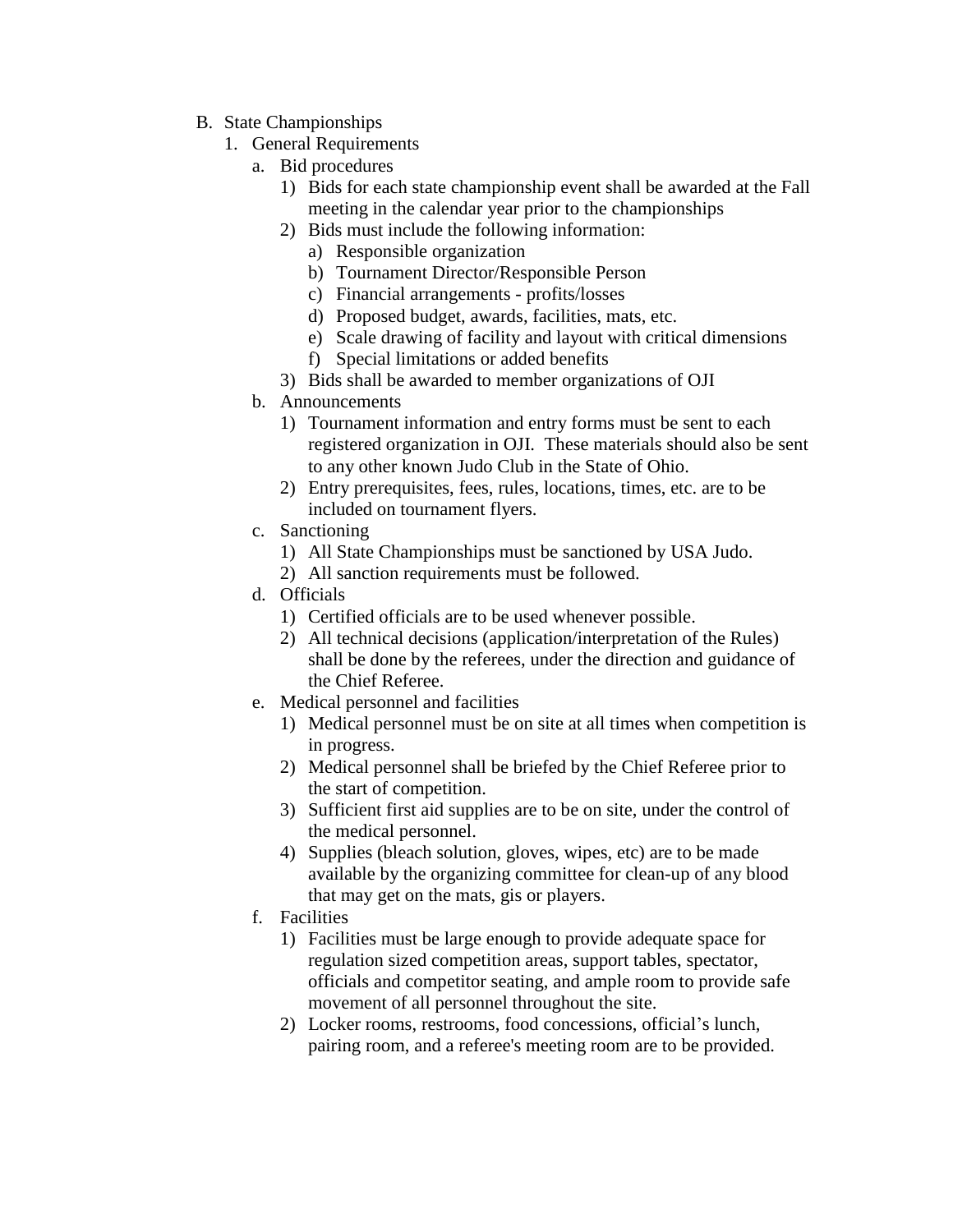B. State Championships

1. General Requirements

    a. Bid procedures

        1) Bids for each state championship event shall be awarded at the Fall meeting in the calendar year prior to the championships

        2) Bids must include the following information:

            a) Responsible organization

            b) Tournament Director/Responsible Person

            c) Financial arrangements - profits/losses

            d) Proposed budget, awards, facilities, mats, etc.

            e) Scale drawing of facility and layout with critical dimensions

            f) Special limitations or added benefits

        3) Bids shall be awarded to member organizations of OJI

    b. Announcements

        1) Tournament information and entry forms must be sent to each registered organization in OJI. These materials should also be sent to any other known Judo Club in the State of Ohio.

        2) Entry prerequisites, fees, rules, locations, times, etc. are to be included on tournament flyers.

    c. Sanctioning

        1) All State Championships must be sanctioned by USA Judo.

        2) All sanction requirements must be followed.

    d. Officials

        1) Certified officials are to be used whenever possible.

        2) All technical decisions (application/interpretation of the Rules) shall be done by the referees, under the direction and guidance of the Chief Referee.

    e. Medical personnel and facilities

        1) Medical personnel must be on site at all times when competition is in progress.

        2) Medical personnel shall be briefed by the Chief Referee prior to the start of competition.

        3) Sufficient first aid supplies are to be on site, under the control of the medical personnel.

        4) Supplies (bleach solution, gloves, wipes, etc) are to be made available by the organizing committee for clean-up of any blood that may get on the mats, gis or players.

    f. Facilities

        1) Facilities must be large enough to provide adequate space for regulation sized competition areas, support tables, spectator, officials and competitor seating, and ample room to provide safe movement of all personnel throughout the site.

        2) Locker rooms, restrooms, food concessions, official's lunch, pairing room, and a referee's meeting room are to be provided.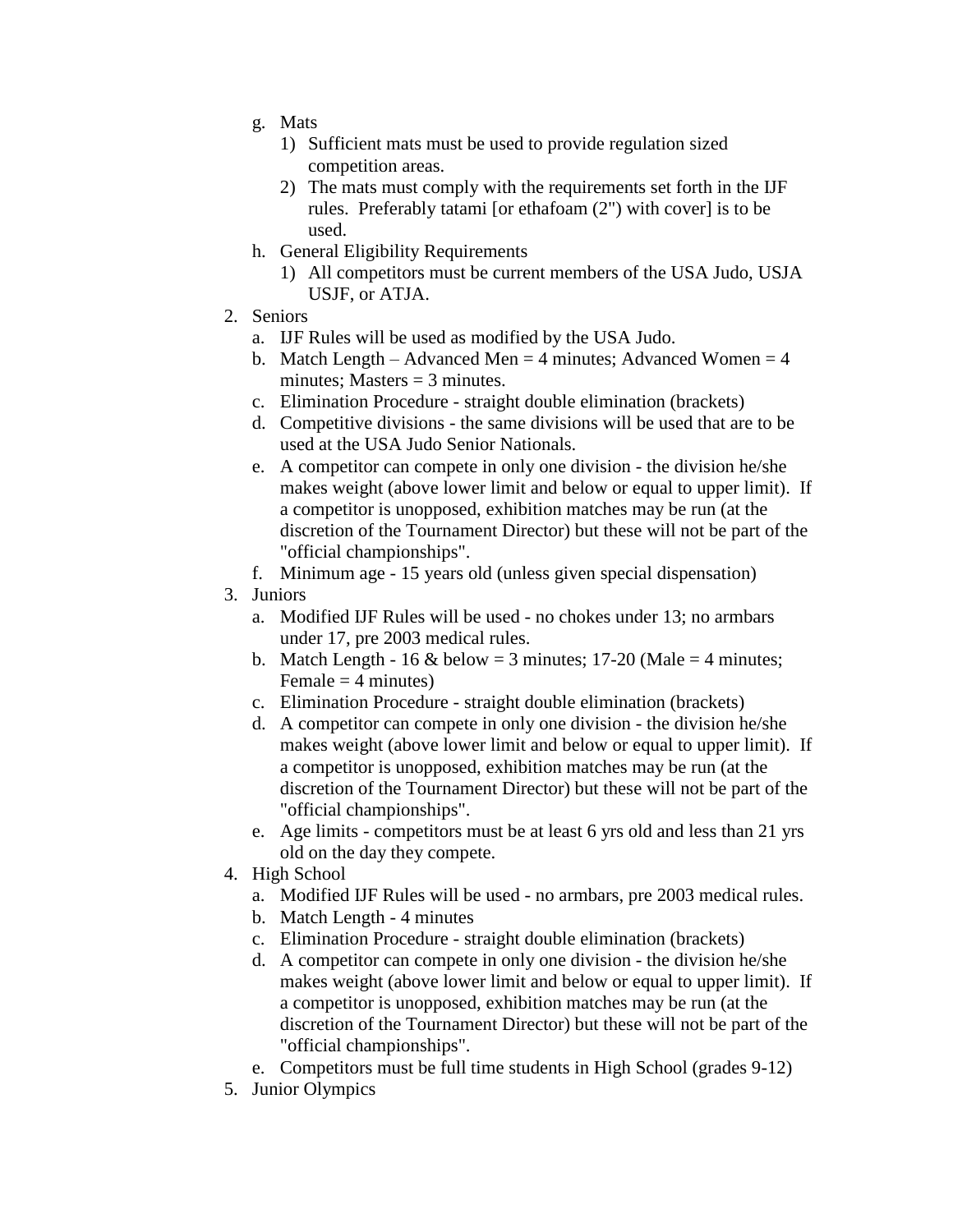g. Mats
    1) Sufficient mats must be used to provide regulation sized competition areas.
    2) The mats must comply with the requirements set forth in the IJF rules. Preferably tatami [or ethafoam (2") with cover] is to be used.
h. General Eligibility Requirements
    1) All competitors must be current members of the USA Judo, USJA USJF, or ATJA.

2. Seniors
    a. IJF Rules will be used as modified by the USA Judo.
    b. Match Length – Advanced Men = 4 minutes; Advanced Women = 4 minutes; Masters = 3 minutes.
    c. Elimination Procedure - straight double elimination (brackets)
    d. Competitive divisions - the same divisions will be used that are to be used at the USA Judo Senior Nationals.
    e. A competitor can compete in only one division - the division he/she makes weight (above lower limit and below or equal to upper limit). If a competitor is unopposed, exhibition matches may be run (at the discretion of the Tournament Director) but these will not be part of the "official championships".
    f. Minimum age - 15 years old (unless given special dispensation)
3. Juniors
    a. Modified IJF Rules will be used - no chokes under 13; no armbars under 17, pre 2003 medical rules.
    b. Match Length - 16 & below = 3 minutes; 17-20 (Male = 4 minutes; Female = 4 minutes)
    c. Elimination Procedure - straight double elimination (brackets)
    d. A competitor can compete in only one division - the division he/she makes weight (above lower limit and below or equal to upper limit). If a competitor is unopposed, exhibition matches may be run (at the discretion of the Tournament Director) but these will not be part of the "official championships".
    e. Age limits - competitors must be at least 6 yrs old and less than 21 yrs old on the day they compete.
4. High School
    a. Modified IJF Rules will be used - no armbars, pre 2003 medical rules.
    b. Match Length - 4 minutes
    c. Elimination Procedure - straight double elimination (brackets)
    d. A competitor can compete in only one division - the division he/she makes weight (above lower limit and below or equal to upper limit). If a competitor is unopposed, exhibition matches may be run (at the discretion of the Tournament Director) but these will not be part of the "official championships".
    e. Competitors must be full time students in High School (grades 9-12)
5. Junior Olympics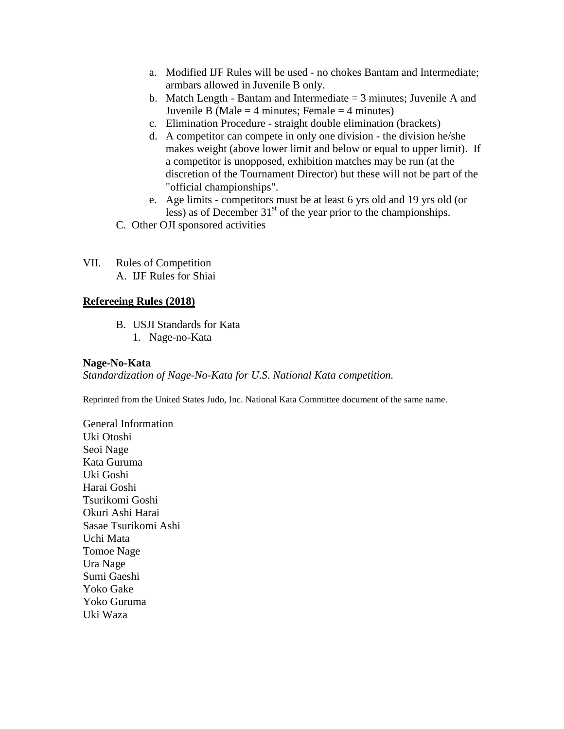a. Modified IJF Rules will be used - no chokes Bantam and Intermediate; armbars allowed in Juvenile B only.
b. Match Length - Bantam and Intermediate = 3 minutes; Juvenile A and Juvenile B (Male = 4 minutes; Female = 4 minutes)
c. Elimination Procedure - straight double elimination (brackets)
d. A competitor can compete in only one division - the division he/she makes weight (above lower limit and below or equal to upper limit). If a competitor is unopposed, exhibition matches may be run (at the discretion of the Tournament Director) but these will not be part of the "official championships".
e. Age limits - competitors must be at least 6 yrs old and 19 yrs old (or less) as of December 31st of the year prior to the championships.

C. Other OJI sponsored activities

VII. Rules of Competition

A. IJF Rules for Shiai

**Refereeing Rules (2018)**

B. USJI Standards for Kata

1. Nage-no-Kata

**Nage-No-Kata**

*Standardization of Nage-No-Kata for U.S. National Kata competition.*

Reprinted from the United States Judo, Inc. National Kata Committee document of the same name.

General Information
Uki Otoshi
Seoi Nage
Kata Guruma
Uki Goshi
Harai Goshi
Tsurikomi Goshi
Okuri Ashi Harai
Sasae Tsurikomi Ashi
Uchi Mata
Tomoe Nage
Ura Nage
Sumi Gaeshi
Yoko Gake
Yoko Guruma
Uki Waza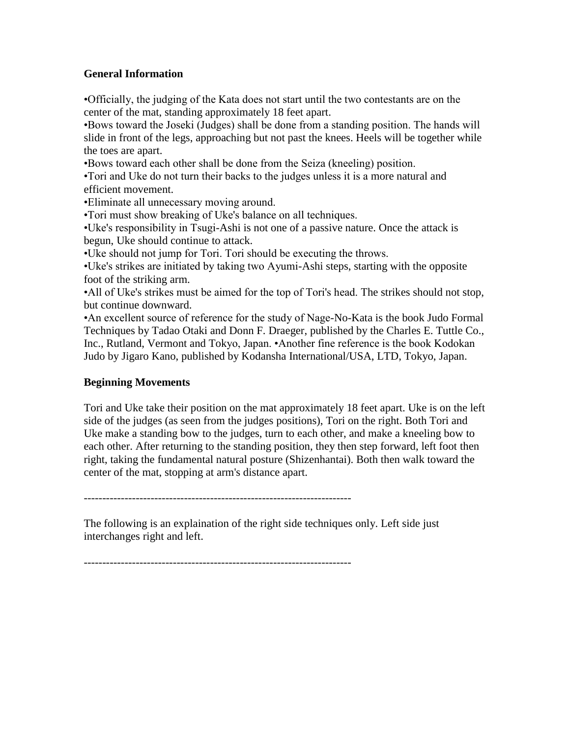**General Information**

•Officially, the judging of the Kata does not start until the two contestants are on the center of the mat, standing approximately 18 feet apart.
•Bows toward the Joseki (Judges) shall be done from a standing position. The hands will slide in front of the legs, approaching but not past the knees. Heels will be together while the toes are apart.
•Bows toward each other shall be done from the Seiza (kneeling) position.
•Tori and Uke do not turn their backs to the judges unless it is a more natural and efficient movement.
•Eliminate all unnecessary moving around.
•Tori must show breaking of Uke's balance on all techniques.
•Uke's responsibility in Tsugi-Ashi is not one of a passive nature. Once the attack is begun, Uke should continue to attack.
•Uke should not jump for Tori. Tori should be executing the throws.
•Uke's strikes are initiated by taking two Ayumi-Ashi steps, starting with the opposite foot of the striking arm.
•All of Uke's strikes must be aimed for the top of Tori's head. The strikes should not stop, but continue downward.
•An excellent source of reference for the study of Nage-No-Kata is the book Judo Formal Techniques by Tadao Otaki and Donn F. Draeger, published by the Charles E. Tuttle Co., Inc., Rutland, Vermont and Tokyo, Japan. •Another fine reference is the book Kodokan Judo by Jigaro Kano, published by Kodansha International/USA, LTD, Tokyo, Japan.

**Beginning Movements**

Tori and Uke take their position on the mat approximately 18 feet apart. Uke is on the left side of the judges (as seen from the judges positions), Tori on the right. Both Tori and Uke make a standing bow to the judges, turn to each other, and make a kneeling bow to each other. After returning to the standing position, they then step forward, left foot then right, taking the fundamental natural posture (Shizenhantai). Both then walk toward the center of the mat, stopping at arm's distance apart.

------------------------------------------------------------------------

The following is an explaination of the right side techniques only. Left side just interchanges right and left.

------------------------------------------------------------------------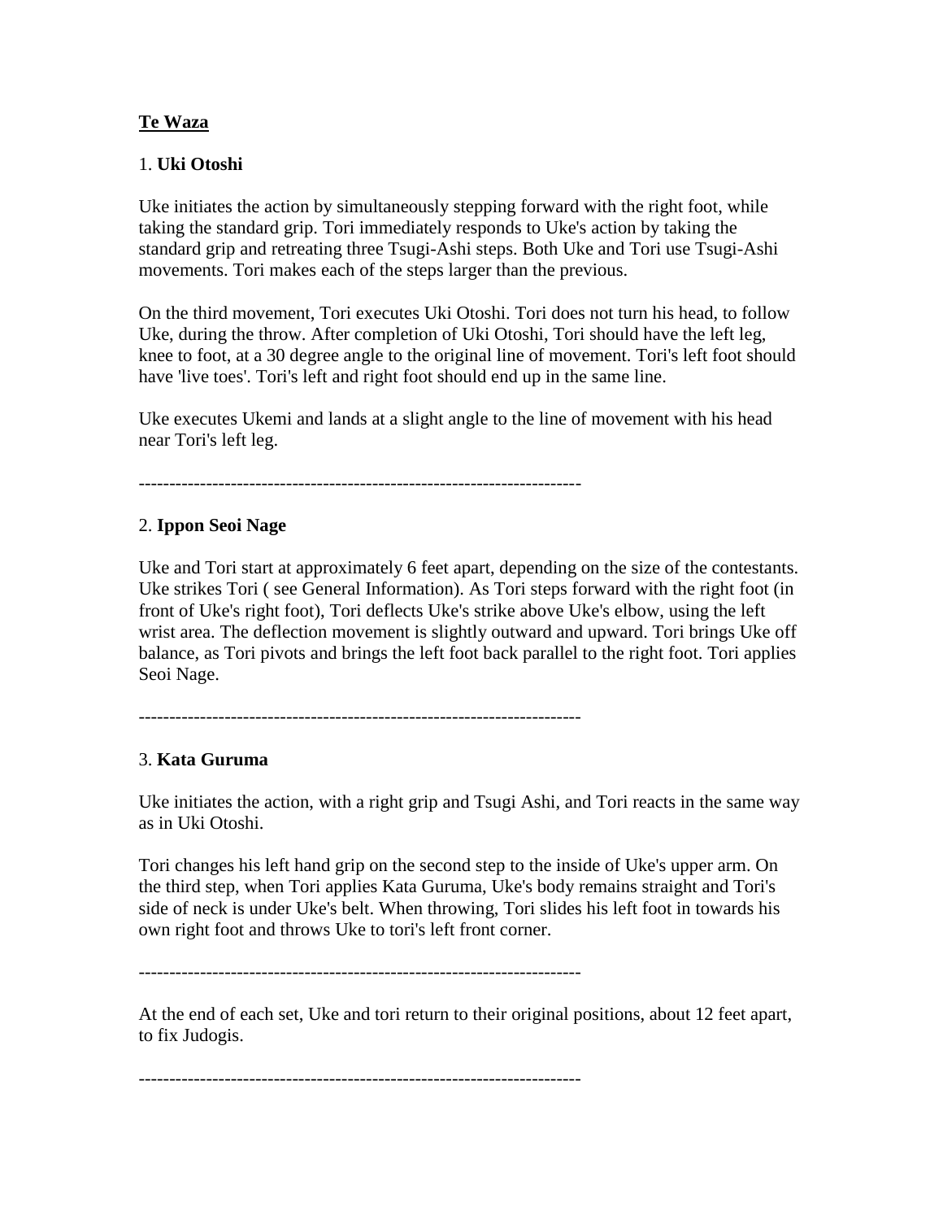**Te Waza**

1. **Uki Otoshi**

Uke initiates the action by simultaneously stepping forward with the right foot, while taking the standard grip. Tori immediately responds to Uke's action by taking the standard grip and retreating three Tsugi-Ashi steps. Both Uke and Tori use Tsugi-Ashi movements. Tori makes each of the steps larger than the previous.

On the third movement, Tori executes Uki Otoshi. Tori does not turn his head, to follow Uke, during the throw. After completion of Uki Otoshi, Tori should have the left leg, knee to foot, at a 30 degree angle to the original line of movement. Tori's left foot should have 'live toes'. Tori's left and right foot should end up in the same line.

Uke executes Ukemi and lands at a slight angle to the line of movement with his head near Tori's left leg.

------------------------------------------------------------------------

2. **Ippon Seoi Nage**

Uke and Tori start at approximately 6 feet apart, depending on the size of the contestants. Uke strikes Tori ( see General Information). As Tori steps forward with the right foot (in front of Uke's right foot), Tori deflects Uke's strike above Uke's elbow, using the left wrist area. The deflection movement is slightly outward and upward. Tori brings Uke off balance, as Tori pivots and brings the left foot back parallel to the right foot. Tori applies Seoi Nage.

------------------------------------------------------------------------

3. **Kata Guruma**

Uke initiates the action, with a right grip and Tsugi Ashi, and Tori reacts in the same way as in Uki Otoshi.

Tori changes his left hand grip on the second step to the inside of Uke's upper arm. On the third step, when Tori applies Kata Guruma, Uke's body remains straight and Tori's side of neck is under Uke's belt. When throwing, Tori slides his left foot in towards his own right foot and throws Uke to tori's left front corner.

------------------------------------------------------------------------

At the end of each set, Uke and tori return to their original positions, about 12 feet apart, to fix Judogis.

------------------------------------------------------------------------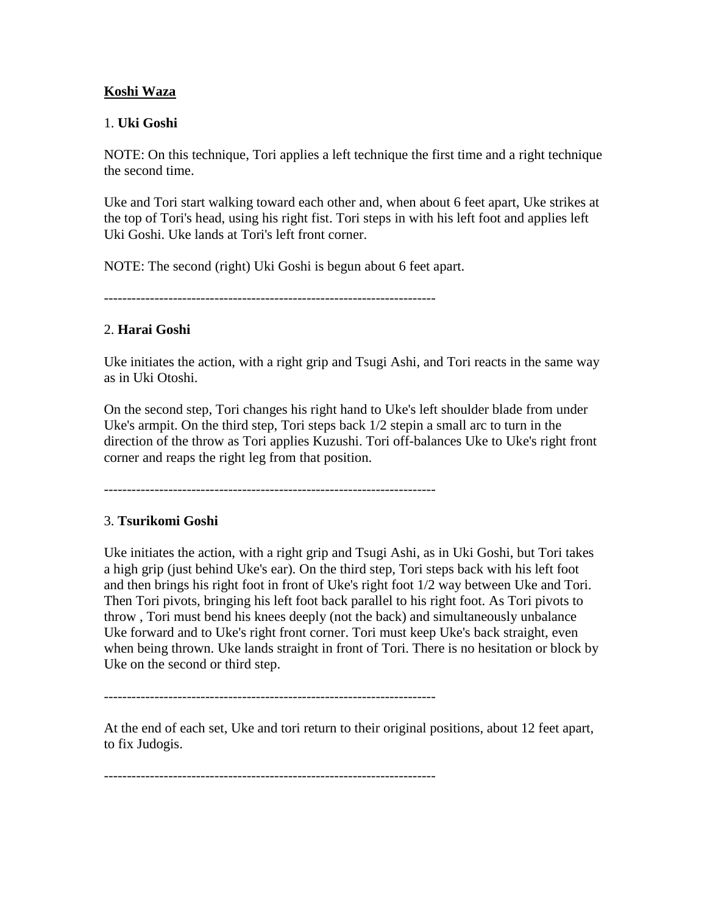<u>**Koshi Waza**</u>

1. **Uki Goshi**

NOTE: On this technique, Tori applies a left technique the first time and a right technique the second time.

Uke and Tori start walking toward each other and, when about 6 feet apart, Uke strikes at the top of Tori's head, using his right fist. Tori steps in with his left foot and applies left Uki Goshi. Uke lands at Tori's left front corner.

NOTE: The second (right) Uki Goshi is begun about 6 feet apart.

------------------------------------------------------------------------

2. **Harai Goshi**

Uke initiates the action, with a right grip and Tsugi Ashi, and Tori reacts in the same way as in Uki Otoshi.

On the second step, Tori changes his right hand to Uke's left shoulder blade from under Uke's armpit. On the third step, Tori steps back 1/2 stepin a small arc to turn in the direction of the throw as Tori applies Kuzushi. Tori off-balances Uke to Uke's right front corner and reaps the right leg from that position.

------------------------------------------------------------------------

3. **Tsurikomi Goshi**

Uke initiates the action, with a right grip and Tsugi Ashi, as in Uki Goshi, but Tori takes a high grip (just behind Uke's ear). On the third step, Tori steps back with his left foot and then brings his right foot in front of Uke's right foot 1/2 way between Uke and Tori. Then Tori pivots, bringing his left foot back parallel to his right foot. As Tori pivots to throw , Tori must bend his knees deeply (not the back) and simultaneously unbalance Uke forward and to Uke's right front corner. Tori must keep Uke's back straight, even when being thrown. Uke lands straight in front of Tori. There is no hesitation or block by Uke on the second or third step.

------------------------------------------------------------------------

At the end of each set, Uke and tori return to their original positions, about 12 feet apart, to fix Judogis.

------------------------------------------------------------------------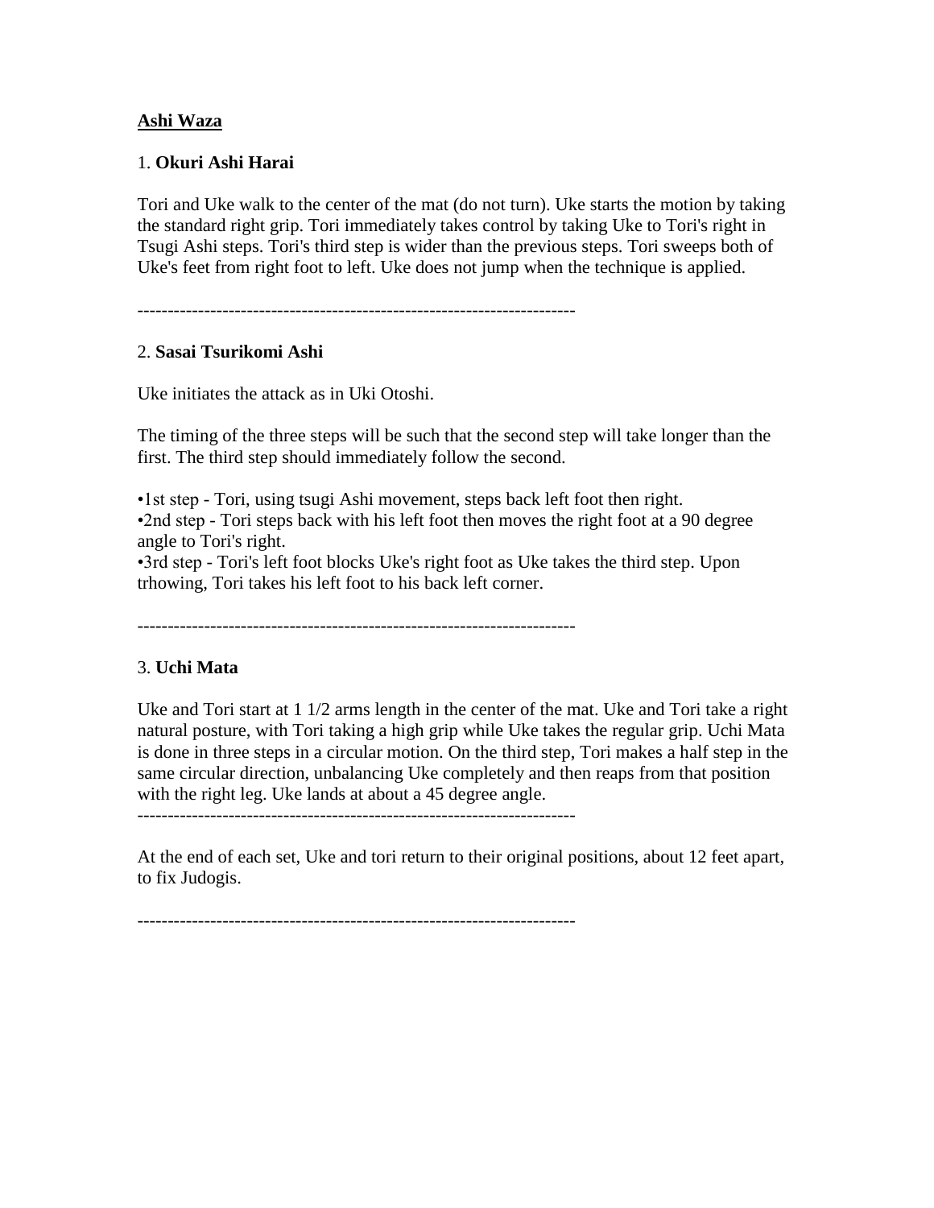**Ashi Waza**

1. **Okuri Ashi Harai**

Tori and Uke walk to the center of the mat (do not turn). Uke starts the motion by taking the standard right grip. Tori immediately takes control by taking Uke to Tori's right in Tsugi Ashi steps. Tori's third step is wider than the previous steps. Tori sweeps both of Uke's feet from right foot to left. Uke does not jump when the technique is applied.

-----------------------------------------------------------------------

2. **Sasai Tsurikomi Ashi**

Uke initiates the attack as in Uki Otoshi.

The timing of the three steps will be such that the second step will take longer than the first. The third step should immediately follow the second.

•1st step - Tori, using tsugi Ashi movement, steps back left foot then right.
•2nd step - Tori steps back with his left foot then moves the right foot at a 90 degree angle to Tori's right.
•3rd step - Tori's left foot blocks Uke's right foot as Uke takes the third step. Upon trhowing, Tori takes his left foot to his back left corner.

-----------------------------------------------------------------------

3. **Uchi Mata**

Uke and Tori start at 1 1/2 arms length in the center of the mat. Uke and Tori take a right natural posture, with Tori taking a high grip while Uke takes the regular grip. Uchi Mata is done in three steps in a circular motion. On the third step, Tori makes a half step in the same circular direction, unbalancing Uke completely and then reaps from that position with the right leg. Uke lands at about a 45 degree angle.

-----------------------------------------------------------------------

At the end of each set, Uke and tori return to their original positions, about 12 feet apart, to fix Judogis.

-----------------------------------------------------------------------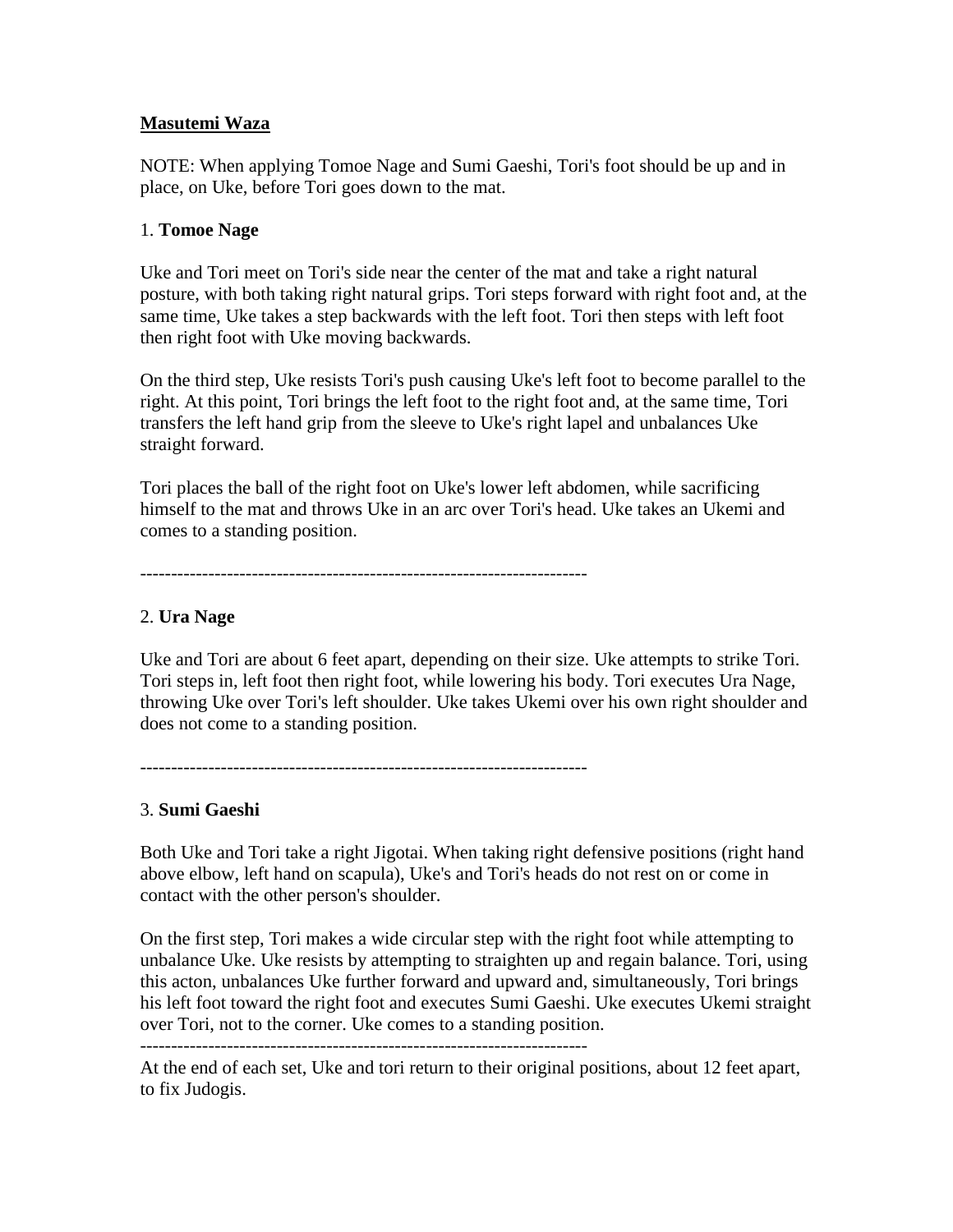## Masutemi Waza

NOTE: When applying Tomoe Nage and Sumi Gaeshi, Tori's foot should be up and in place, on Uke, before Tori goes down to the mat.

1. **Tomoe Nage**

Uke and Tori meet on Tori's side near the center of the mat and take a right natural posture, with both taking right natural grips. Tori steps forward with right foot and, at the same time, Uke takes a step backwards with the left foot. Tori then steps with left foot then right foot with Uke moving backwards.

On the third step, Uke resists Tori's push causing Uke's left foot to become parallel to the right. At this point, Tori brings the left foot to the right foot and, at the same time, Tori transfers the left hand grip from the sleeve to Uke's right lapel and unbalances Uke straight forward.

Tori places the ball of the right foot on Uke's lower left abdomen, while sacrificing himself to the mat and throws Uke in an arc over Tori's head. Uke takes an Ukemi and comes to a standing position.

------------------------------------------------------------------------

2. **Ura Nage**

Uke and Tori are about 6 feet apart, depending on their size. Uke attempts to strike Tori. Tori steps in, left foot then right foot, while lowering his body. Tori executes Ura Nage, throwing Uke over Tori's left shoulder. Uke takes Ukemi over his own right shoulder and does not come to a standing position.

------------------------------------------------------------------------

3. **Sumi Gaeshi**

Both Uke and Tori take a right Jigotai. When taking right defensive positions (right hand above elbow, left hand on scapula), Uke's and Tori's heads do not rest on or come in contact with the other person's shoulder.

On the first step, Tori makes a wide circular step with the right foot while attempting to unbalance Uke. Uke resists by attempting to straighten up and regain balance. Tori, using this acton, unbalances Uke further forward and upward and, simultaneously, Tori brings his left foot toward the right foot and executes Sumi Gaeshi. Uke executes Ukemi straight over Tori, not to the corner. Uke comes to a standing position.

------------------------------------------------------------------------

At the end of each set, Uke and tori return to their original positions, about 12 feet apart, to fix Judogis.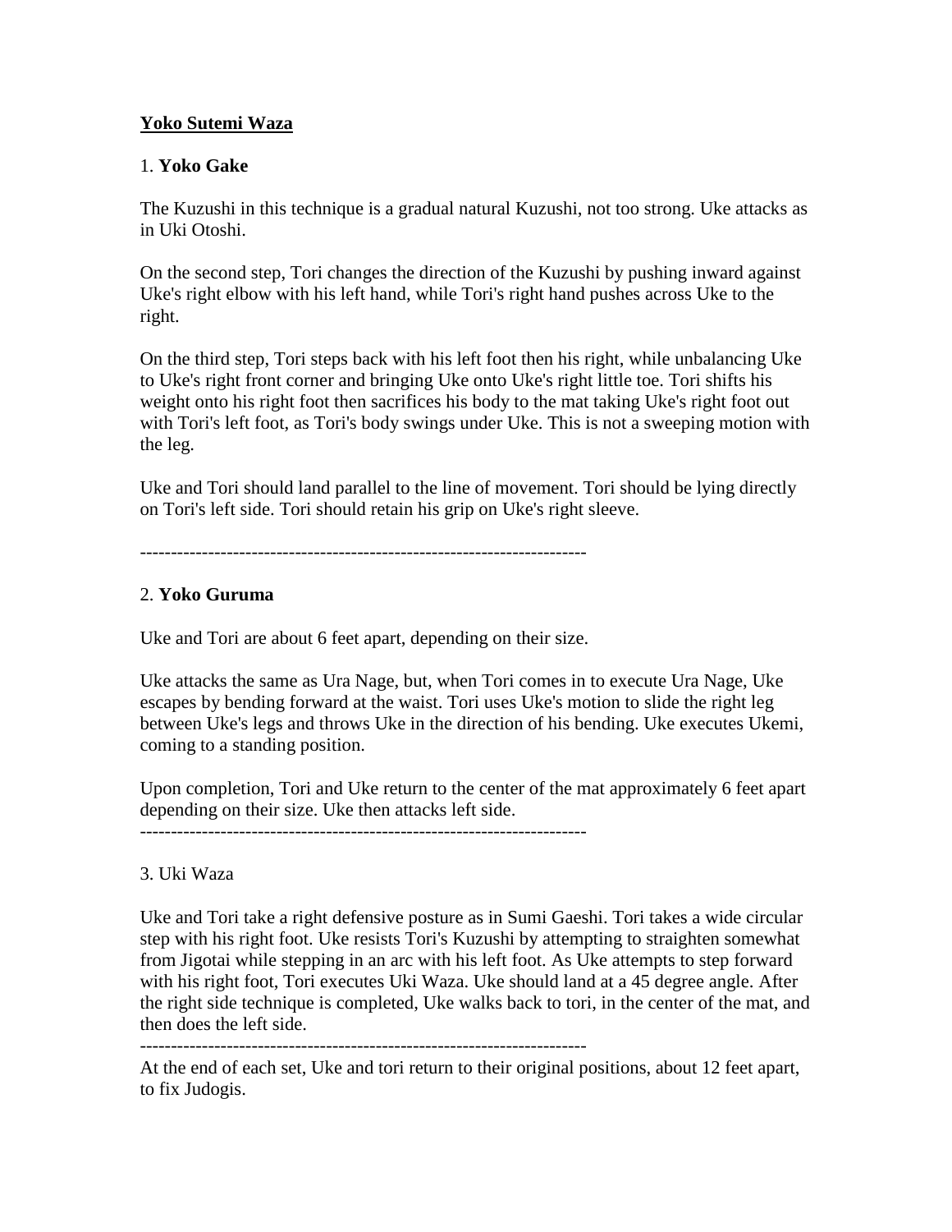**Yoko Sutemi Waza**

1. **Yoko Gake**

The Kuzushi in this technique is a gradual natural Kuzushi, not too strong. Uke attacks as in Uki Otoshi.

On the second step, Tori changes the direction of the Kuzushi by pushing inward against Uke's right elbow with his left hand, while Tori's right hand pushes across Uke to the right.

On the third step, Tori steps back with his left foot then his right, while unbalancing Uke to Uke's right front corner and bringing Uke onto Uke's right little toe. Tori shifts his weight onto his right foot then sacrifices his body to the mat taking Uke's right foot out with Tori's left foot, as Tori's body swings under Uke. This is not a sweeping motion with the leg.

Uke and Tori should land parallel to the line of movement. Tori should be lying directly on Tori's left side. Tori should retain his grip on Uke's right sleeve.

------------------------------------------------------------------------

2. **Yoko Guruma**

Uke and Tori are about 6 feet apart, depending on their size.

Uke attacks the same as Ura Nage, but, when Tori comes in to execute Ura Nage, Uke escapes by bending forward at the waist. Tori uses Uke's motion to slide the right leg between Uke's legs and throws Uke in the direction of his bending. Uke executes Ukemi, coming to a standing position.

Upon completion, Tori and Uke return to the center of the mat approximately 6 feet apart depending on their size. Uke then attacks left side.

------------------------------------------------------------------------

3. Uki Waza

Uke and Tori take a right defensive posture as in Sumi Gaeshi. Tori takes a wide circular step with his right foot. Uke resists Tori's Kuzushi by attempting to straighten somewhat from Jigotai while stepping in an arc with his left foot. As Uke attempts to step forward with his right foot, Tori executes Uki Waza. Uke should land at a 45 degree angle. After the right side technique is completed, Uke walks back to tori, in the center of the mat, and then does the left side.

------------------------------------------------------------------------

At the end of each set, Uke and tori return to their original positions, about 12 feet apart, to fix Judogis.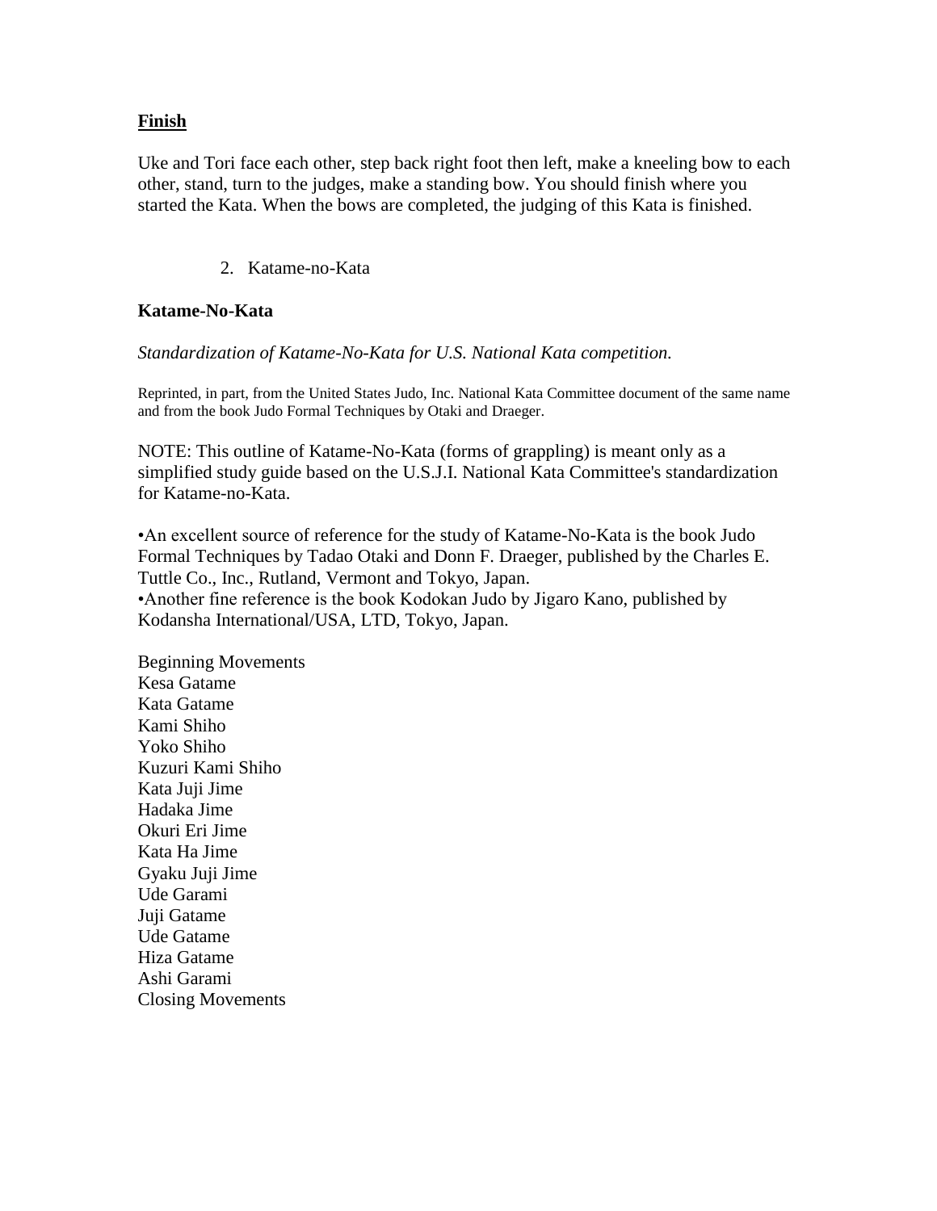**Finish**

Uke and Tori face each other, step back right foot then left, make a kneeling bow to each other, stand, turn to the judges, make a standing bow. You should finish where you started the Kata. When the bows are completed, the judging of this Kata is finished.

2. Katame-no-Kata

**Katame-No-Kata**

*Standardization of Katame-No-Kata for U.S. National Kata competition.*

Reprinted, in part, from the United States Judo, Inc. National Kata Committee document of the same name and from the book Judo Formal Techniques by Otaki and Draeger.

NOTE: This outline of Katame-No-Kata (forms of grappling) is meant only as a simplified study guide based on the U.S.J.I. National Kata Committee's standardization for Katame-no-Kata.

•An excellent source of reference for the study of Katame-No-Kata is the book Judo Formal Techniques by Tadao Otaki and Donn F. Draeger, published by the Charles E. Tuttle Co., Inc., Rutland, Vermont and Tokyo, Japan.
•Another fine reference is the book Kodokan Judo by Jigaro Kano, published by Kodansha International/USA, LTD, Tokyo, Japan.

Beginning Movements
Kesa Gatame
Kata Gatame
Kami Shiho
Yoko Shiho
Kuzuri Kami Shiho
Kata Juji Jime
Hadaka Jime
Okuri Eri Jime
Kata Ha Jime
Gyaku Juji Jime
Ude Garami
Juji Gatame
Ude Gatame
Hiza Gatame
Ashi Garami
Closing Movements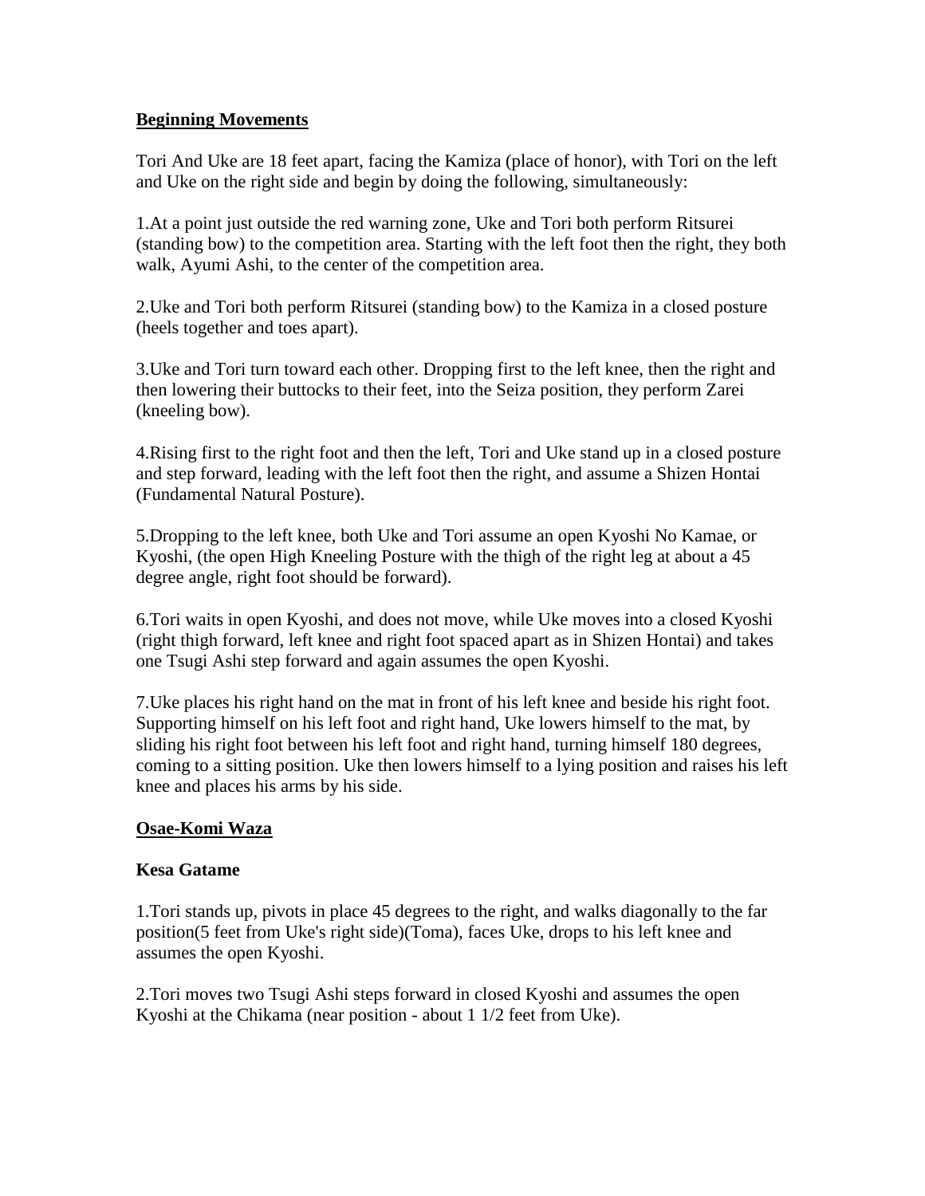## Beginning Movements

Tori And Uke are 18 feet apart, facing the Kamiza (place of honor), with Tori on the left and Uke on the right side and begin by doing the following, simultaneously:

1.At a point just outside the red warning zone, Uke and Tori both perform Ritsurei (standing bow) to the competition area. Starting with the left foot then the right, they both walk, Ayumi Ashi, to the center of the competition area.

2.Uke and Tori both perform Ritsurei (standing bow) to the Kamiza in a closed posture (heels together and toes apart).

3.Uke and Tori turn toward each other. Dropping first to the left knee, then the right and then lowering their buttocks to their feet, into the Seiza position, they perform Zarei (kneeling bow).

4.Rising first to the right foot and then the left, Tori and Uke stand up in a closed posture and step forward, leading with the left foot then the right, and assume a Shizen Hontai (Fundamental Natural Posture).

5.Dropping to the left knee, both Uke and Tori assume an open Kyoshi No Kamae, or Kyoshi, (the open High Kneeling Posture with the thigh of the right leg at about a 45 degree angle, right foot should be forward).

6.Tori waits in open Kyoshi, and does not move, while Uke moves into a closed Kyoshi (right thigh forward, left knee and right foot spaced apart as in Shizen Hontai) and takes one Tsugi Ashi step forward and again assumes the open Kyoshi.

7.Uke places his right hand on the mat in front of his left knee and beside his right foot. Supporting himself on his left foot and right hand, Uke lowers himself to the mat, by sliding his right foot between his left foot and right hand, turning himself 180 degrees, coming to a sitting position. Uke then lowers himself to a lying position and raises his left knee and places his arms by his side.

## Osae-Komi Waza

### Kesa Gatame

1.Tori stands up, pivots in place 45 degrees to the right, and walks diagonally to the far position(5 feet from Uke's right side)(Toma), faces Uke, drops to his left knee and assumes the open Kyoshi.

2.Tori moves two Tsugi Ashi steps forward in closed Kyoshi and assumes the open Kyoshi at the Chikama (near position - about 1 1/2 feet from Uke).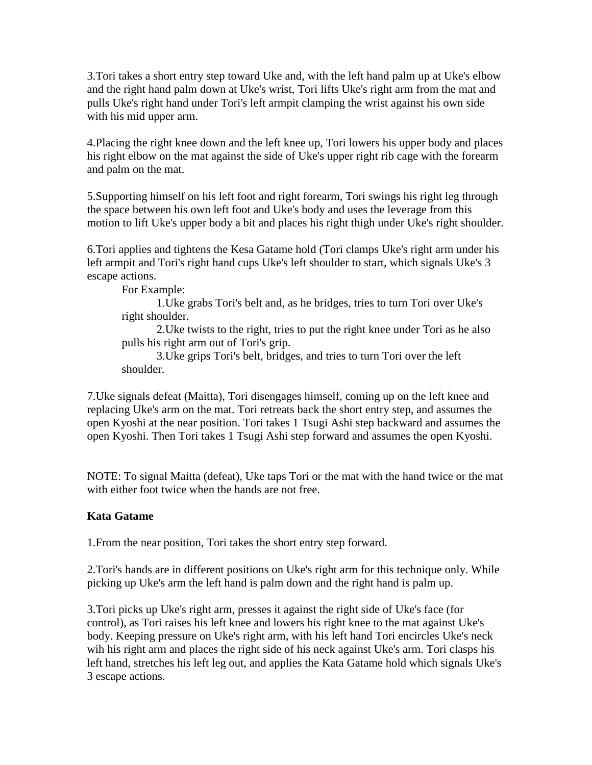3.Tori takes a short entry step toward Uke and, with the left hand palm up at Uke's elbow and the right hand palm down at Uke's wrist, Tori lifts Uke's right arm from the mat and pulls Uke's right hand under Tori's left armpit clamping the wrist against his own side with his mid upper arm.

4.Placing the right knee down and the left knee up, Tori lowers his upper body and places his right elbow on the mat against the side of Uke's upper right rib cage with the forearm and palm on the mat.

5.Supporting himself on his left foot and right forearm, Tori swings his right leg through the space between his own left foot and Uke's body and uses the leverage from this motion to lift Uke's upper body a bit and places his right thigh under Uke's right shoulder.

6.Tori applies and tightens the Kesa Gatame hold (Tori clamps Uke's right arm under his left armpit and Tori's right hand cups Uke's left shoulder to start, which signals Uke's 3 escape actions.

For Example:

1.Uke grabs Tori's belt and, as he bridges, tries to turn Tori over Uke's right shoulder.

2.Uke twists to the right, tries to put the right knee under Tori as he also pulls his right arm out of Tori's grip.

3.Uke grips Tori's belt, bridges, and tries to turn Tori over the left shoulder.

7.Uke signals defeat (Maitta), Tori disengages himself, coming up on the left knee and replacing Uke's arm on the mat. Tori retreats back the short entry step, and assumes the open Kyoshi at the near position. Tori takes 1 Tsugi Ashi step backward and assumes the open Kyoshi. Then Tori takes 1 Tsugi Ashi step forward and assumes the open Kyoshi.

NOTE: To signal Maitta (defeat), Uke taps Tori or the mat with the hand twice or the mat with either foot twice when the hands are not free.

**Kata Gatame**

1.From the near position, Tori takes the short entry step forward.

2.Tori's hands are in different positions on Uke's right arm for this technique only. While picking up Uke's arm the left hand is palm down and the right hand is palm up.

3.Tori picks up Uke's right arm, presses it against the right side of Uke's face (for control), as Tori raises his left knee and lowers his right knee to the mat against Uke's body. Keeping pressure on Uke's right arm, with his left hand Tori encircles Uke's neck wih his right arm and places the right side of his neck against Uke's arm. Tori clasps his left hand, stretches his left leg out, and applies the Kata Gatame hold which signals Uke's 3 escape actions.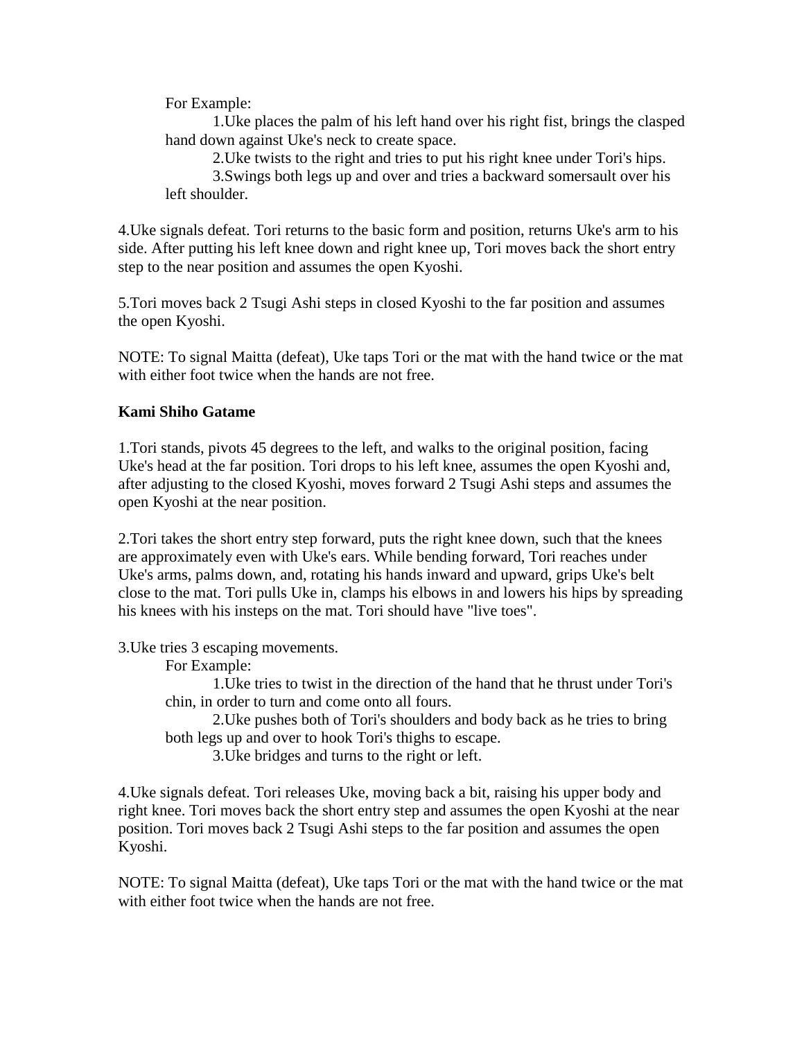For Example:

1.Uke places the palm of his left hand over his right fist, brings the clasped hand down against Uke's neck to create space.

2.Uke twists to the right and tries to put his right knee under Tori's hips.

3.Swings both legs up and over and tries a backward somersault over his left shoulder.

4.Uke signals defeat. Tori returns to the basic form and position, returns Uke's arm to his side. After putting his left knee down and right knee up, Tori moves back the short entry step to the near position and assumes the open Kyoshi.

5.Tori moves back 2 Tsugi Ashi steps in closed Kyoshi to the far position and assumes the open Kyoshi.

NOTE: To signal Maitta (defeat), Uke taps Tori or the mat with the hand twice or the mat with either foot twice when the hands are not free.

**Kami Shiho Gatame**

1.Tori stands, pivots 45 degrees to the left, and walks to the original position, facing Uke's head at the far position. Tori drops to his left knee, assumes the open Kyoshi and, after adjusting to the closed Kyoshi, moves forward 2 Tsugi Ashi steps and assumes the open Kyoshi at the near position.

2.Tori takes the short entry step forward, puts the right knee down, such that the knees are approximately even with Uke's ears. While bending forward, Tori reaches under Uke's arms, palms down, and, rotating his hands inward and upward, grips Uke's belt close to the mat. Tori pulls Uke in, clamps his elbows in and lowers his hips by spreading his knees with his insteps on the mat. Tori should have "live toes".

3.Uke tries 3 escaping movements.

For Example:

1.Uke tries to twist in the direction of the hand that he thrust under Tori's chin, in order to turn and come onto all fours.

2.Uke pushes both of Tori's shoulders and body back as he tries to bring both legs up and over to hook Tori's thighs to escape.

3.Uke bridges and turns to the right or left.

4.Uke signals defeat. Tori releases Uke, moving back a bit, raising his upper body and right knee. Tori moves back the short entry step and assumes the open Kyoshi at the near position. Tori moves back 2 Tsugi Ashi steps to the far position and assumes the open Kyoshi.

NOTE: To signal Maitta (defeat), Uke taps Tori or the mat with the hand twice or the mat with either foot twice when the hands are not free.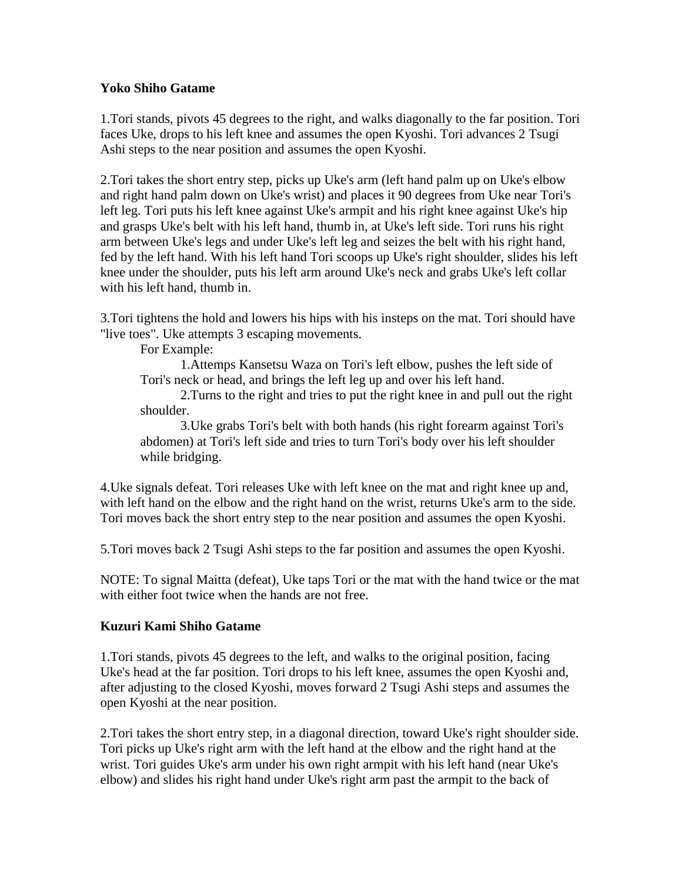**Yoko Shiho Gatame**

1.Tori stands, pivots 45 degrees to the right, and walks diagonally to the far position. Tori faces Uke, drops to his left knee and assumes the open Kyoshi. Tori advances 2 Tsugi Ashi steps to the near position and assumes the open Kyoshi.

2.Tori takes the short entry step, picks up Uke's arm (left hand palm up on Uke's elbow and right hand palm down on Uke's wrist) and places it 90 degrees from Uke near Tori's left leg. Tori puts his left knee against Uke's armpit and his right knee against Uke's hip and grasps Uke's belt with his left hand, thumb in, at Uke's left side. Tori runs his right arm between Uke's legs and under Uke's left leg and seizes the belt with his right hand, fed by the left hand. With his left hand Tori scoops up Uke's right shoulder, slides his left knee under the shoulder, puts his left arm around Uke's neck and grabs Uke's left collar with his left hand, thumb in.

3.Tori tightens the hold and lowers his hips with his insteps on the mat. Tori should have "live toes". Uke attempts 3 escaping movements.

For Example:

1.Attemps Kansetsu Waza on Tori's left elbow, pushes the left side of Tori's neck or head, and brings the left leg up and over his left hand.

2.Turns to the right and tries to put the right knee in and pull out the right shoulder.

3.Uke grabs Tori's belt with both hands (his right forearm against Tori's abdomen) at Tori's left side and tries to turn Tori's body over his left shoulder while bridging.

4.Uke signals defeat. Tori releases Uke with left knee on the mat and right knee up and, with left hand on the elbow and the right hand on the wrist, returns Uke's arm to the side. Tori moves back the short entry step to the near position and assumes the open Kyoshi.

5.Tori moves back 2 Tsugi Ashi steps to the far position and assumes the open Kyoshi.

NOTE: To signal Maitta (defeat), Uke taps Tori or the mat with the hand twice or the mat with either foot twice when the hands are not free.

**Kuzuri Kami Shiho Gatame**

1.Tori stands, pivots 45 degrees to the left, and walks to the original position, facing Uke's head at the far position. Tori drops to his left knee, assumes the open Kyoshi and, after adjusting to the closed Kyoshi, moves forward 2 Tsugi Ashi steps and assumes the open Kyoshi at the near position.

2.Tori takes the short entry step, in a diagonal direction, toward Uke's right shoulder side. Tori picks up Uke's right arm with the left hand at the elbow and the right hand at the wrist. Tori guides Uke's arm under his own right armpit with his left hand (near Uke's elbow) and slides his right hand under Uke's right arm past the armpit to the back of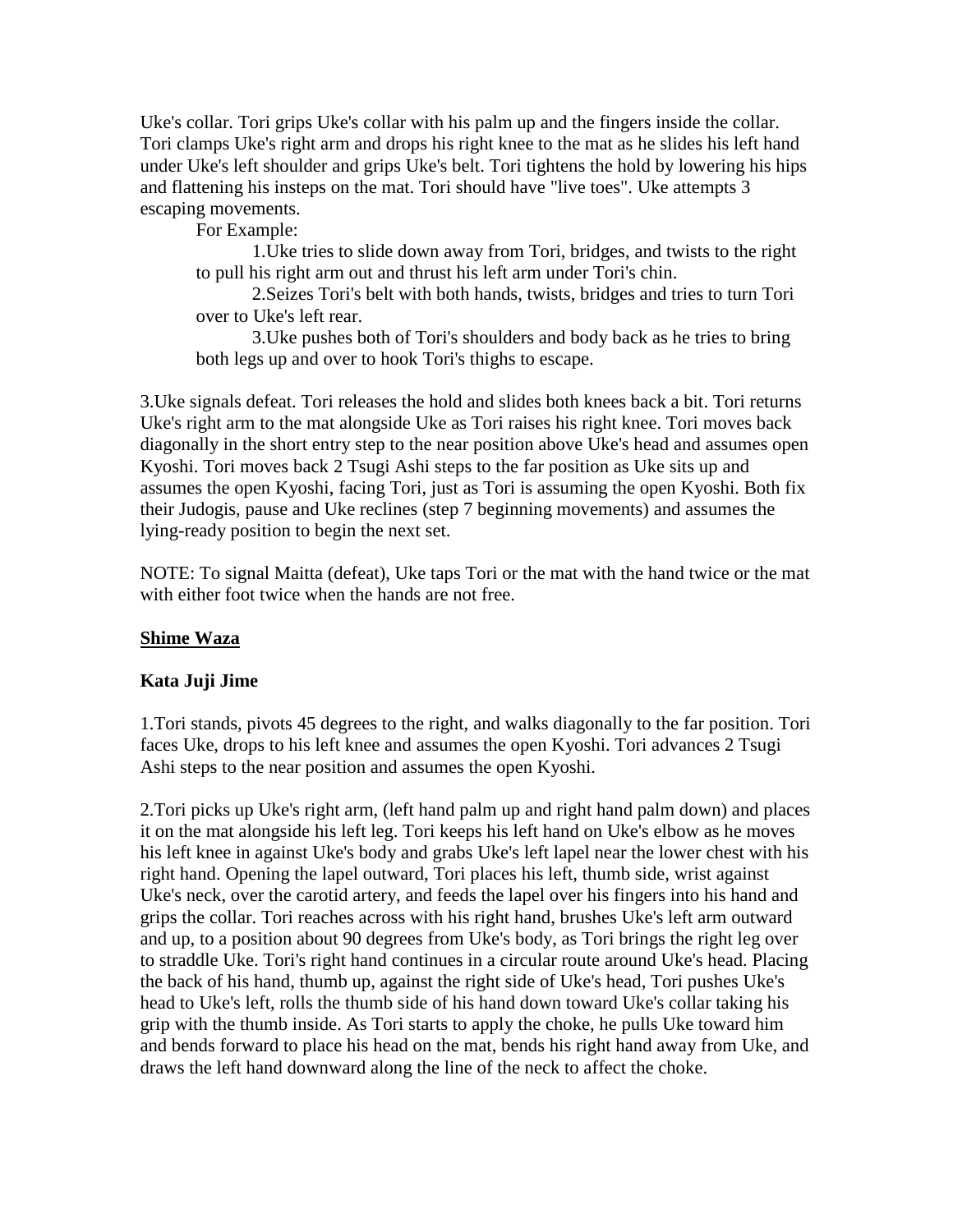Uke's collar. Tori grips Uke's collar with his palm up and the fingers inside the collar. Tori clamps Uke's right arm and drops his right knee to the mat as he slides his left hand under Uke's left shoulder and grips Uke's belt. Tori tightens the hold by lowering his hips and flattening his insteps on the mat. Tori should have "live toes". Uke attempts 3 escaping movements.

For Example:

1.Uke tries to slide down away from Tori, bridges, and twists to the right to pull his right arm out and thrust his left arm under Tori's chin.

2.Seizes Tori's belt with both hands, twists, bridges and tries to turn Tori over to Uke's left rear.

3.Uke pushes both of Tori's shoulders and body back as he tries to bring both legs up and over to hook Tori's thighs to escape.

3.Uke signals defeat. Tori releases the hold and slides both knees back a bit. Tori returns Uke's right arm to the mat alongside Uke as Tori raises his right knee. Tori moves back diagonally in the short entry step to the near position above Uke's head and assumes open Kyoshi. Tori moves back 2 Tsugi Ashi steps to the far position as Uke sits up and assumes the open Kyoshi, facing Tori, just as Tori is assuming the open Kyoshi. Both fix their Judogis, pause and Uke reclines (step 7 beginning movements) and assumes the lying-ready position to begin the next set.

NOTE: To signal Maitta (defeat), Uke taps Tori or the mat with the hand twice or the mat with either foot twice when the hands are not free.

## Shime Waza

### Kata Juji Jime

1.Tori stands, pivots 45 degrees to the right, and walks diagonally to the far position. Tori faces Uke, drops to his left knee and assumes the open Kyoshi. Tori advances 2 Tsugi Ashi steps to the near position and assumes the open Kyoshi.

2.Tori picks up Uke's right arm, (left hand palm up and right hand palm down) and places it on the mat alongside his left leg. Tori keeps his left hand on Uke's elbow as he moves his left knee in against Uke's body and grabs Uke's left lapel near the lower chest with his right hand. Opening the lapel outward, Tori places his left, thumb side, wrist against Uke's neck, over the carotid artery, and feeds the lapel over his fingers into his hand and grips the collar. Tori reaches across with his right hand, brushes Uke's left arm outward and up, to a position about 90 degrees from Uke's body, as Tori brings the right leg over to straddle Uke. Tori's right hand continues in a circular route around Uke's head. Placing the back of his hand, thumb up, against the right side of Uke's head, Tori pushes Uke's head to Uke's left, rolls the thumb side of his hand down toward Uke's collar taking his grip with the thumb inside. As Tori starts to apply the choke, he pulls Uke toward him and bends forward to place his head on the mat, bends his right hand away from Uke, and draws the left hand downward along the line of the neck to affect the choke.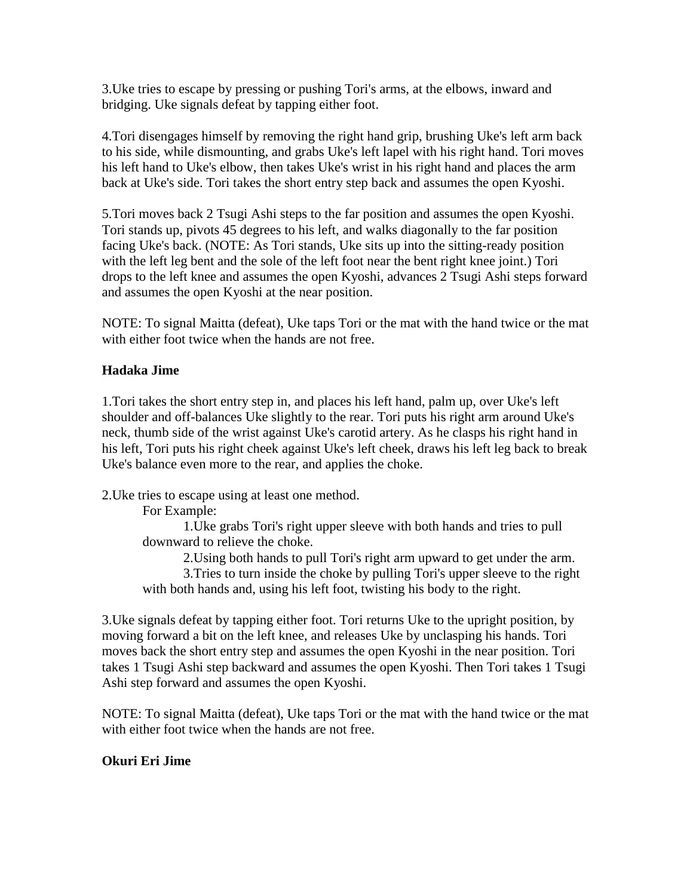3.Uke tries to escape by pressing or pushing Tori's arms, at the elbows, inward and bridging. Uke signals defeat by tapping either foot.

4.Tori disengages himself by removing the right hand grip, brushing Uke's left arm back to his side, while dismounting, and grabs Uke's left lapel with his right hand. Tori moves his left hand to Uke's elbow, then takes Uke's wrist in his right hand and places the arm back at Uke's side. Tori takes the short entry step back and assumes the open Kyoshi.

5.Tori moves back 2 Tsugi Ashi steps to the far position and assumes the open Kyoshi. Tori stands up, pivots 45 degrees to his left, and walks diagonally to the far position facing Uke's back. (NOTE: As Tori stands, Uke sits up into the sitting-ready position with the left leg bent and the sole of the left foot near the bent right knee joint.) Tori drops to the left knee and assumes the open Kyoshi, advances 2 Tsugi Ashi steps forward and assumes the open Kyoshi at the near position.

NOTE: To signal Maitta (defeat), Uke taps Tori or the mat with the hand twice or the mat with either foot twice when the hands are not free.

**Hadaka Jime**

1.Tori takes the short entry step in, and places his left hand, palm up, over Uke's left shoulder and off-balances Uke slightly to the rear. Tori puts his right arm around Uke's neck, thumb side of the wrist against Uke's carotid artery. As he clasps his right hand in his left, Tori puts his right cheek against Uke's left cheek, draws his left leg back to break Uke's balance even more to the rear, and applies the choke.

2.Uke tries to escape using at least one method.

For Example:

1.Uke grabs Tori's right upper sleeve with both hands and tries to pull downward to relieve the choke.

2.Using both hands to pull Tori's right arm upward to get under the arm.

3.Tries to turn inside the choke by pulling Tori's upper sleeve to the right with both hands and, using his left foot, twisting his body to the right.

3.Uke signals defeat by tapping either foot. Tori returns Uke to the upright position, by moving forward a bit on the left knee, and releases Uke by unclasping his hands. Tori moves back the short entry step and assumes the open Kyoshi in the near position. Tori takes 1 Tsugi Ashi step backward and assumes the open Kyoshi. Then Tori takes 1 Tsugi Ashi step forward and assumes the open Kyoshi.

NOTE: To signal Maitta (defeat), Uke taps Tori or the mat with the hand twice or the mat with either foot twice when the hands are not free.

**Okuri Eri Jime**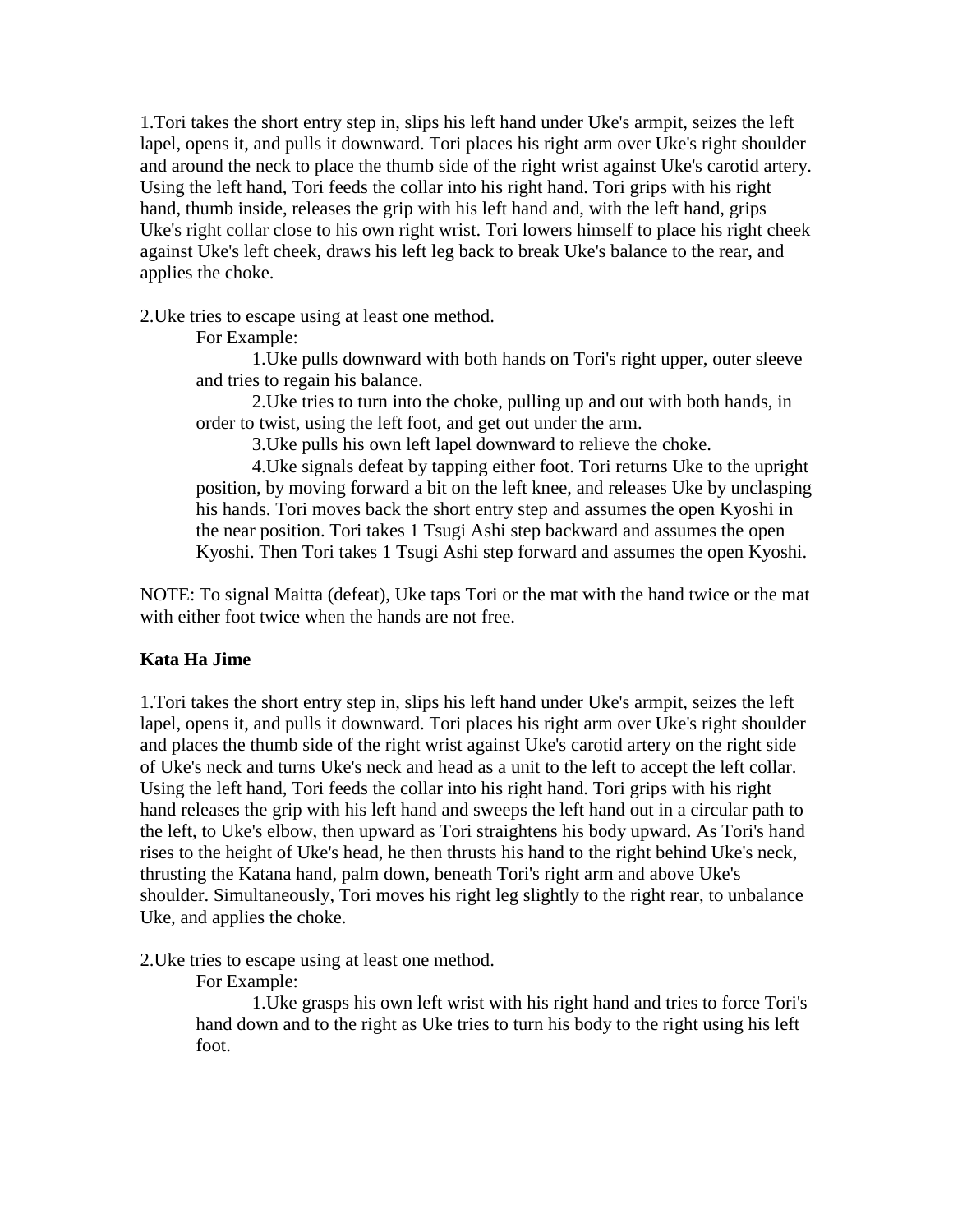1.Tori takes the short entry step in, slips his left hand under Uke's armpit, seizes the left lapel, opens it, and pulls it downward. Tori places his right arm over Uke's right shoulder and around the neck to place the thumb side of the right wrist against Uke's carotid artery. Using the left hand, Tori feeds the collar into his right hand. Tori grips with his right hand, thumb inside, releases the grip with his left hand and, with the left hand, grips Uke's right collar close to his own right wrist. Tori lowers himself to place his right cheek against Uke's left cheek, draws his left leg back to break Uke's balance to the rear, and applies the choke.

2.Uke tries to escape using at least one method.

For Example:

1.Uke pulls downward with both hands on Tori's right upper, outer sleeve and tries to regain his balance.

2.Uke tries to turn into the choke, pulling up and out with both hands, in order to twist, using the left foot, and get out under the arm.

3.Uke pulls his own left lapel downward to relieve the choke.

4.Uke signals defeat by tapping either foot. Tori returns Uke to the upright position, by moving forward a bit on the left knee, and releases Uke by unclasping his hands. Tori moves back the short entry step and assumes the open Kyoshi in the near position. Tori takes 1 Tsugi Ashi step backward and assumes the open Kyoshi. Then Tori takes 1 Tsugi Ashi step forward and assumes the open Kyoshi.

NOTE: To signal Maitta (defeat), Uke taps Tori or the mat with the hand twice or the mat with either foot twice when the hands are not free.

**Kata Ha Jime**

1.Tori takes the short entry step in, slips his left hand under Uke's armpit, seizes the left lapel, opens it, and pulls it downward. Tori places his right arm over Uke's right shoulder and places the thumb side of the right wrist against Uke's carotid artery on the right side of Uke's neck and turns Uke's neck and head as a unit to the left to accept the left collar. Using the left hand, Tori feeds the collar into his right hand. Tori grips with his right hand releases the grip with his left hand and sweeps the left hand out in a circular path to the left, to Uke's elbow, then upward as Tori straightens his body upward. As Tori's hand rises to the height of Uke's head, he then thrusts his hand to the right behind Uke's neck, thrusting the Katana hand, palm down, beneath Tori's right arm and above Uke's shoulder. Simultaneously, Tori moves his right leg slightly to the right rear, to unbalance Uke, and applies the choke.

2.Uke tries to escape using at least one method.

For Example:

1.Uke grasps his own left wrist with his right hand and tries to force Tori's hand down and to the right as Uke tries to turn his body to the right using his left foot.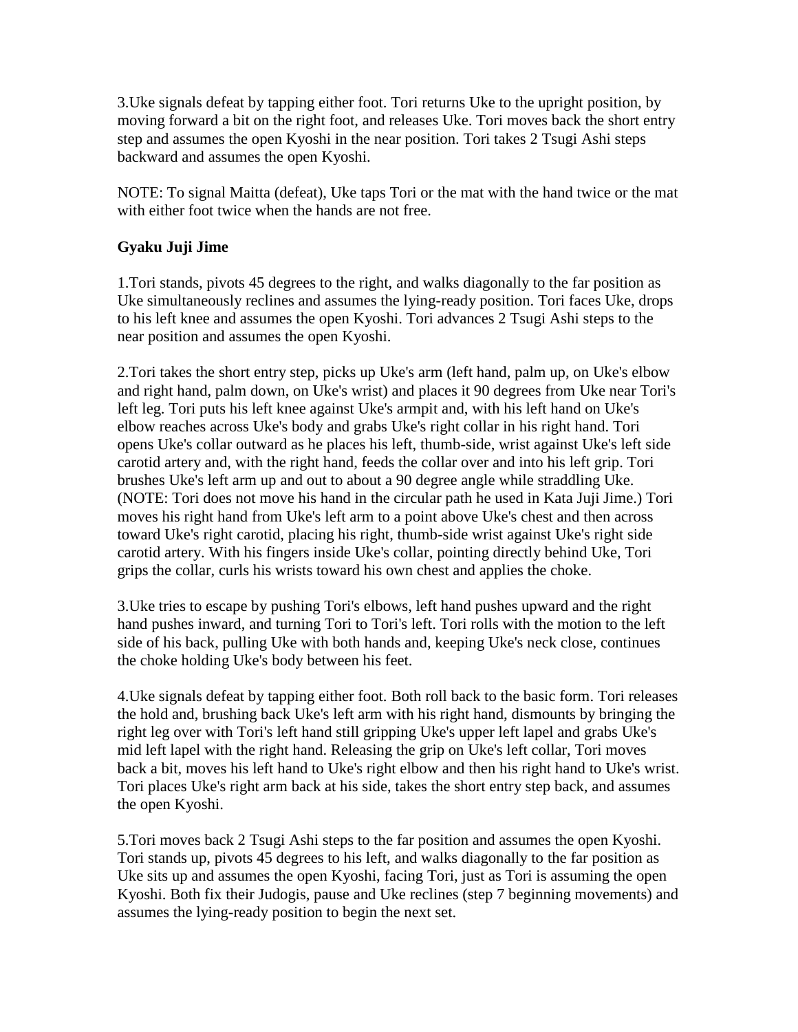3.Uke signals defeat by tapping either foot. Tori returns Uke to the upright position, by moving forward a bit on the right foot, and releases Uke. Tori moves back the short entry step and assumes the open Kyoshi in the near position. Tori takes 2 Tsugi Ashi steps backward and assumes the open Kyoshi.

NOTE: To signal Maitta (defeat), Uke taps Tori or the mat with the hand twice or the mat with either foot twice when the hands are not free.

**Gyaku Juji Jime**

1.Tori stands, pivots 45 degrees to the right, and walks diagonally to the far position as Uke simultaneously reclines and assumes the lying-ready position. Tori faces Uke, drops to his left knee and assumes the open Kyoshi. Tori advances 2 Tsugi Ashi steps to the near position and assumes the open Kyoshi.

2.Tori takes the short entry step, picks up Uke's arm (left hand, palm up, on Uke's elbow and right hand, palm down, on Uke's wrist) and places it 90 degrees from Uke near Tori's left leg. Tori puts his left knee against Uke's armpit and, with his left hand on Uke's elbow reaches across Uke's body and grabs Uke's right collar in his right hand. Tori opens Uke's collar outward as he places his left, thumb-side, wrist against Uke's left side carotid artery and, with the right hand, feeds the collar over and into his left grip. Tori brushes Uke's left arm up and out to about a 90 degree angle while straddling Uke. (NOTE: Tori does not move his hand in the circular path he used in Kata Juji Jime.) Tori moves his right hand from Uke's left arm to a point above Uke's chest and then across toward Uke's right carotid, placing his right, thumb-side wrist against Uke's right side carotid artery. With his fingers inside Uke's collar, pointing directly behind Uke, Tori grips the collar, curls his wrists toward his own chest and applies the choke.

3.Uke tries to escape by pushing Tori's elbows, left hand pushes upward and the right hand pushes inward, and turning Tori to Tori's left. Tori rolls with the motion to the left side of his back, pulling Uke with both hands and, keeping Uke's neck close, continues the choke holding Uke's body between his feet.

4.Uke signals defeat by tapping either foot. Both roll back to the basic form. Tori releases the hold and, brushing back Uke's left arm with his right hand, dismounts by bringing the right leg over with Tori's left hand still gripping Uke's upper left lapel and grabs Uke's mid left lapel with the right hand. Releasing the grip on Uke's left collar, Tori moves back a bit, moves his left hand to Uke's right elbow and then his right hand to Uke's wrist. Tori places Uke's right arm back at his side, takes the short entry step back, and assumes the open Kyoshi.

5.Tori moves back 2 Tsugi Ashi steps to the far position and assumes the open Kyoshi. Tori stands up, pivots 45 degrees to his left, and walks diagonally to the far position as Uke sits up and assumes the open Kyoshi, facing Tori, just as Tori is assuming the open Kyoshi. Both fix their Judogis, pause and Uke reclines (step 7 beginning movements) and assumes the lying-ready position to begin the next set.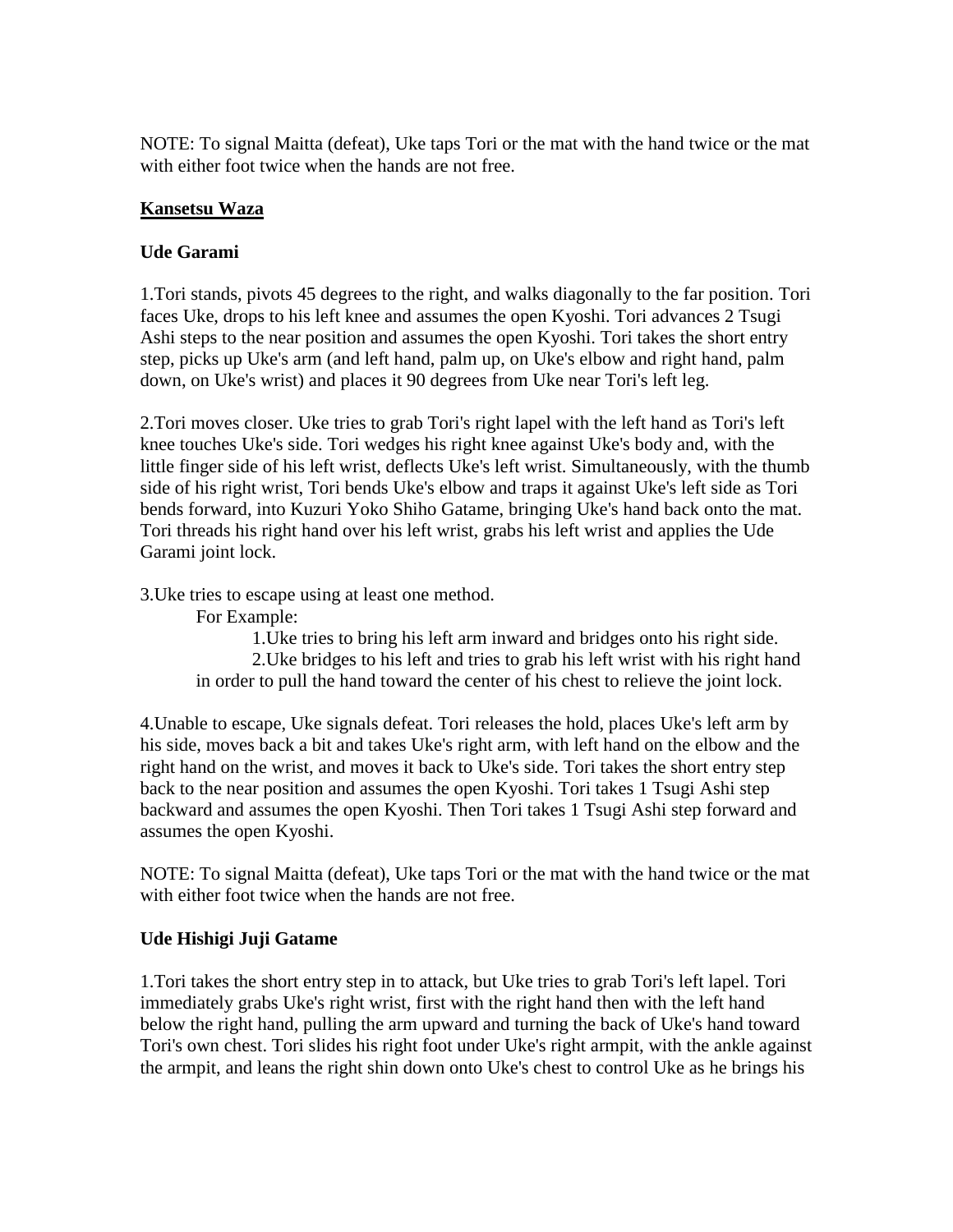NOTE: To signal Maitta (defeat), Uke taps Tori or the mat with the hand twice or the mat with either foot twice when the hands are not free.

**Kansetsu Waza**

**Ude Garami**

1.Tori stands, pivots 45 degrees to the right, and walks diagonally to the far position. Tori faces Uke, drops to his left knee and assumes the open Kyoshi. Tori advances 2 Tsugi Ashi steps to the near position and assumes the open Kyoshi. Tori takes the short entry step, picks up Uke's arm (and left hand, palm up, on Uke's elbow and right hand, palm down, on Uke's wrist) and places it 90 degrees from Uke near Tori's left leg.

2.Tori moves closer. Uke tries to grab Tori's right lapel with the left hand as Tori's left knee touches Uke's side. Tori wedges his right knee against Uke's body and, with the little finger side of his left wrist, deflects Uke's left wrist. Simultaneously, with the thumb side of his right wrist, Tori bends Uke's elbow and traps it against Uke's left side as Tori bends forward, into Kuzuri Yoko Shiho Gatame, bringing Uke's hand back onto the mat. Tori threads his right hand over his left wrist, grabs his left wrist and applies the Ude Garami joint lock.

3.Uke tries to escape using at least one method.

For Example:

1.Uke tries to bring his left arm inward and bridges onto his right side.

2.Uke bridges to his left and tries to grab his left wrist with his right hand in order to pull the hand toward the center of his chest to relieve the joint lock.

4.Unable to escape, Uke signals defeat. Tori releases the hold, places Uke's left arm by his side, moves back a bit and takes Uke's right arm, with left hand on the elbow and the right hand on the wrist, and moves it back to Uke's side. Tori takes the short entry step back to the near position and assumes the open Kyoshi. Tori takes 1 Tsugi Ashi step backward and assumes the open Kyoshi. Then Tori takes 1 Tsugi Ashi step forward and assumes the open Kyoshi.

NOTE: To signal Maitta (defeat), Uke taps Tori or the mat with the hand twice or the mat with either foot twice when the hands are not free.

**Ude Hishigi Juji Gatame**

1.Tori takes the short entry step in to attack, but Uke tries to grab Tori's left lapel. Tori immediately grabs Uke's right wrist, first with the right hand then with the left hand below the right hand, pulling the arm upward and turning the back of Uke's hand toward Tori's own chest. Tori slides his right foot under Uke's right armpit, with the ankle against the armpit, and leans the right shin down onto Uke's chest to control Uke as he brings his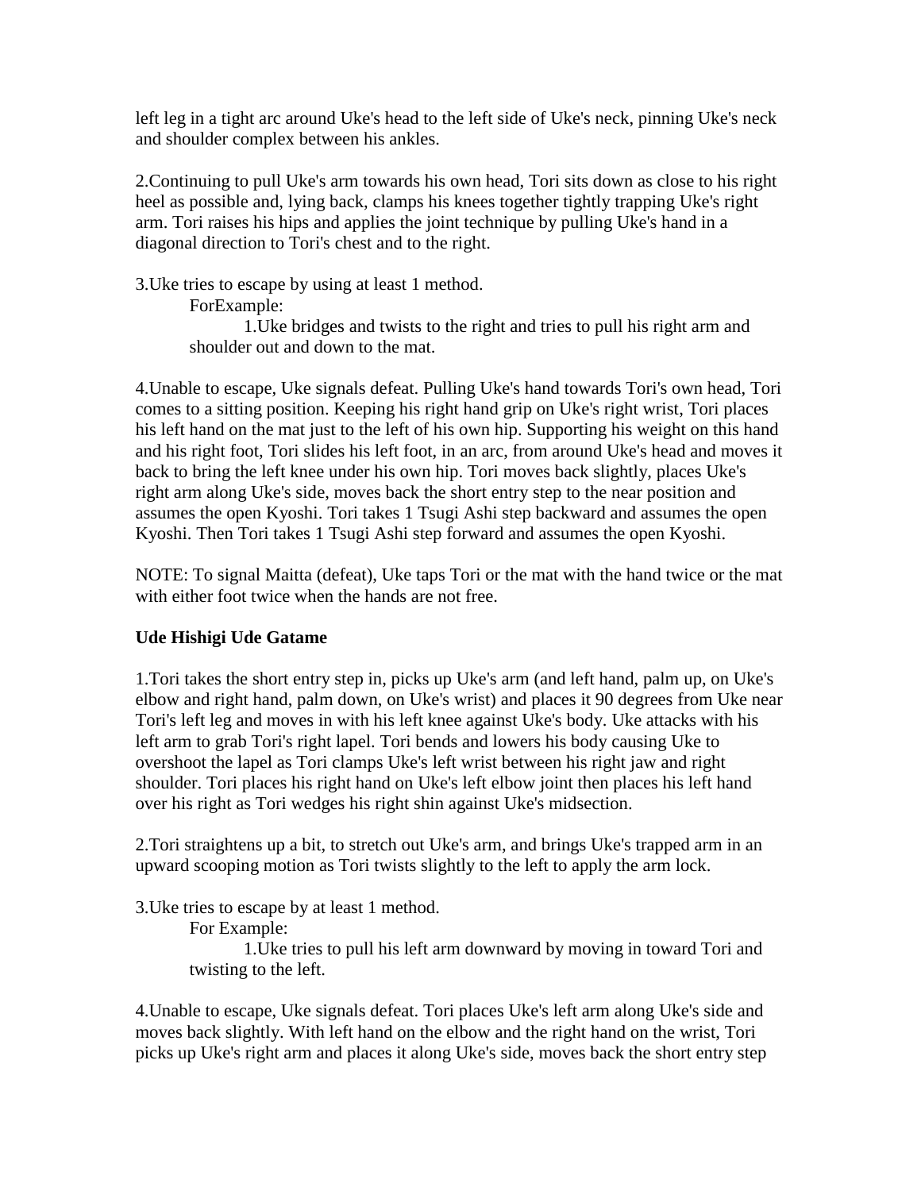left leg in a tight arc around Uke's head to the left side of Uke's neck, pinning Uke's neck and shoulder complex between his ankles.

2.Continuing to pull Uke's arm towards his own head, Tori sits down as close to his right heel as possible and, lying back, clamps his knees together tightly trapping Uke's right arm. Tori raises his hips and applies the joint technique by pulling Uke's hand in a diagonal direction to Tori's chest and to the right.

3.Uke tries to escape by using at least 1 method.

ForExample:

1.Uke bridges and twists to the right and tries to pull his right arm and shoulder out and down to the mat.

4.Unable to escape, Uke signals defeat. Pulling Uke's hand towards Tori's own head, Tori comes to a sitting position. Keeping his right hand grip on Uke's right wrist, Tori places his left hand on the mat just to the left of his own hip. Supporting his weight on this hand and his right foot, Tori slides his left foot, in an arc, from around Uke's head and moves it back to bring the left knee under his own hip. Tori moves back slightly, places Uke's right arm along Uke's side, moves back the short entry step to the near position and assumes the open Kyoshi. Tori takes 1 Tsugi Ashi step backward and assumes the open Kyoshi. Then Tori takes 1 Tsugi Ashi step forward and assumes the open Kyoshi.

NOTE: To signal Maitta (defeat), Uke taps Tori or the mat with the hand twice or the mat with either foot twice when the hands are not free.

**Ude Hishigi Ude Gatame**

1.Tori takes the short entry step in, picks up Uke's arm (and left hand, palm up, on Uke's elbow and right hand, palm down, on Uke's wrist) and places it 90 degrees from Uke near Tori's left leg and moves in with his left knee against Uke's body. Uke attacks with his left arm to grab Tori's right lapel. Tori bends and lowers his body causing Uke to overshoot the lapel as Tori clamps Uke's left wrist between his right jaw and right shoulder. Tori places his right hand on Uke's left elbow joint then places his left hand over his right as Tori wedges his right shin against Uke's midsection.

2.Tori straightens up a bit, to stretch out Uke's arm, and brings Uke's trapped arm in an upward scooping motion as Tori twists slightly to the left to apply the arm lock.

3.Uke tries to escape by at least 1 method.

For Example:

1.Uke tries to pull his left arm downward by moving in toward Tori and twisting to the left.

4.Unable to escape, Uke signals defeat. Tori places Uke's left arm along Uke's side and moves back slightly. With left hand on the elbow and the right hand on the wrist, Tori picks up Uke's right arm and places it along Uke's side, moves back the short entry step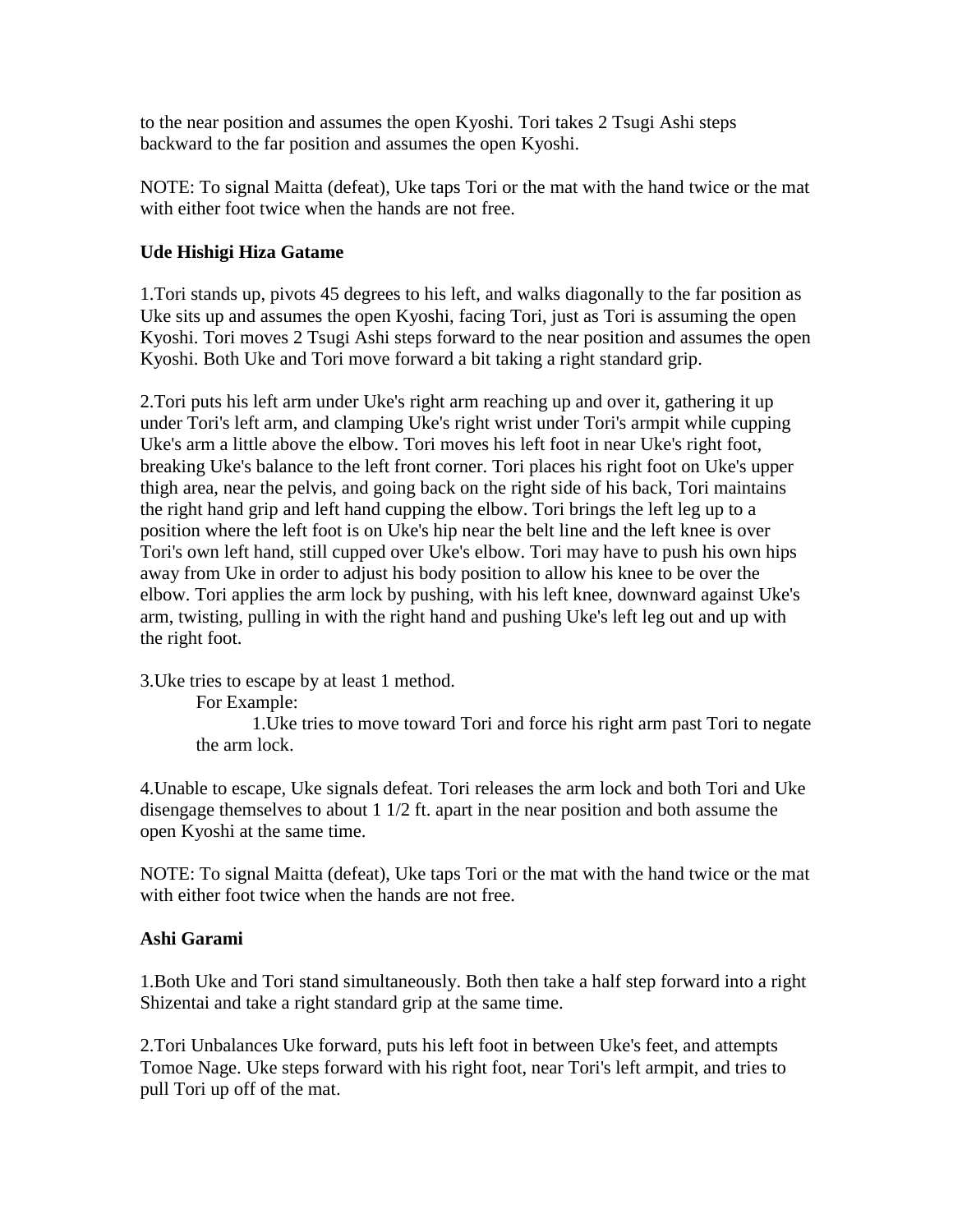to the near position and assumes the open Kyoshi. Tori takes 2 Tsugi Ashi steps backward to the far position and assumes the open Kyoshi.

NOTE: To signal Maitta (defeat), Uke taps Tori or the mat with the hand twice or the mat with either foot twice when the hands are not free.

**Ude Hishigi Hiza Gatame**

1.Tori stands up, pivots 45 degrees to his left, and walks diagonally to the far position as Uke sits up and assumes the open Kyoshi, facing Tori, just as Tori is assuming the open Kyoshi. Tori moves 2 Tsugi Ashi steps forward to the near position and assumes the open Kyoshi. Both Uke and Tori move forward a bit taking a right standard grip.

2.Tori puts his left arm under Uke's right arm reaching up and over it, gathering it up under Tori's left arm, and clamping Uke's right wrist under Tori's armpit while cupping Uke's arm a little above the elbow. Tori moves his left foot in near Uke's right foot, breaking Uke's balance to the left front corner. Tori places his right foot on Uke's upper thigh area, near the pelvis, and going back on the right side of his back, Tori maintains the right hand grip and left hand cupping the elbow. Tori brings the left leg up to a position where the left foot is on Uke's hip near the belt line and the left knee is over Tori's own left hand, still cupped over Uke's elbow. Tori may have to push his own hips away from Uke in order to adjust his body position to allow his knee to be over the elbow. Tori applies the arm lock by pushing, with his left knee, downward against Uke's arm, twisting, pulling in with the right hand and pushing Uke's left leg out and up with the right foot.

3.Uke tries to escape by at least 1 method.

For Example:

1.Uke tries to move toward Tori and force his right arm past Tori to negate the arm lock.

4.Unable to escape, Uke signals defeat. Tori releases the arm lock and both Tori and Uke disengage themselves to about 1 1/2 ft. apart in the near position and both assume the open Kyoshi at the same time.

NOTE: To signal Maitta (defeat), Uke taps Tori or the mat with the hand twice or the mat with either foot twice when the hands are not free.

**Ashi Garami**

1.Both Uke and Tori stand simultaneously. Both then take a half step forward into a right Shizentai and take a right standard grip at the same time.

2.Tori Unbalances Uke forward, puts his left foot in between Uke's feet, and attempts Tomoe Nage. Uke steps forward with his right foot, near Tori's left armpit, and tries to pull Tori up off of the mat.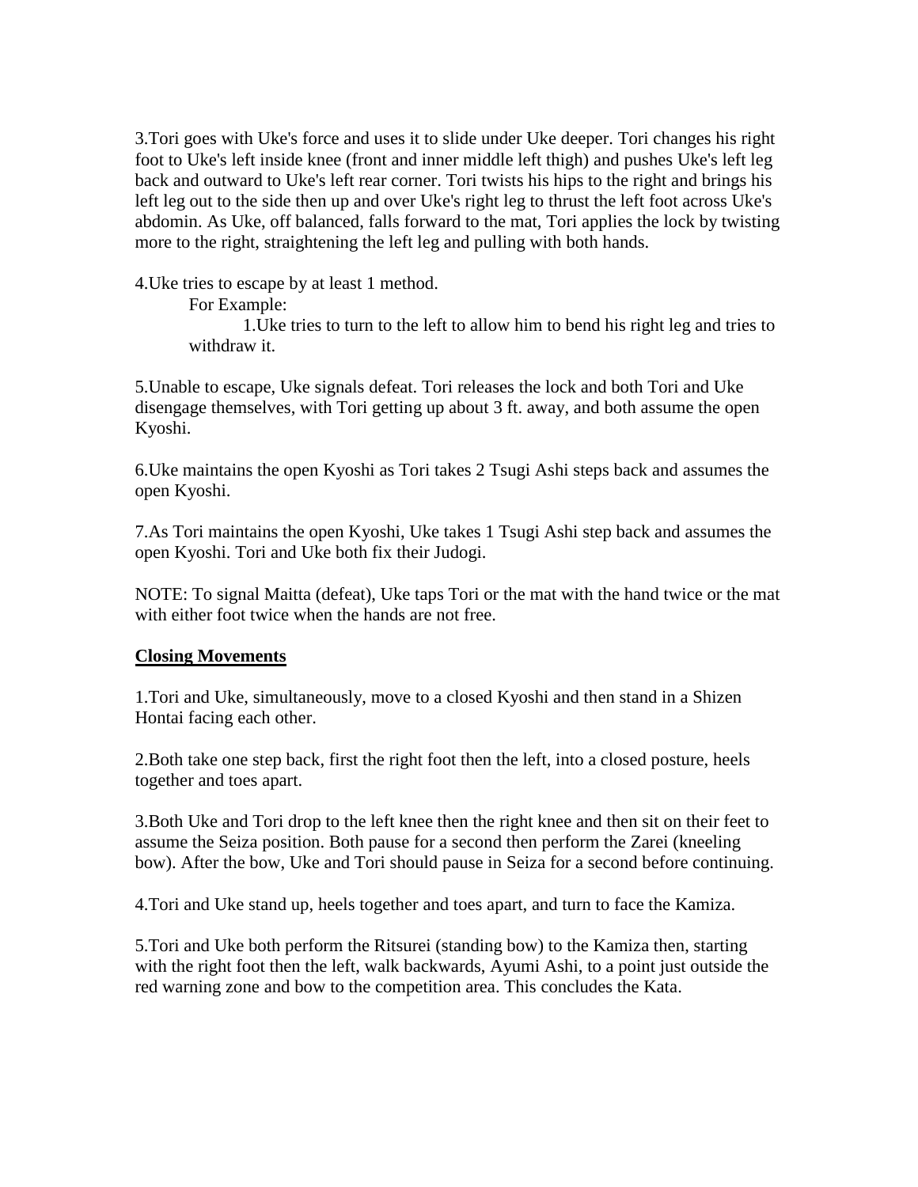3.Tori goes with Uke's force and uses it to slide under Uke deeper. Tori changes his right foot to Uke's left inside knee (front and inner middle left thigh) and pushes Uke's left leg back and outward to Uke's left rear corner. Tori twists his hips to the right and brings his left leg out to the side then up and over Uke's right leg to thrust the left foot across Uke's abdomin. As Uke, off balanced, falls forward to the mat, Tori applies the lock by twisting more to the right, straightening the left leg and pulling with both hands.

4.Uke tries to escape by at least 1 method.

For Example:

1.Uke tries to turn to the left to allow him to bend his right leg and tries to withdraw it.

5.Unable to escape, Uke signals defeat. Tori releases the lock and both Tori and Uke disengage themselves, with Tori getting up about 3 ft. away, and both assume the open Kyoshi.

6.Uke maintains the open Kyoshi as Tori takes 2 Tsugi Ashi steps back and assumes the open Kyoshi.

7.As Tori maintains the open Kyoshi, Uke takes 1 Tsugi Ashi step back and assumes the open Kyoshi. Tori and Uke both fix their Judogi.

NOTE: To signal Maitta (defeat), Uke taps Tori or the mat with the hand twice or the mat with either foot twice when the hands are not free.

## Closing Movements

1.Tori and Uke, simultaneously, move to a closed Kyoshi and then stand in a Shizen Hontai facing each other.

2.Both take one step back, first the right foot then the left, into a closed posture, heels together and toes apart.

3.Both Uke and Tori drop to the left knee then the right knee and then sit on their feet to assume the Seiza position. Both pause for a second then perform the Zarei (kneeling bow). After the bow, Uke and Tori should pause in Seiza for a second before continuing.

4.Tori and Uke stand up, heels together and toes apart, and turn to face the Kamiza.

5.Tori and Uke both perform the Ritsurei (standing bow) to the Kamiza then, starting with the right foot then the left, walk backwards, Ayumi Ashi, to a point just outside the red warning zone and bow to the competition area. This concludes the Kata.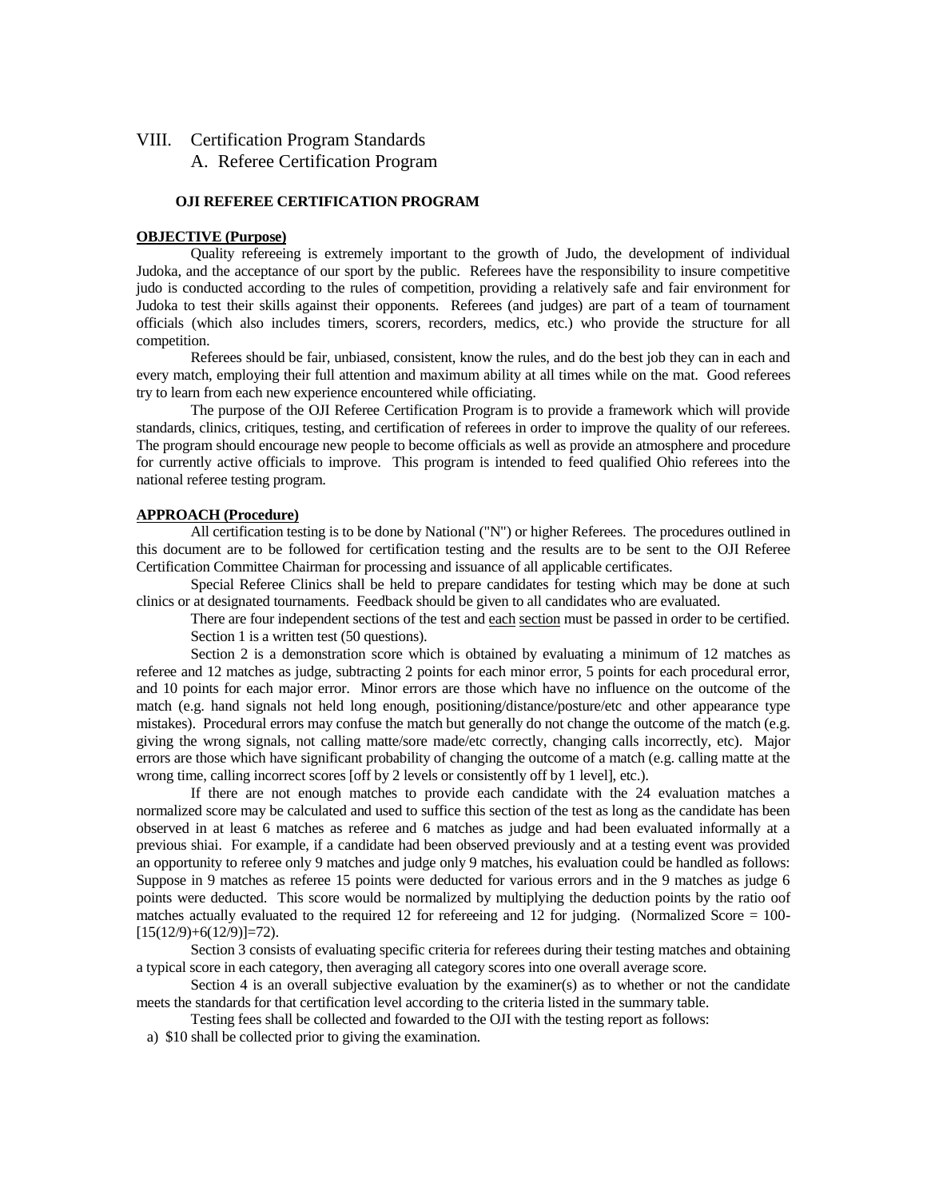# VIII. Certification Program Standards

## A. Referee Certification Program

### OJI REFEREE CERTIFICATION PROGRAM

**OBJECTIVE (Purpose)**

Quality refereeing is extremely important to the growth of Judo, the development of individual Judoka, and the acceptance of our sport by the public. Referees have the responsibility to insure competitive judo is conducted according to the rules of competition, providing a relatively safe and fair environment for Judoka to test their skills against their opponents. Referees (and judges) are part of a team of tournament officials (which also includes timers, scorers, recorders, medics, etc.) who provide the structure for all competition.

Referees should be fair, unbiased, consistent, know the rules, and do the best job they can in each and every match, employing their full attention and maximum ability at all times while on the mat. Good referees try to learn from each new experience encountered while officiating.

The purpose of the OJI Referee Certification Program is to provide a framework which will provide standards, clinics, critiques, testing, and certification of referees in order to improve the quality of our referees. The program should encourage new people to become officials as well as provide an atmosphere and procedure for currently active officials to improve. This program is intended to feed qualified Ohio referees into the national referee testing program.

**APPROACH (Procedure)**

All certification testing is to be done by National ("N") or higher Referees. The procedures outlined in this document are to be followed for certification testing and the results are to be sent to the OJI Referee Certification Committee Chairman for processing and issuance of all applicable certificates.

Special Referee Clinics shall be held to prepare candidates for testing which may be done at such clinics or at designated tournaments. Feedback should be given to all candidates who are evaluated.

There are four independent sections of the test and each section must be passed in order to be certified.

Section 1 is a written test (50 questions).

Section 2 is a demonstration score which is obtained by evaluating a minimum of 12 matches as referee and 12 matches as judge, subtracting 2 points for each minor error, 5 points for each procedural error, and 10 points for each major error. Minor errors are those which have no influence on the outcome of the match (e.g. hand signals not held long enough, positioning/distance/posture/etc and other appearance type mistakes). Procedural errors may confuse the match but generally do not change the outcome of the match (e.g. giving the wrong signals, not calling matte/sore made/etc correctly, changing calls incorrectly, etc). Major errors are those which have significant probability of changing the outcome of a match (e.g. calling matte at the wrong time, calling incorrect scores [off by 2 levels or consistently off by 1 level], etc.).

If there are not enough matches to provide each candidate with the 24 evaluation matches a normalized score may be calculated and used to suffice this section of the test as long as the candidate has been observed in at least 6 matches as referee and 6 matches as judge and had been evaluated informally at a previous shiai. For example, if a candidate had been observed previously and at a testing event was provided an opportunity to referee only 9 matches and judge only 9 matches, his evaluation could be handled as follows: Suppose in 9 matches as referee 15 points were deducted for various errors and in the 9 matches as judge 6 points were deducted. This score would be normalized by multiplying the deduction points by the ratio oof matches actually evaluated to the required 12 for refereeing and 12 for judging. (Normalized Score = $100-[15(12/9)+6(12/9)]=72$).

Section 3 consists of evaluating specific criteria for referees during their testing matches and obtaining a typical score in each category, then averaging all category scores into one overall average score.

Section 4 is an overall subjective evaluation by the examiner(s) as to whether or not the candidate meets the standards for that certification level according to the criteria listed in the summary table.

Testing fees shall be collected and fowarded to the OJI with the testing report as follows:

a) $10 shall be collected prior to giving the examination.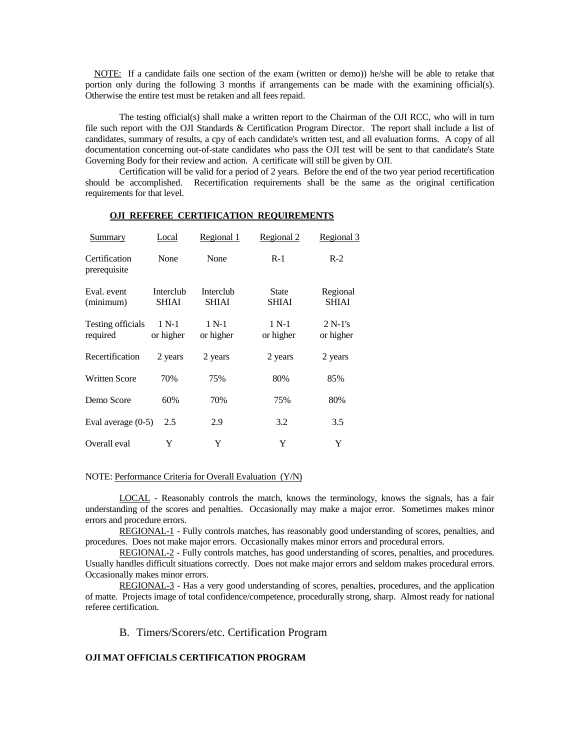NOTE: If a candidate fails one section of the exam (written or demo)) he/she will be able to retake that portion only during the following 3 months if arrangements can be made with the examining official(s). Otherwise the entire test must be retaken and all fees repaid.

The testing official(s) shall make a written report to the Chairman of the OJI RCC, who will in turn file such report with the OJI Standards & Certification Program Director. The report shall include a list of candidates, summary of results, a cpy of each candidate's written test, and all evaluation forms. A copy of all documentation concerning out-of-state candidates who pass the OJI test will be sent to that candidate's State Governing Body for their review and action. A certificate will still be given by OJI.

Certification will be valid for a period of 2 years. Before the end of the two year period recertification should be accomplished. Recertification requirements shall be the same as the original certification requirements for that level.

**OJI REFEREE CERTIFICATION REQUIREMENTS**

| Summary | Local | Regional 1 | Regional 2 | Regional 3 |
|---|---|---|---|---|
| Certification prerequisite | None | None | R-1 | R-2 |
| Eval. event (minimum) | Interclub SHIAI | Interclub SHIAI | State SHIAI | Regional SHIAI |
| Testing officials required | 1 N-1 or higher | 1 N-1 or higher | 1 N-1 or higher | 2 N-1's or higher |
| Recertification | 2 years | 2 years | 2 years | 2 years |
| Written Score | 70% | 75% | 80% | 85% |
| Demo Score | 60% | 70% | 75% | 80% |
| Eval average (0-5) | 2.5 | 2.9 | 3.2 | 3.5 |
| Overall eval | Y | Y | Y | Y |

NOTE: Performance Criteria for Overall Evaluation (Y/N)

LOCAL - Reasonably controls the match, knows the terminology, knows the signals, has a fair understanding of the scores and penalties. Occasionally may make a major error. Sometimes makes minor errors and procedure errors.

REGIONAL-1 - Fully controls matches, has reasonably good understanding of scores, penalties, and procedures. Does not make major errors. Occasionally makes minor errors and procedural errors.

REGIONAL-2 - Fully controls matches, has good understanding of scores, penalties, and procedures. Usually handles difficult situations correctly. Does not make major errors and seldom makes procedural errors. Occasionally makes minor errors.

REGIONAL-3 - Has a very good understanding of scores, penalties, procedures, and the application of matte. Projects image of total confidence/competence, procedurally strong, sharp. Almost ready for national referee certification.

## B. Timers/Scorers/etc. Certification Program

**OJI MAT OFFICIALS CERTIFICATION PROGRAM**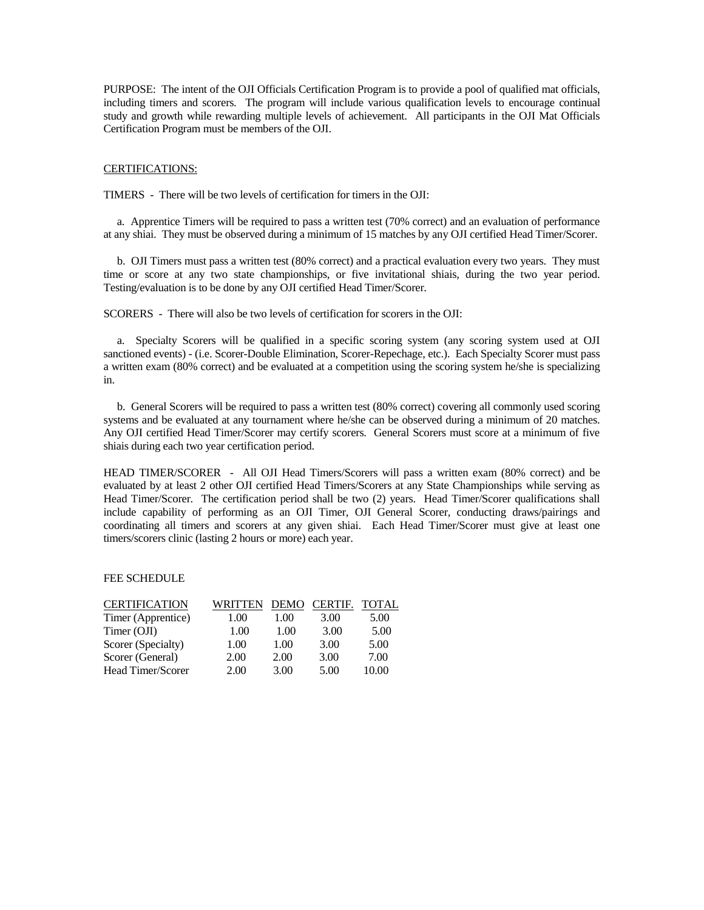PURPOSE: The intent of the OJI Officials Certification Program is to provide a pool of qualified mat officials, including timers and scorers. The program will include various qualification levels to encourage continual study and growth while rewarding multiple levels of achievement. All participants in the OJI Mat Officials Certification Program must be members of the OJI.

CERTIFICATIONS:

TIMERS - There will be two levels of certification for timers in the OJI:

a. Apprentice Timers will be required to pass a written test (70% correct) and an evaluation of performance at any shiai. They must be observed during a minimum of 15 matches by any OJI certified Head Timer/Scorer.

b. OJI Timers must pass a written test (80% correct) and a practical evaluation every two years. They must time or score at any two state championships, or five invitational shiais, during the two year period. Testing/evaluation is to be done by any OJI certified Head Timer/Scorer.

SCORERS - There will also be two levels of certification for scorers in the OJI:

a. Specialty Scorers will be qualified in a specific scoring system (any scoring system used at OJI sanctioned events) - (i.e. Scorer-Double Elimination, Scorer-Repechage, etc.). Each Specialty Scorer must pass a written exam (80% correct) and be evaluated at a competition using the scoring system he/she is specializing in.

b. General Scorers will be required to pass a written test (80% correct) covering all commonly used scoring systems and be evaluated at any tournament where he/she can be observed during a minimum of 20 matches. Any OJI certified Head Timer/Scorer may certify scorers. General Scorers must score at a minimum of five shiais during each two year certification period.

HEAD TIMER/SCORER - All OJI Head Timers/Scorers will pass a written exam (80% correct) and be evaluated by at least 2 other OJI certified Head Timers/Scorers at any State Championships while serving as Head Timer/Scorer. The certification period shall be two (2) years. Head Timer/Scorer qualifications shall include capability of performing as an OJI Timer, OJI General Scorer, conducting draws/pairings and coordinating all timers and scorers at any given shiai. Each Head Timer/Scorer must give at least one timers/scorers clinic (lasting 2 hours or more) each year.

FEE SCHEDULE

| CERTIFICATION | WRITTEN | DEMO | CERTIF. | TOTAL |
|---|---|---|---|---|
| Timer (Apprentice) | 1.00 | 1.00 | 3.00 | 5.00 |
| Timer (OJI) | 1.00 | 1.00 | 3.00 | 5.00 |
| Scorer (Specialty) | 1.00 | 1.00 | 3.00 | 5.00 |
| Scorer (General) | 2.00 | 2.00 | 3.00 | 7.00 |
| Head Timer/Scorer | 2.00 | 3.00 | 5.00 | 10.00 |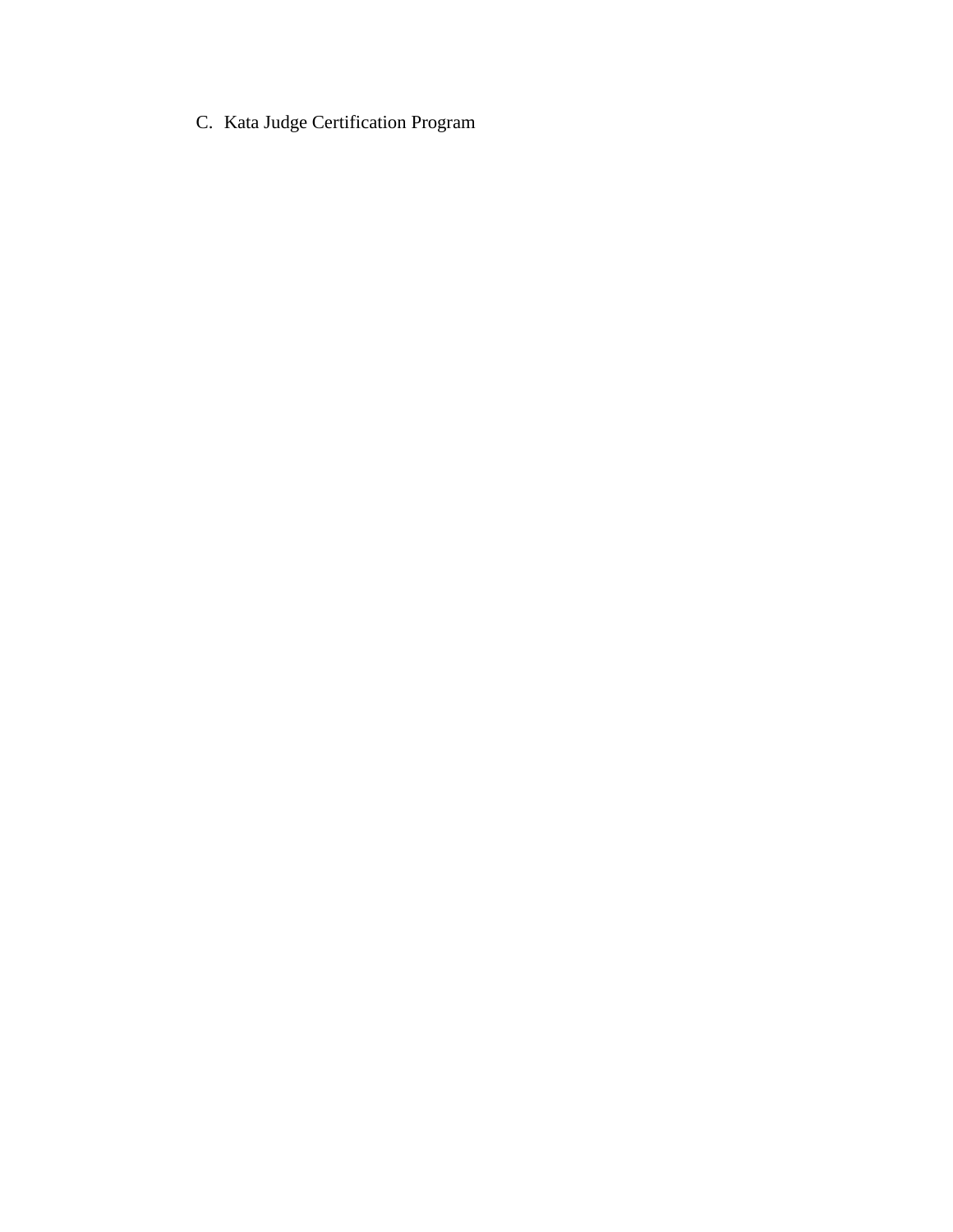C. Kata Judge Certification Program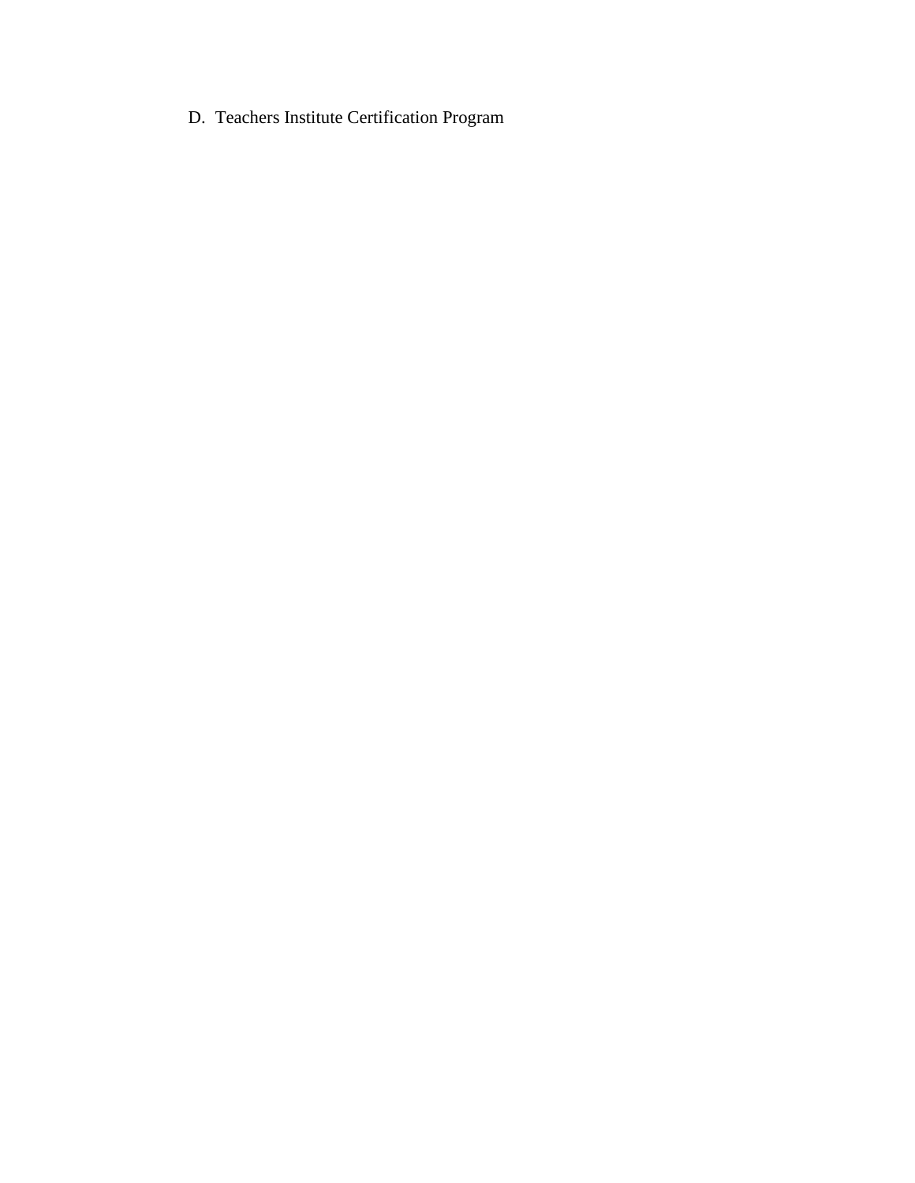D. Teachers Institute Certification Program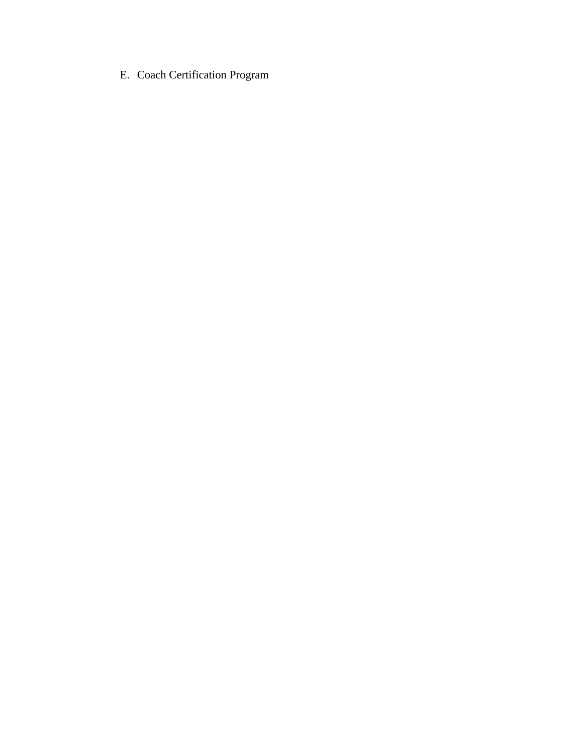E. Coach Certification Program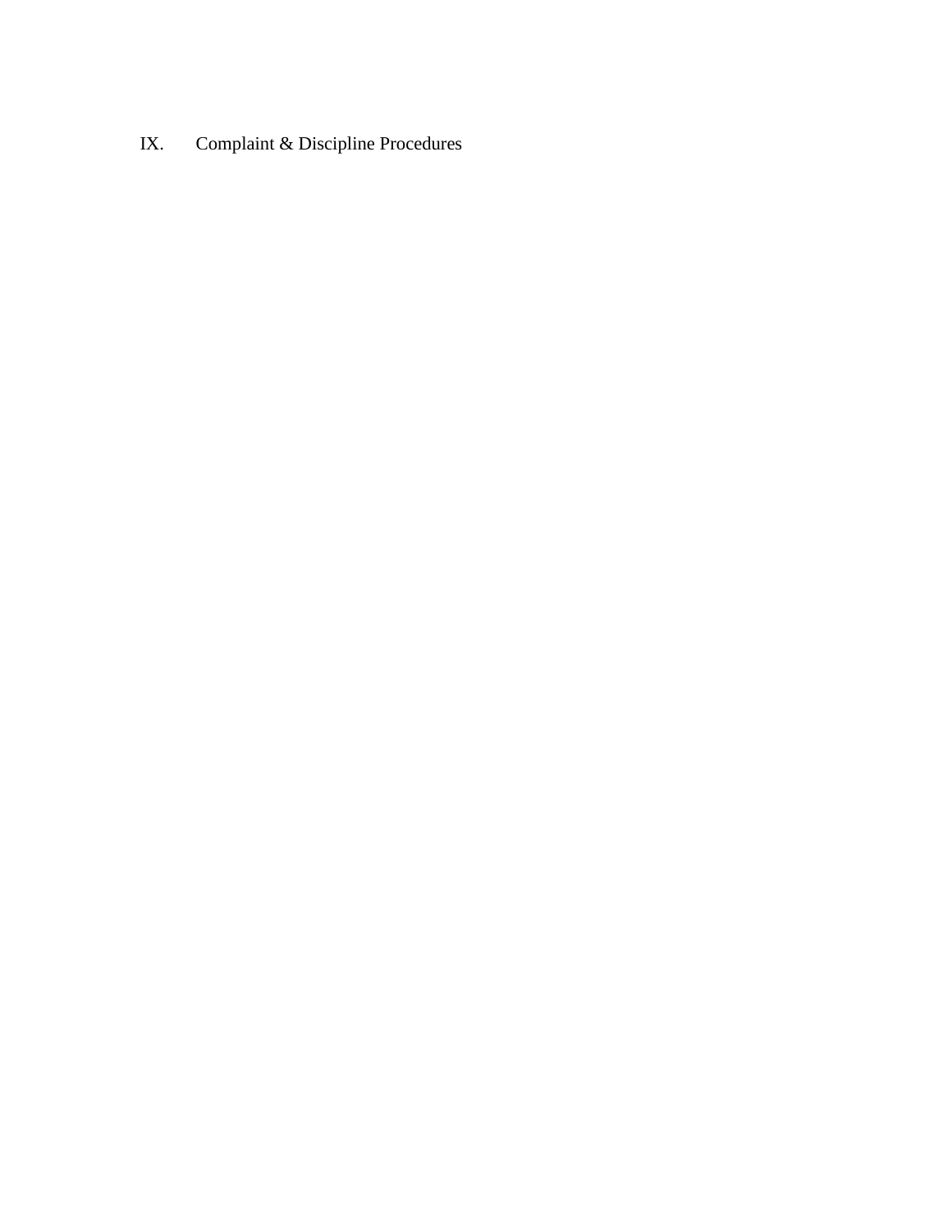# IX. Complaint & Discipline Procedures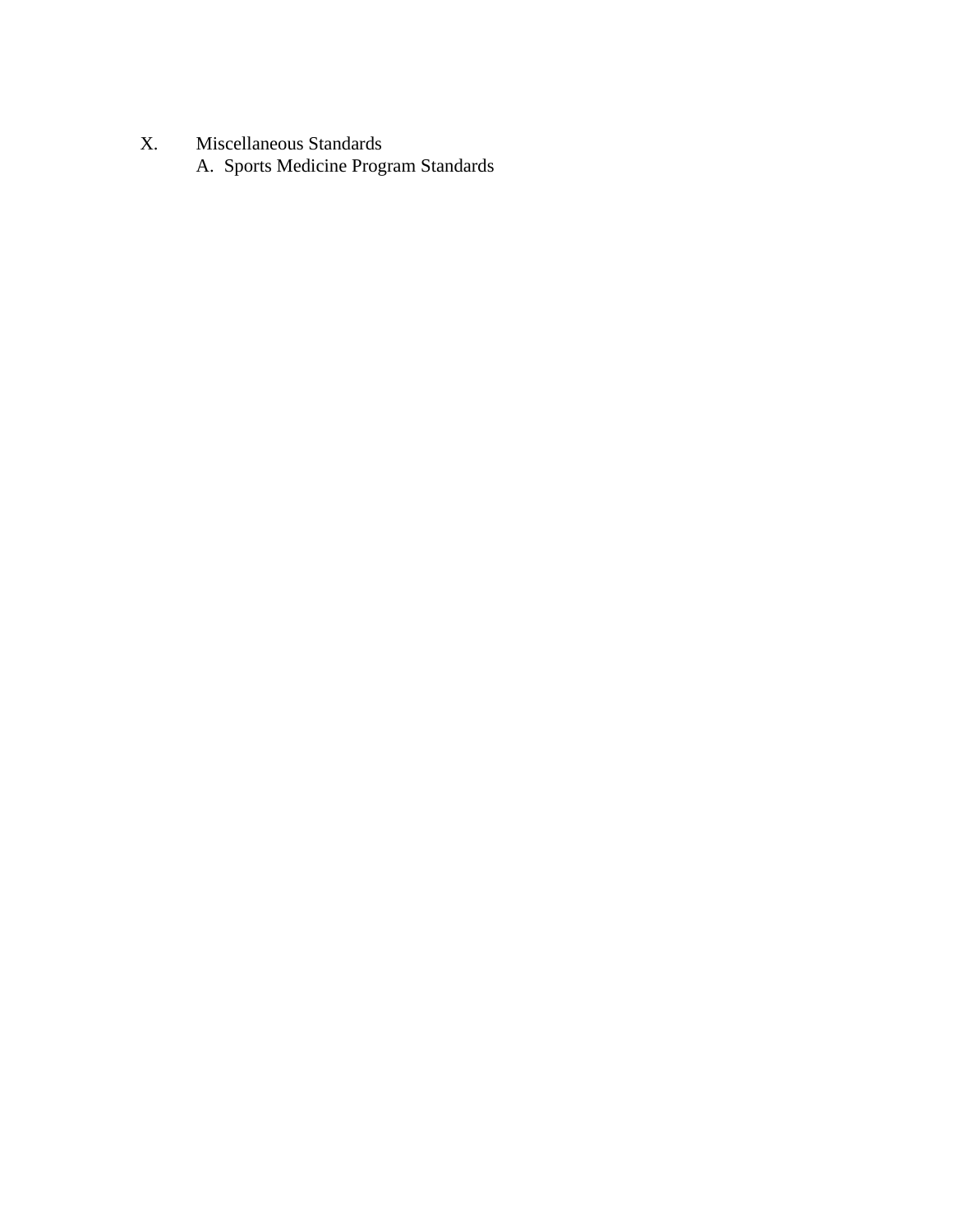X. Miscellaneous Standards

   A. Sports Medicine Program Standards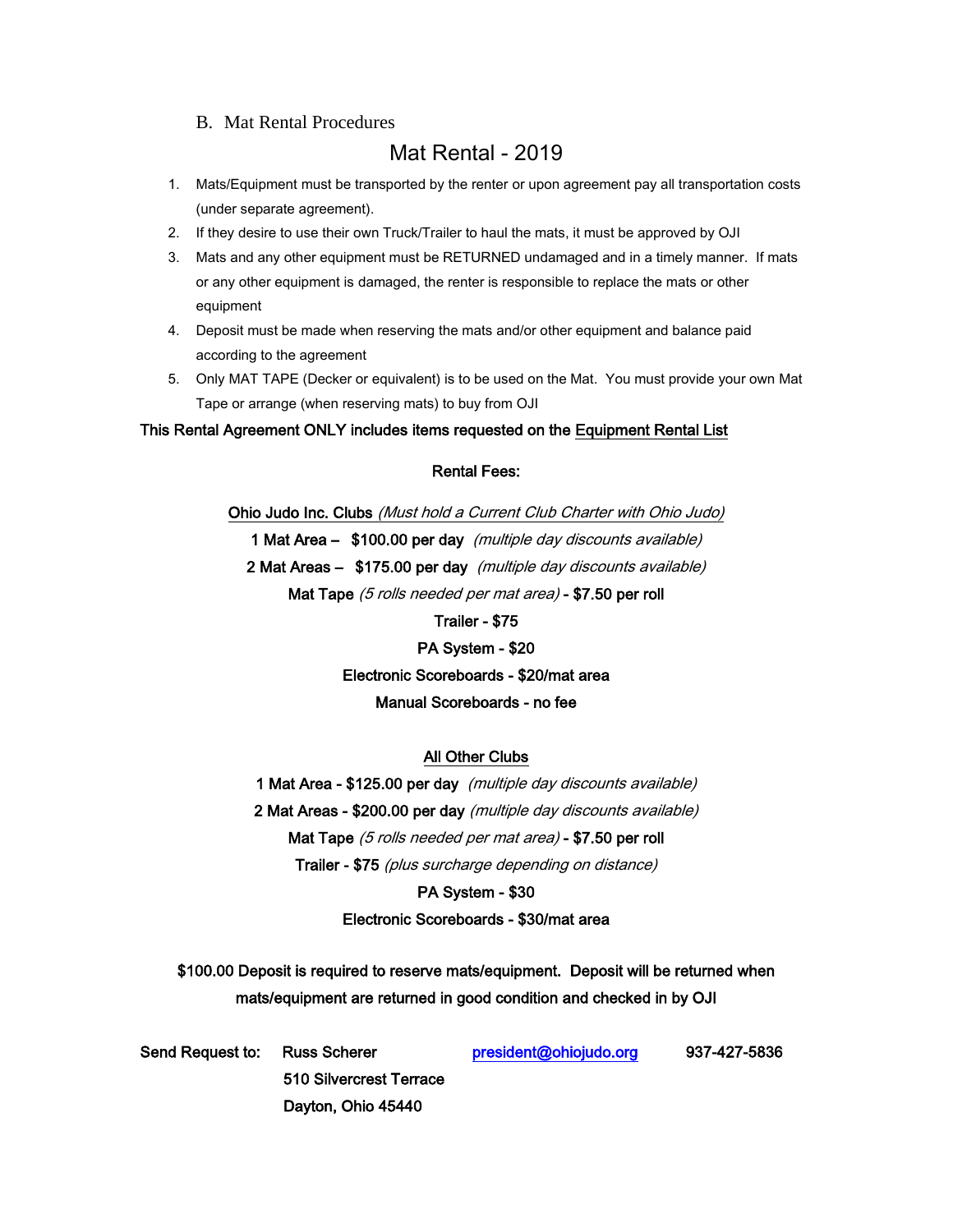### B. Mat Rental Procedures

## Mat Rental - 2019

1. Mats/Equipment must be transported by the renter or upon agreement pay all transportation costs (under separate agreement).
2. If they desire to use their own Truck/Trailer to haul the mats, it must be approved by OJI
3. Mats and any other equipment must be RETURNED undamaged and in a timely manner. If mats or any other equipment is damaged, the renter is responsible to replace the mats or other equipment
4. Deposit must be made when reserving the mats and/or other equipment and balance paid according to the agreement
5. Only MAT TAPE (Decker or equivalent) is to be used on the Mat. You must provide your own Mat Tape or arrange (when reserving mats) to buy from OJI

**This Rental Agreement ONLY includes items requested on the Equipment Rental List**

**Rental Fees:**

**Ohio Judo Inc. Clubs** *(Must hold a Current Club Charter with Ohio Judo)*

**1 Mat Area – $100.00 per day** *(multiple day discounts available)*

**2 Mat Areas – $175.00 per day** *(multiple day discounts available)*

**Mat Tape** *(5 rolls needed per mat area)* **- $7.50 per roll**

**Trailer - $75**

**PA System - $20**

**Electronic Scoreboards - $20/mat area**

**Manual Scoreboards - no fee**

**All Other Clubs**

**1 Mat Area - $125.00 per day** *(multiple day discounts available)*

**2 Mat Areas - $200.00 per day** *(multiple day discounts available)*

**Mat Tape** *(5 rolls needed per mat area)* **- $7.50 per roll**

**Trailer - $75** *(plus surcharge depending on distance)*

**PA System - $30**

**Electronic Scoreboards - $30/mat area**

**$100.00 Deposit is required to reserve mats/equipment. Deposit will be returned when mats/equipment are returned in good condition and checked in by OJI**

**Send Request to:** Russ Scherer president@ohiojudo.org 937-427-5836
510 Silvercrest Terrace
Dayton, Ohio 45440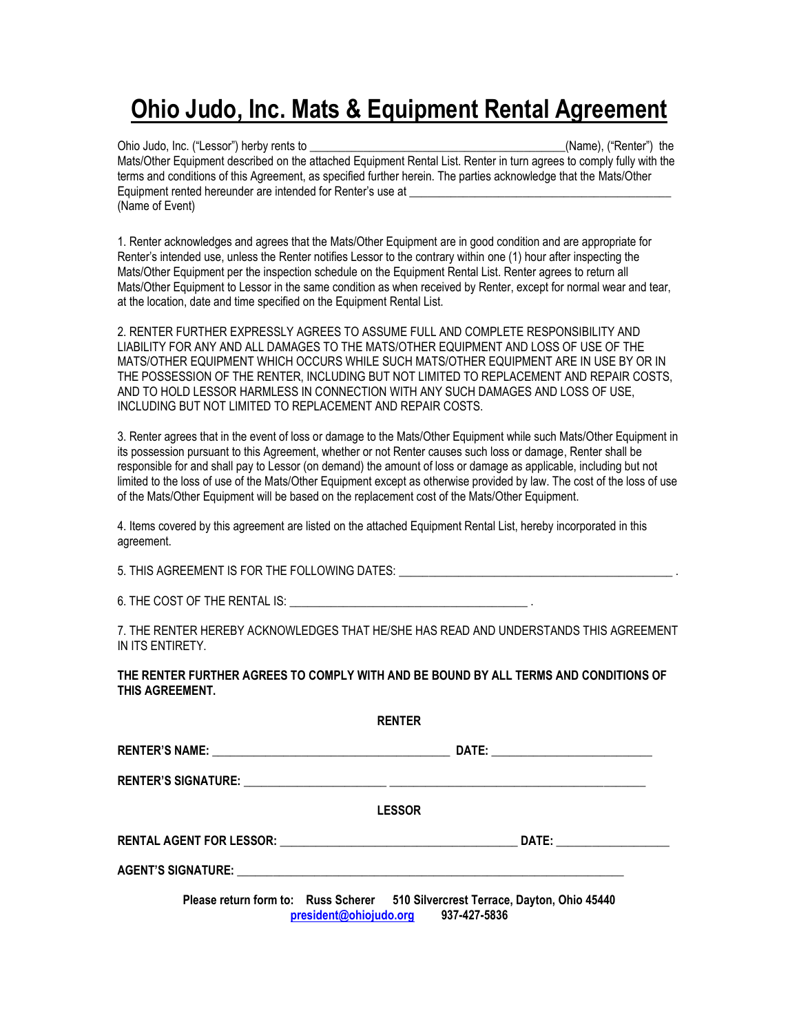# Ohio Judo, Inc. Mats & Equipment Rental Agreement

Ohio Judo, Inc. ("Lessor") herby rents to ________________________________________(Name), ("Renter") the Mats/Other Equipment described on the attached Equipment Rental List. Renter in turn agrees to comply fully with the terms and conditions of this Agreement, as specified further herein. The parties acknowledge that the Mats/Other Equipment rented hereunder are intended for Renter's use at ____________________________________________ (Name of Event)

1. Renter acknowledges and agrees that the Mats/Other Equipment are in good condition and are appropriate for Renter's intended use, unless the Renter notifies Lessor to the contrary within one (1) hour after inspecting the Mats/Other Equipment per the inspection schedule on the Equipment Rental List. Renter agrees to return all Mats/Other Equipment to Lessor in the same condition as when received by Renter, except for normal wear and tear, at the location, date and time specified on the Equipment Rental List.

2. RENTER FURTHER EXPRESSLY AGREES TO ASSUME FULL AND COMPLETE RESPONSIBILITY AND LIABILITY FOR ANY AND ALL DAMAGES TO THE MATS/OTHER EQUIPMENT AND LOSS OF USE OF THE MATS/OTHER EQUIPMENT WHICH OCCURS WHILE SUCH MATS/OTHER EQUIPMENT ARE IN USE BY OR IN THE POSSESSION OF THE RENTER, INCLUDING BUT NOT LIMITED TO REPLACEMENT AND REPAIR COSTS, AND TO HOLD LESSOR HARMLESS IN CONNECTION WITH ANY SUCH DAMAGES AND LOSS OF USE, INCLUDING BUT NOT LIMITED TO REPLACEMENT AND REPAIR COSTS.

3. Renter agrees that in the event of loss or damage to the Mats/Other Equipment while such Mats/Other Equipment in its possession pursuant to this Agreement, whether or not Renter causes such loss or damage, Renter shall be responsible for and shall pay to Lessor (on demand) the amount of loss or damage as applicable, including but not limited to the loss of use of the Mats/Other Equipment except as otherwise provided by law. The cost of the loss of use of the Mats/Other Equipment will be based on the replacement cost of the Mats/Other Equipment.

4. Items covered by this agreement are listed on the attached Equipment Rental List, hereby incorporated in this agreement.

5. THIS AGREEMENT IS FOR THE FOLLOWING DATES: ______________________________________________ .

6. THE COST OF THE RENTAL IS: ________________________________________ .

7. THE RENTER HEREBY ACKNOWLEDGES THAT HE/SHE HAS READ AND UNDERSTANDS THIS AGREEMENT IN ITS ENTIRETY.

**THE RENTER FURTHER AGREES TO COMPLY WITH AND BE BOUND BY ALL TERMS AND CONDITIONS OF THIS AGREEMENT.**

**RENTER**

**RENTER'S NAME:** ________________________________________ **DATE:** ___________________________

**RENTER'S SIGNATURE:** ________________________________________________________________

**LESSOR**

**RENTAL AGENT FOR LESSOR:** ________________________________________ **DATE:** ___________________

**AGENT'S SIGNATURE:** _________________________________________________________________

**Please return form to: Russ Scherer 510 Silvercrest Terrace, Dayton, Ohio 45440**
**president@ohiojudo.org 937-427-5836**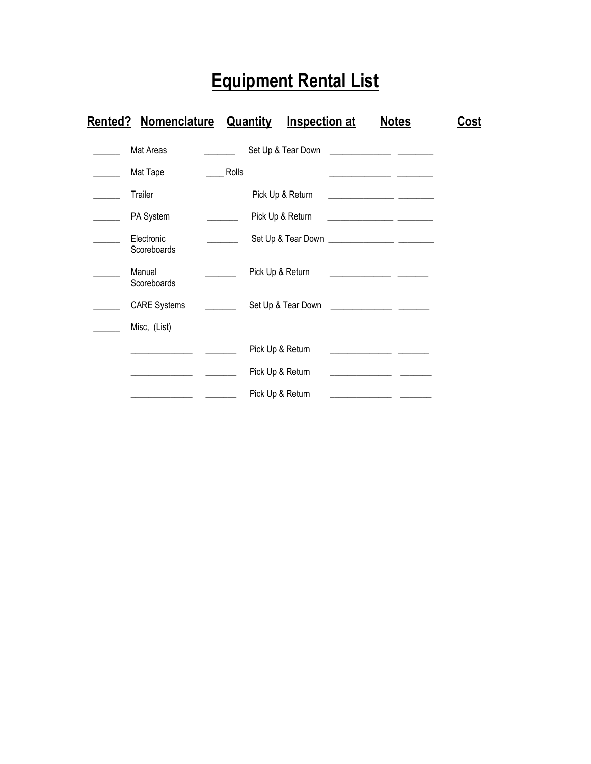# Equipment Rental List

| Rented? | Nomenclature | Quantity | Inspection at | Notes | Cost |
|---|---|---|---|---|---|
| ______ | Mat Areas | _______ | Set Up & Tear Down | ______________ | ________ |
| ______ | Mat Tape | ____ Rolls | | ______________ | ________ |
| ______ | Trailer | | Pick Up & Return | ______________ | ________ |
| ______ | PA System | _______ | Pick Up & Return | ______________ | ________ |
| ______ | Electronic Scoreboards | _______ | Set Up & Tear Down | ______________ | ________ |
| ______ | Manual Scoreboards | _______ | Pick Up & Return | ______________ | _______ |
| ______ | CARE Systems | _______ | Set Up & Tear Down | ______________ | _______ |
| ______ | Misc, (List) | | | | |
| | ______________ | _______ | Pick Up & Return | ______________ | _______ |
| | ______________ | _______ | Pick Up & Return | ______________ | _______ |
| | ______________ | _______ | Pick Up & Return | ______________ | _______ |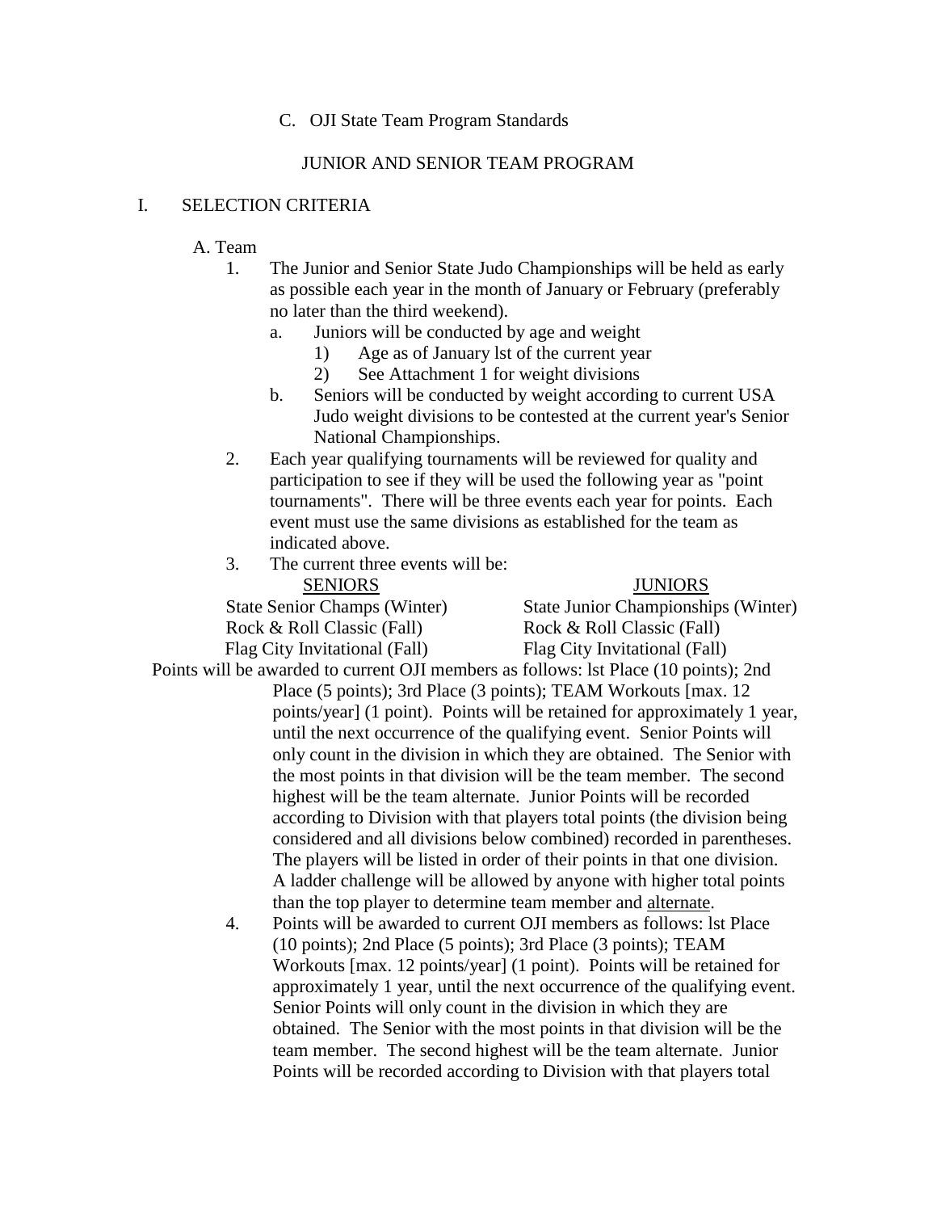C. OJI State Team Program Standards

JUNIOR AND SENIOR TEAM PROGRAM

I. SELECTION CRITERIA

A. Team

1. The Junior and Senior State Judo Championships will be held as early as possible each year in the month of January or February (preferably no later than the third weekend).
   a. Juniors will be conducted by age and weight
      1) Age as of January lst of the current year
      2) See Attachment 1 for weight divisions
   b. Seniors will be conducted by weight according to current USA Judo weight divisions to be contested at the current year's Senior National Championships.
2. Each year qualifying tournaments will be reviewed for quality and participation to see if they will be used the following year as "point tournaments". There will be three events each year for points. Each event must use the same divisions as established for the team as indicated above.
3. The current three events will be:

| SENIORS | JUNIORS |
|---|---|
| State Senior Champs (Winter) | State Junior Championships (Winter) |
| Rock & Roll Classic (Fall) | Rock & Roll Classic (Fall) |
| Flag City Invitational (Fall) | Flag City Invitational (Fall) |

Points will be awarded to current OJI members as follows: lst Place (10 points); 2nd Place (5 points); 3rd Place (3 points); TEAM Workouts [max. 12 points/year] (1 point). Points will be retained for approximately 1 year, until the next occurrence of the qualifying event. Senior Points will only count in the division in which they are obtained. The Senior with the most points in that division will be the team member. The second highest will be the team alternate. Junior Points will be recorded according to Division with that players total points (the division being considered and all divisions below combined) recorded in parentheses. The players will be listed in order of their points in that one division. A ladder challenge will be allowed by anyone with higher total points than the top player to determine team member and alternate.

4. Points will be awarded to current OJI members as follows: lst Place (10 points); 2nd Place (5 points); 3rd Place (3 points); TEAM Workouts [max. 12 points/year] (1 point). Points will be retained for approximately 1 year, until the next occurrence of the qualifying event. Senior Points will only count in the division in which they are obtained. The Senior with the most points in that division will be the team member. The second highest will be the team alternate. Junior Points will be recorded according to Division with that players total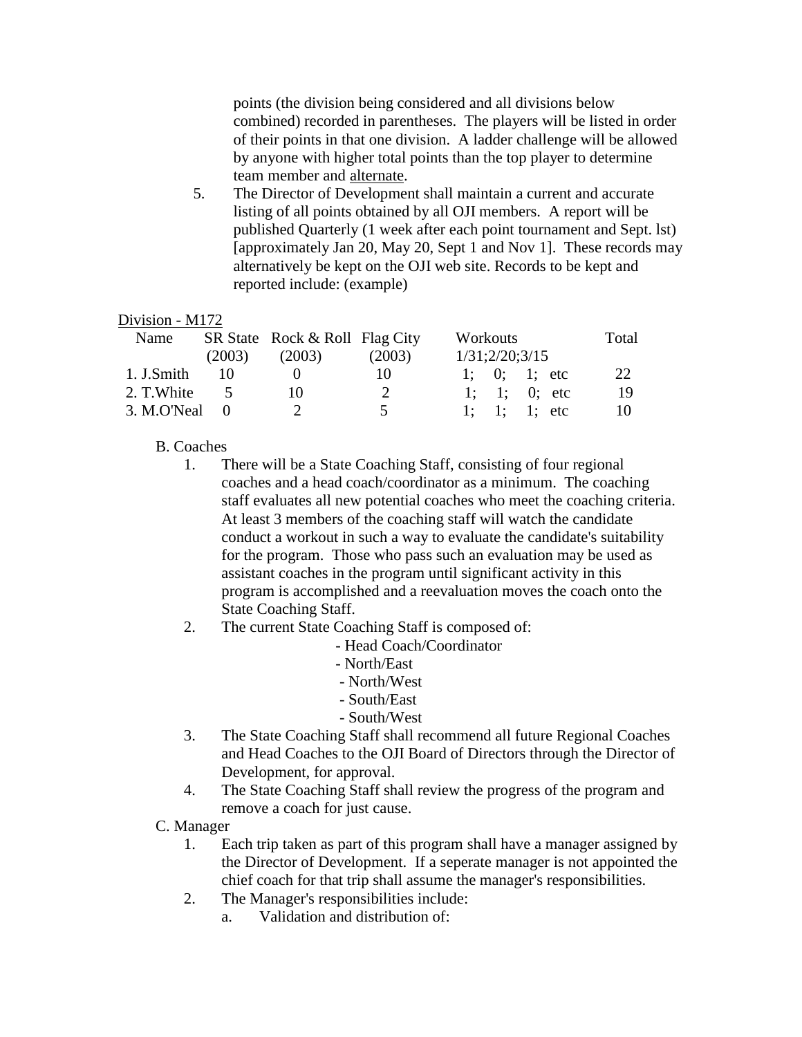points (the division being considered and all divisions below combined) recorded in parentheses. The players will be listed in order of their points in that one division. A ladder challenge will be allowed by anyone with higher total points than the top player to determine team member and alternate.

5. The Director of Development shall maintain a current and accurate listing of all points obtained by all OJI members. A report will be published Quarterly (1 week after each point tournament and Sept. lst) [approximately Jan 20, May 20, Sept 1 and Nov 1]. These records may alternatively be kept on the OJI web site. Records to be kept and reported include: (example)

Division - M172

| Name | SR State (2003) | Rock & Roll (2003) | Flag City (2003) | Workouts 1/31;2/20;3/15 | Total |
|---|---|---|---|---|---|
| 1. J.Smith | 10 | 0 | 10 | 1; 0; 1; etc | 22 |
| 2. T.White | 5 | 10 | 2 | 1; 1; 0; etc | 19 |
| 3. M.O'Neal | 0 | 2 | 5 | 1; 1; 1; etc | 10 |

B. Coaches

1. There will be a State Coaching Staff, consisting of four regional coaches and a head coach/coordinator as a minimum. The coaching staff evaluates all new potential coaches who meet the coaching criteria. At least 3 members of the coaching staff will watch the candidate conduct a workout in such a way to evaluate the candidate's suitability for the program. Those who pass such an evaluation may be used as assistant coaches in the program until significant activity in this program is accomplished and a reevaluation moves the coach onto the State Coaching Staff.
2. The current State Coaching Staff is composed of:
   - Head Coach/Coordinator
   - North/East
   - North/West
   - South/East
   - South/West
3. The State Coaching Staff shall recommend all future Regional Coaches and Head Coaches to the OJI Board of Directors through the Director of Development, for approval.
4. The State Coaching Staff shall review the progress of the program and remove a coach for just cause.

C. Manager

1. Each trip taken as part of this program shall have a manager assigned by the Director of Development. If a seperate manager is not appointed the chief coach for that trip shall assume the manager's responsibilities.
2. The Manager's responsibilities include:
   a. Validation and distribution of: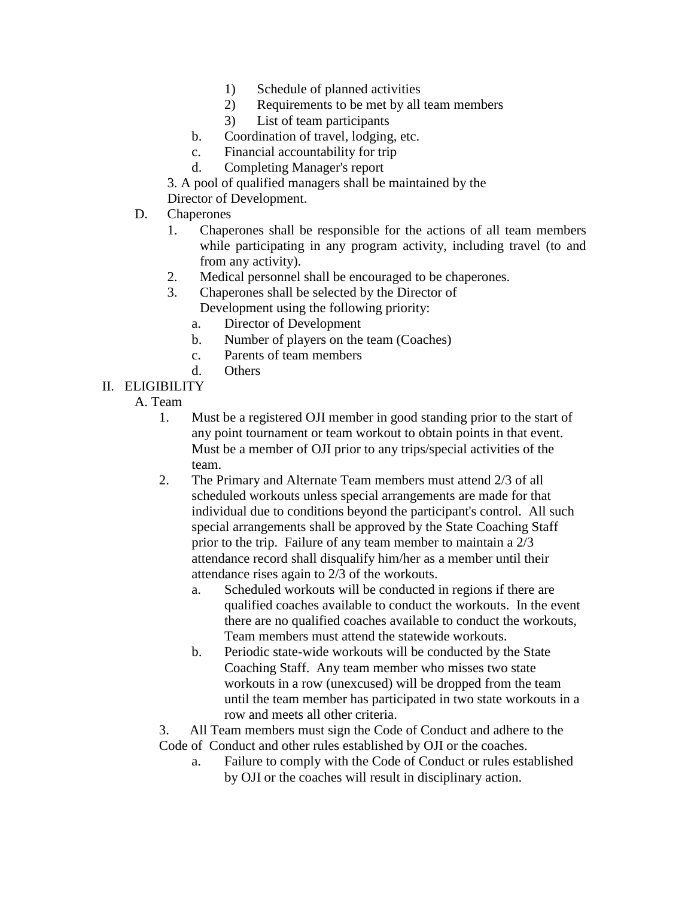1) Schedule of planned activities
2) Requirements to be met by all team members
3) List of team participants

b. Coordination of travel, lodging, etc.
c. Financial accountability for trip
d. Completing Manager's report

3. A pool of qualified managers shall be maintained by the Director of Development.

D. Chaperones

1. Chaperones shall be responsible for the actions of all team members while participating in any program activity, including travel (to and from any activity).
2. Medical personnel shall be encouraged to be chaperones.
3. Chaperones shall be selected by the Director of Development using the following priority:
   a. Director of Development
   b. Number of players on the team (Coaches)
   c. Parents of team members
   d. Others

II. ELIGIBILITY

A. Team

1. Must be a registered OJI member in good standing prior to the start of any point tournament or team workout to obtain points in that event. Must be a member of OJI prior to any trips/special activities of the team.
2. The Primary and Alternate Team members must attend 2/3 of all scheduled workouts unless special arrangements are made for that individual due to conditions beyond the participant's control. All such special arrangements shall be approved by the State Coaching Staff prior to the trip. Failure of any team member to maintain a 2/3 attendance record shall disqualify him/her as a member until their attendance rises again to 2/3 of the workouts.
   a. Scheduled workouts will be conducted in regions if there are qualified coaches available to conduct the workouts. In the event there are no qualified coaches available to conduct the workouts, Team members must attend the statewide workouts.
   b. Periodic state-wide workouts will be conducted by the State Coaching Staff. Any team member who misses two state workouts in a row (unexcused) will be dropped from the team until the team member has participated in two state workouts in a row and meets all other criteria.
3. All Team members must sign the Code of Conduct and adhere to the Code of Conduct and other rules established by OJI or the coaches.
   a. Failure to comply with the Code of Conduct or rules established by OJI or the coaches will result in disciplinary action.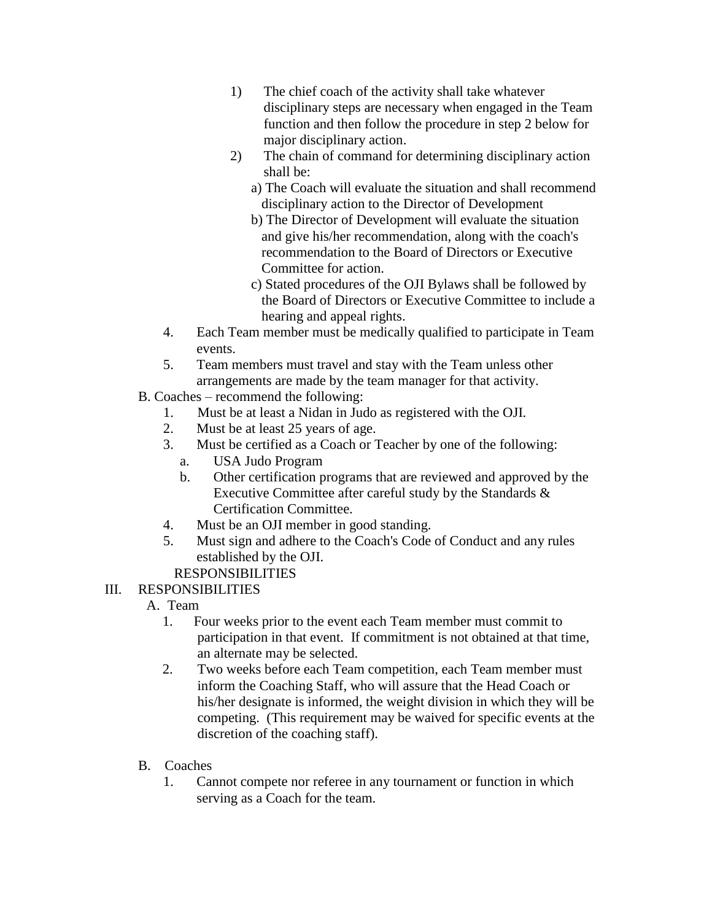1) The chief coach of the activity shall take whatever disciplinary steps are necessary when engaged in the Team function and then follow the procedure in step 2 below for major disciplinary action.
2) The chain of command for determining disciplinary action shall be:
   a) The Coach will evaluate the situation and shall recommend disciplinary action to the Director of Development
   b) The Director of Development will evaluate the situation and give his/her recommendation, along with the coach's recommendation to the Board of Directors or Executive Committee for action.
   c) Stated procedures of the OJI Bylaws shall be followed by the Board of Directors or Executive Committee to include a hearing and appeal rights.

4. Each Team member must be medically qualified to participate in Team events.
5. Team members must travel and stay with the Team unless other arrangements are made by the team manager for that activity.

B. Coaches – recommend the following:

1. Must be at least a Nidan in Judo as registered with the OJI.
2. Must be at least 25 years of age.
3. Must be certified as a Coach or Teacher by one of the following:
   a. USA Judo Program
   b. Other certification programs that are reviewed and approved by the Executive Committee after careful study by the Standards & Certification Committee.
4. Must be an OJI member in good standing.
5. Must sign and adhere to the Coach's Code of Conduct and any rules established by the OJI.

RESPONSIBILITIES

III. RESPONSIBILITIES

A. Team

1. Four weeks prior to the event each Team member must commit to participation in that event. If commitment is not obtained at that time, an alternate may be selected.
2. Two weeks before each Team competition, each Team member must inform the Coaching Staff, who will assure that the Head Coach or his/her designate is informed, the weight division in which they will be competing. (This requirement may be waived for specific events at the discretion of the coaching staff).

B. Coaches

1. Cannot compete nor referee in any tournament or function in which serving as a Coach for the team.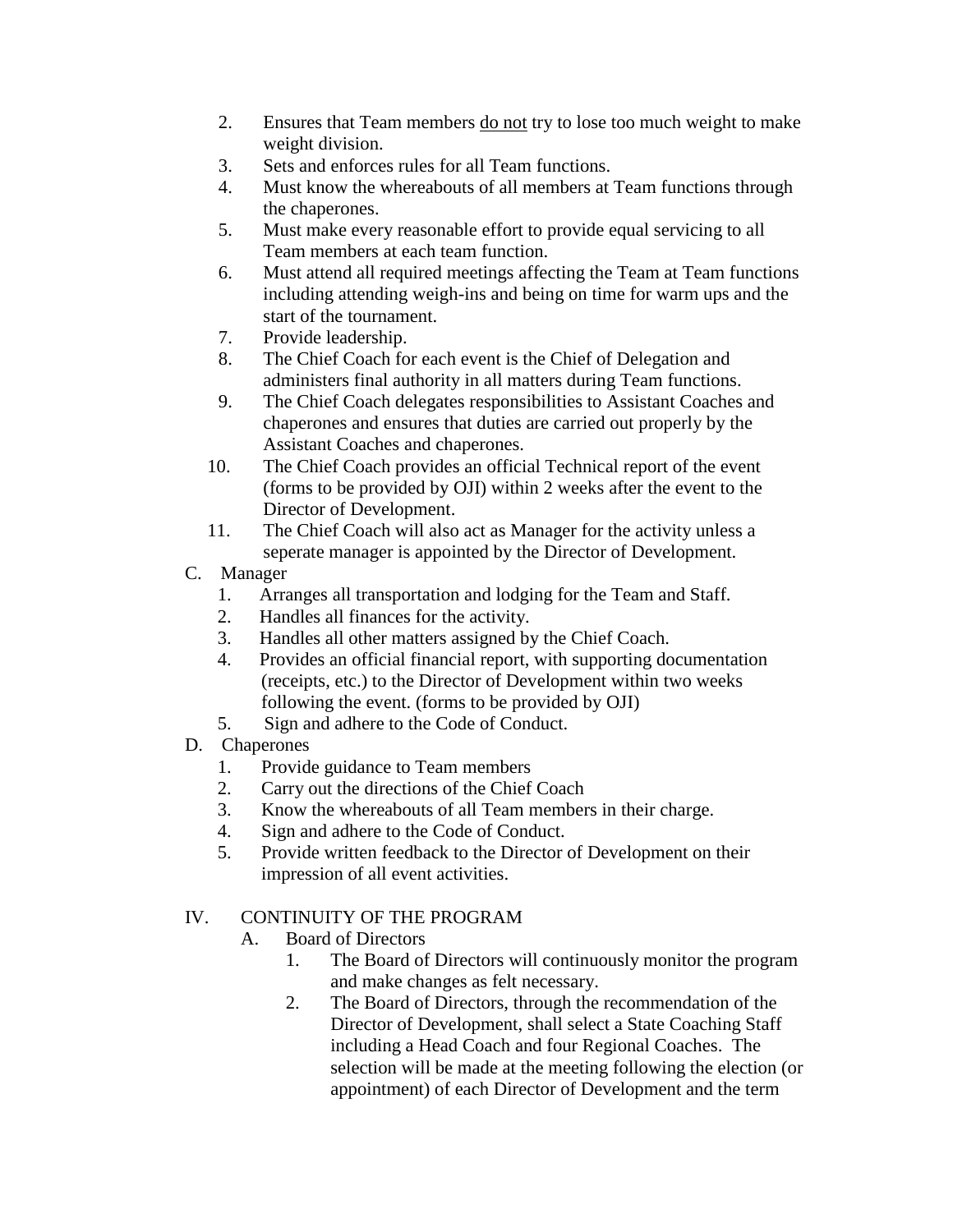2. Ensures that Team members <u>do not</u> try to lose too much weight to make weight division.
3. Sets and enforces rules for all Team functions.
4. Must know the whereabouts of all members at Team functions through the chaperones.
5. Must make every reasonable effort to provide equal servicing to all Team members at each team function.
6. Must attend all required meetings affecting the Team at Team functions including attending weigh-ins and being on time for warm ups and the start of the tournament.
7. Provide leadership.
8. The Chief Coach for each event is the Chief of Delegation and administers final authority in all matters during Team functions.
9. The Chief Coach delegates responsibilities to Assistant Coaches and chaperones and ensures that duties are carried out properly by the Assistant Coaches and chaperones.
10. The Chief Coach provides an official Technical report of the event (forms to be provided by OJI) within 2 weeks after the event to the Director of Development.
11. The Chief Coach will also act as Manager for the activity unless a seperate manager is appointed by the Director of Development.

C. Manager
1. Arranges all transportation and lodging for the Team and Staff.
2. Handles all finances for the activity.
3. Handles all other matters assigned by the Chief Coach.
4. Provides an official financial report, with supporting documentation (receipts, etc.) to the Director of Development within two weeks following the event. (forms to be provided by OJI)
5. Sign and adhere to the Code of Conduct.

D. Chaperones
1. Provide guidance to Team members
2. Carry out the directions of the Chief Coach
3. Know the whereabouts of all Team members in their charge.
4. Sign and adhere to the Code of Conduct.
5. Provide written feedback to the Director of Development on their impression of all event activities.

IV. CONTINUITY OF THE PROGRAM

A. Board of Directors
1. The Board of Directors will continuously monitor the program and make changes as felt necessary.
2. The Board of Directors, through the recommendation of the Director of Development, shall select a State Coaching Staff including a Head Coach and four Regional Coaches. The selection will be made at the meeting following the election (or appointment) of each Director of Development and the term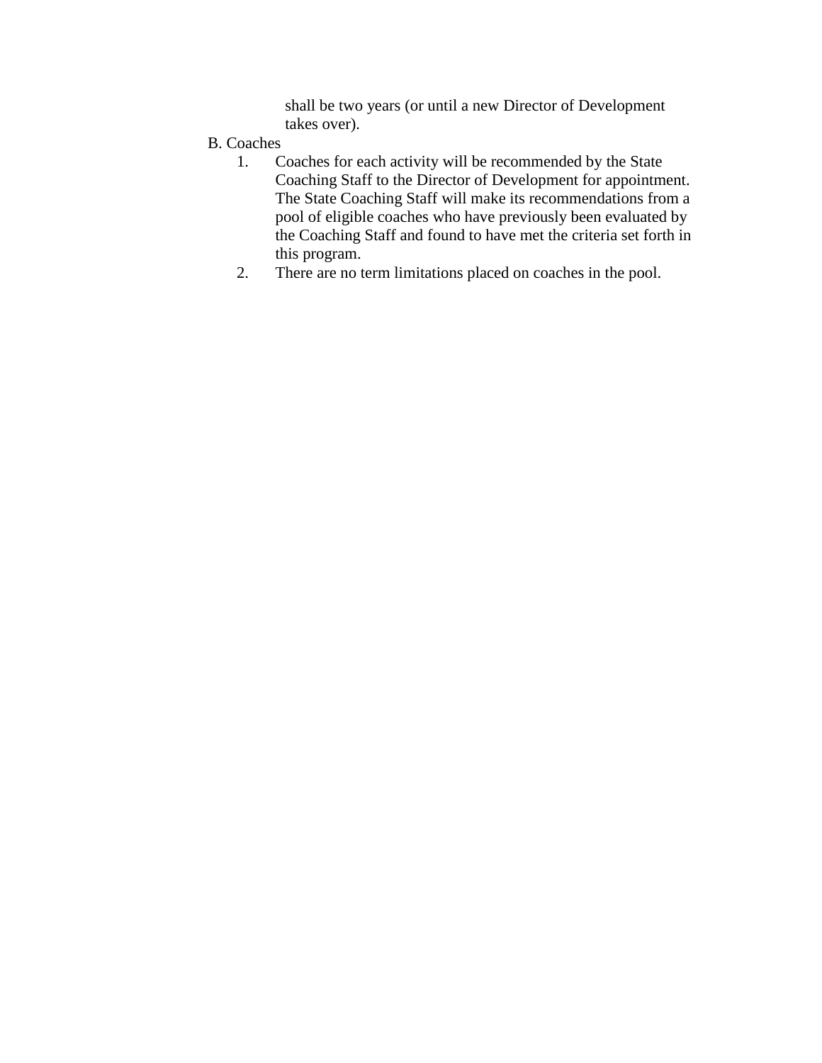shall be two years (or until a new Director of Development takes over).

B. Coaches

1. Coaches for each activity will be recommended by the State Coaching Staff to the Director of Development for appointment. The State Coaching Staff will make its recommendations from a pool of eligible coaches who have previously been evaluated by the Coaching Staff and found to have met the criteria set forth in this program.
2. There are no term limitations placed on coaches in the pool.